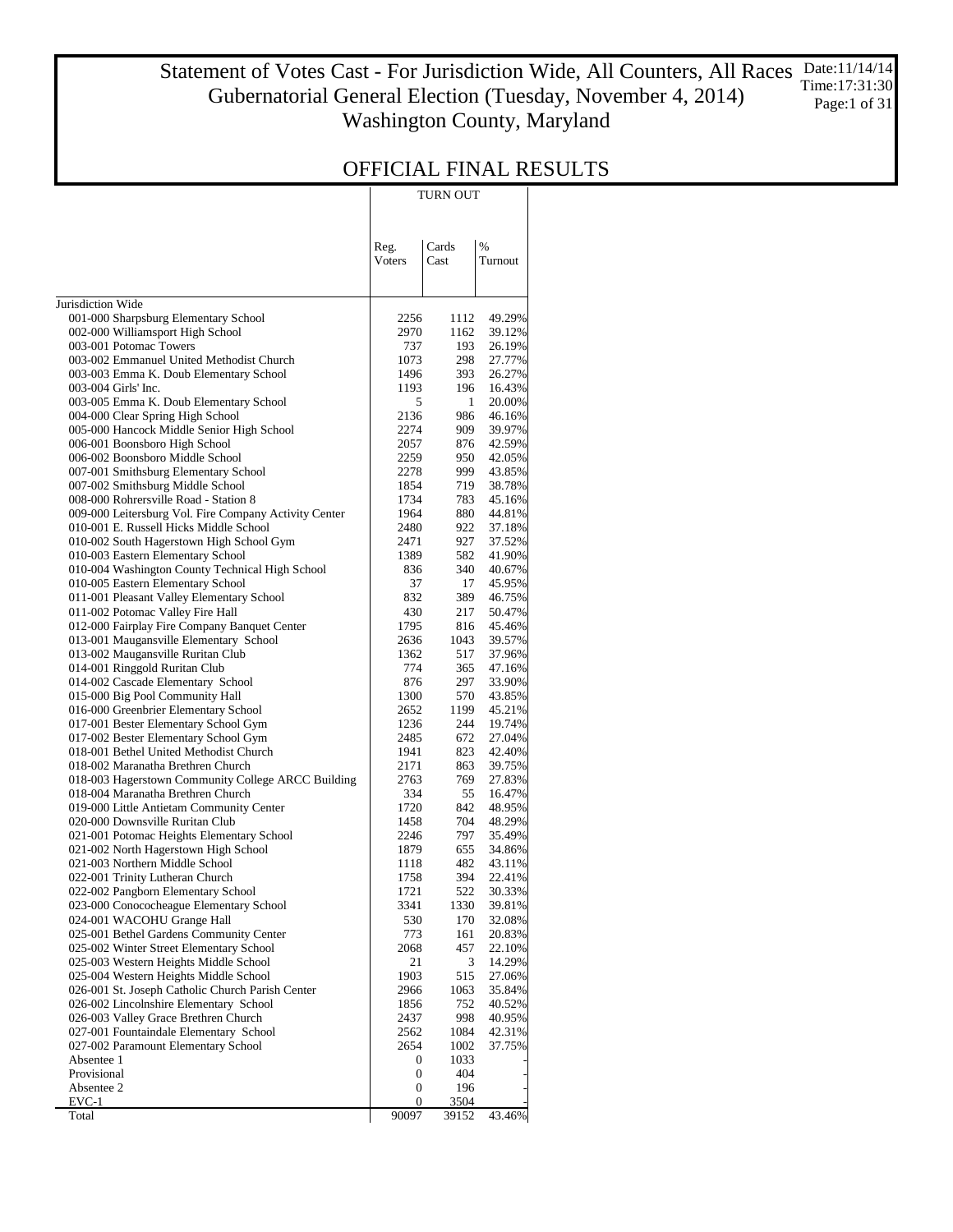# Statement of Votes Cast - For Jurisdiction Wide, All Counters, All Races
## Gubernatorial General Election (Tuesday, November 4, 2014)
## Washington County, Maryland

Date:11/14/14
Time:17:31:30

## OFFICIAL FINAL RESULTS

| | TURN OUT | | |
|---|---|---|---|
| | Reg. Voters | Cards Cast | % Turnout |
| Jurisdiction Wide | | | |
| 001-000 Sharpsburg Elementary School | 2256 | 1112 | 49.29% |
| 002-000 Williamsport High School | 2970 | 1162 | 39.12% |
| 003-001 Potomac Towers | 737 | 193 | 26.19% |
| 003-002 Emmanuel United Methodist Church | 1073 | 298 | 27.77% |
| 003-003 Emma K. Doub Elementary School | 1496 | 393 | 26.27% |
| 003-004 Girls' Inc. | 1193 | 196 | 16.43% |
| 003-005 Emma K. Doub Elementary School | 5 | 1 | 20.00% |
| 004-000 Clear Spring High School | 2136 | 986 | 46.16% |
| 005-000 Hancock Middle Senior High School | 2274 | 909 | 39.97% |
| 006-001 Boonsboro High School | 2057 | 876 | 42.59% |
| 006-002 Boonsboro Middle School | 2259 | 950 | 42.05% |
| 007-001 Smithsburg Elementary School | 2278 | 999 | 43.85% |
| 007-002 Smithsburg Middle School | 1854 | 719 | 38.78% |
| 008-000 Rohrersville Road - Station 8 | 1734 | 783 | 45.16% |
| 009-000 Leitersburg Vol. Fire Company Activity Center | 1964 | 880 | 44.81% |
| 010-001 E. Russell Hicks Middle School | 2480 | 922 | 37.18% |
| 010-002 South Hagerstown High School Gym | 2471 | 927 | 37.52% |
| 010-003 Eastern Elementary School | 1389 | 582 | 41.90% |
| 010-004 Washington County Technical High School | 836 | 340 | 40.67% |
| 010-005 Eastern Elementary School | 37 | 17 | 45.95% |
| 011-001 Pleasant Valley Elementary School | 832 | 389 | 46.75% |
| 011-002 Potomac Valley Fire Hall | 430 | 217 | 50.47% |
| 012-000 Fairplay Fire Company Banquet Center | 1795 | 816 | 45.46% |
| 013-001 Maugansville Elementary School | 2636 | 1043 | 39.57% |
| 013-002 Maugansville Ruritan Club | 1362 | 517 | 37.96% |
| 014-001 Ringgold Ruritan Club | 774 | 365 | 47.16% |
| 014-002 Cascade Elementary School | 876 | 297 | 33.90% |
| 015-000 Big Pool Community Hall | 1300 | 570 | 43.85% |
| 016-000 Greenbrier Elementary School | 2652 | 1199 | 45.21% |
| 017-001 Bester Elementary School Gym | 1236 | 244 | 19.74% |
| 017-002 Bester Elementary School Gym | 2485 | 672 | 27.04% |
| 018-001 Bethel United Methodist Church | 1941 | 823 | 42.40% |
| 018-002 Maranatha Brethren Church | 2171 | 863 | 39.75% |
| 018-003 Hagerstown Community College ARCC Building | 2763 | 769 | 27.83% |
| 018-004 Maranatha Brethren Church | 334 | 55 | 16.47% |
| 019-000 Little Antietam Community Center | 1720 | 842 | 48.95% |
| 020-000 Downsville Ruritan Club | 1458 | 704 | 48.29% |
| 021-001 Potomac Heights Elementary School | 2246 | 797 | 35.49% |
| 021-002 North Hagerstown High School | 1879 | 655 | 34.86% |
| 021-003 Northern Middle School | 1118 | 482 | 43.11% |
| 022-001 Trinity Lutheran Church | 1758 | 394 | 22.41% |
| 022-002 Pangborn Elementary School | 1721 | 522 | 30.33% |
| 023-000 Conococheague Elementary School | 3341 | 1330 | 39.81% |
| 024-001 WACOHU Grange Hall | 530 | 170 | 32.08% |
| 025-001 Bethel Gardens Community Center | 773 | 161 | 20.83% |
| 025-002 Winter Street Elementary School | 2068 | 457 | 22.10% |
| 025-003 Western Heights Middle School | 21 | 3 | 14.29% |
| 025-004 Western Heights Middle School | 1903 | 515 | 27.06% |
| 026-001 St. Joseph Catholic Church Parish Center | 2966 | 1063 | 35.84% |
| 026-002 Lincolnshire Elementary School | 1856 | 752 | 40.52% |
| 026-003 Valley Grace Brethren Church | 2437 | 998 | 40.95% |
| 027-001 Fountaindale Elementary School | 2562 | 1084 | 42.31% |
| 027-002 Paramount Elementary School | 2654 | 1002 | 37.75% |
| Absentee 1 | 0 | 1033 | - |
| Provisional | 0 | 404 | - |
| Absentee 2 | 0 | 196 | - |
| EVC-1 | 0 | 3504 | - |
| Total | 90097 | 39152 | 43.46% |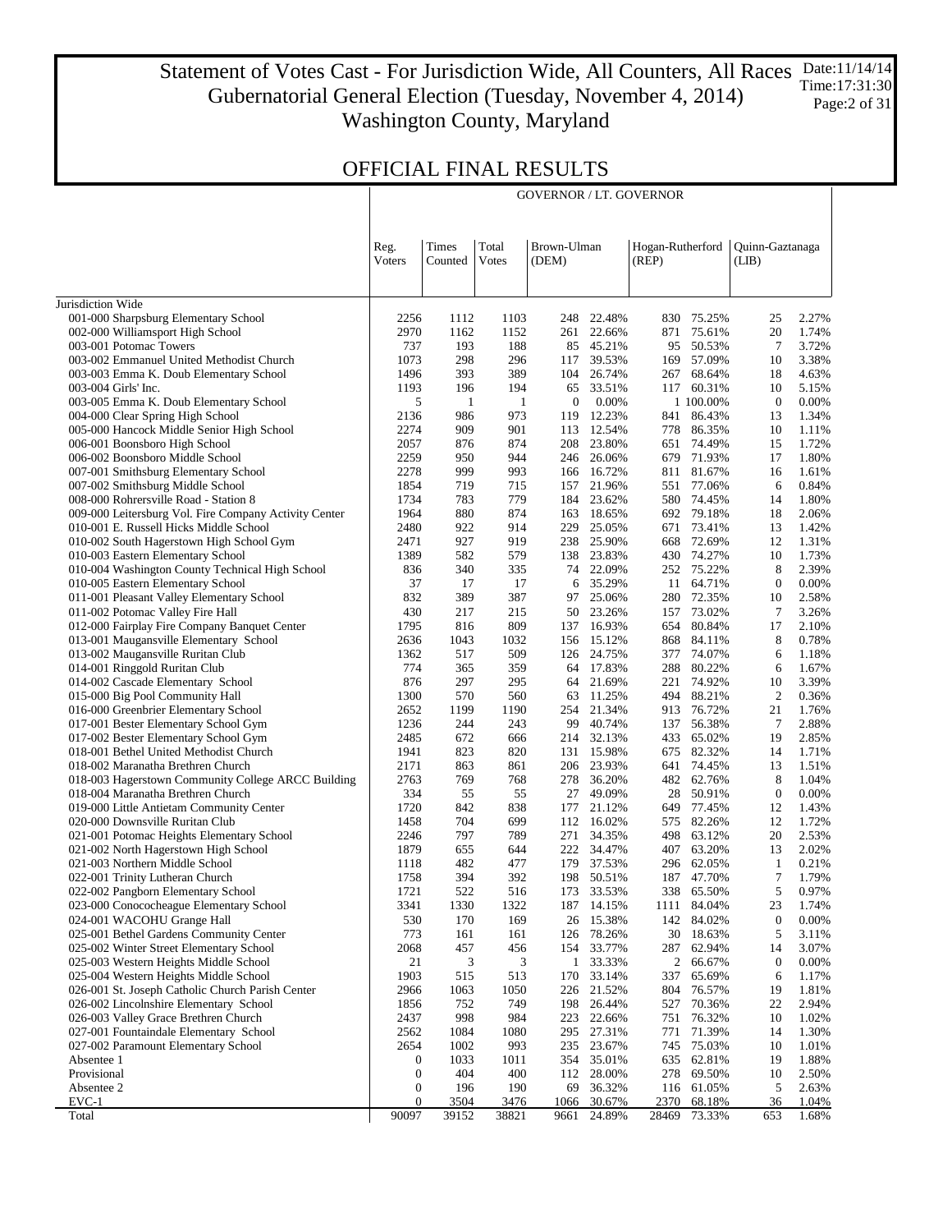# Statement of Votes Cast - For Jurisdiction Wide, All Counters, All Races
## Gubernatorial General Election (Tuesday, November 4, 2014)
## Washington County, Maryland

Date:11/14/14
Time:17:31:30

## OFFICIAL FINAL RESULTS

| | | | | GOVERNOR / LT. GOVERNOR | | | | | |
|---|---|---|---|---|---|---|---|---|---|
| | Reg. Voters | Times Counted | Total Votes | Brown-Ulman (DEM) | | Hogan-Rutherford (REP) | | Quinn-Gaztanaga (LIB) | |
| Jurisdiction Wide | | | | | | | | | |
| 001-000 Sharpsburg Elementary School | 2256 | 1112 | 1103 | 248 | 22.48% | 830 | 75.25% | 25 | 2.27% |
| 002-000 Williamsport High School | 2970 | 1162 | 1152 | 261 | 22.66% | 871 | 75.61% | 20 | 1.74% |
| 003-001 Potomac Towers | 737 | 193 | 188 | 85 | 45.21% | 95 | 50.53% | 7 | 3.72% |
| 003-002 Emmanuel United Methodist Church | 1073 | 298 | 296 | 117 | 39.53% | 169 | 57.09% | 10 | 3.38% |
| 003-003 Emma K. Doub Elementary School | 1496 | 393 | 389 | 104 | 26.74% | 267 | 68.64% | 18 | 4.63% |
| 003-004 Girls' Inc. | 1193 | 196 | 194 | 65 | 33.51% | 117 | 60.31% | 10 | 5.15% |
| 003-005 Emma K. Doub Elementary School | 5 | 1 | 1 | 0 | 0.00% | 1 | 100.00% | 0 | 0.00% |
| 004-000 Clear Spring High School | 2136 | 986 | 973 | 119 | 12.23% | 841 | 86.43% | 13 | 1.34% |
| 005-000 Hancock Middle Senior High School | 2274 | 909 | 901 | 113 | 12.54% | 778 | 86.35% | 10 | 1.11% |
| 006-001 Boonsboro High School | 2057 | 876 | 874 | 208 | 23.80% | 651 | 74.49% | 15 | 1.72% |
| 006-002 Boonsboro Middle School | 2259 | 950 | 944 | 246 | 26.06% | 679 | 71.93% | 17 | 1.80% |
| 007-001 Smithsburg Elementary School | 2278 | 999 | 993 | 166 | 16.72% | 811 | 81.67% | 16 | 1.61% |
| 007-002 Smithsburg Middle School | 1854 | 719 | 715 | 157 | 21.96% | 551 | 77.06% | 6 | 0.84% |
| 008-000 Rohrersville Road - Station 8 | 1734 | 783 | 779 | 184 | 23.62% | 580 | 74.45% | 14 | 1.80% |
| 009-000 Leitersburg Vol. Fire Company Activity Center | 1964 | 880 | 874 | 163 | 18.65% | 692 | 79.18% | 18 | 2.06% |
| 010-001 E. Russell Hicks Middle School | 2480 | 922 | 914 | 229 | 25.05% | 671 | 73.41% | 13 | 1.42% |
| 010-002 South Hagerstown High School Gym | 2471 | 927 | 919 | 238 | 25.90% | 668 | 72.69% | 12 | 1.31% |
| 010-003 Eastern Elementary School | 1389 | 582 | 579 | 138 | 23.83% | 430 | 74.27% | 10 | 1.73% |
| 010-004 Washington County Technical High School | 836 | 340 | 335 | 74 | 22.09% | 252 | 75.22% | 8 | 2.39% |
| 010-005 Eastern Elementary School | 37 | 17 | 17 | 6 | 35.29% | 11 | 64.71% | 0 | 0.00% |
| 011-001 Pleasant Valley Elementary School | 832 | 389 | 387 | 97 | 25.06% | 280 | 72.35% | 10 | 2.58% |
| 011-002 Potomac Valley Fire Hall | 430 | 217 | 215 | 50 | 23.26% | 157 | 73.02% | 7 | 3.26% |
| 012-000 Fairplay Fire Company Banquet Center | 1795 | 816 | 809 | 137 | 16.93% | 654 | 80.84% | 17 | 2.10% |
| 013-001 Maugansville Elementary School | 2636 | 1043 | 1032 | 156 | 15.12% | 868 | 84.11% | 8 | 0.78% |
| 013-002 Maugansville Ruritan Club | 1362 | 517 | 509 | 126 | 24.75% | 377 | 74.07% | 6 | 1.18% |
| 014-001 Ringgold Ruritan Club | 774 | 365 | 359 | 64 | 17.83% | 288 | 80.22% | 6 | 1.67% |
| 014-002 Cascade Elementary School | 876 | 297 | 295 | 64 | 21.69% | 221 | 74.92% | 10 | 3.39% |
| 015-000 Big Pool Community Hall | 1300 | 570 | 560 | 63 | 11.25% | 494 | 88.21% | 2 | 0.36% |
| 016-000 Greenbrier Elementary School | 2652 | 1199 | 1190 | 254 | 21.34% | 913 | 76.72% | 21 | 1.76% |
| 017-001 Bester Elementary School Gym | 1236 | 244 | 243 | 99 | 40.74% | 137 | 56.38% | 7 | 2.88% |
| 017-002 Bester Elementary School Gym | 2485 | 672 | 666 | 214 | 32.13% | 433 | 65.02% | 19 | 2.85% |
| 018-001 Bethel United Methodist Church | 1941 | 823 | 820 | 131 | 15.98% | 675 | 82.32% | 14 | 1.71% |
| 018-002 Maranatha Brethren Church | 2171 | 863 | 861 | 206 | 23.93% | 641 | 74.45% | 13 | 1.51% |
| 018-003 Hagerstown Community College ARCC Building | 2763 | 769 | 768 | 278 | 36.20% | 482 | 62.76% | 8 | 1.04% |
| 018-004 Maranatha Brethren Church | 334 | 55 | 55 | 27 | 49.09% | 28 | 50.91% | 0 | 0.00% |
| 019-000 Little Antietam Community Center | 1720 | 842 | 838 | 177 | 21.12% | 649 | 77.45% | 12 | 1.43% |
| 020-000 Downsville Ruritan Club | 1458 | 704 | 699 | 112 | 16.02% | 575 | 82.26% | 12 | 1.72% |
| 021-001 Potomac Heights Elementary School | 2246 | 797 | 789 | 271 | 34.35% | 498 | 63.12% | 20 | 2.53% |
| 021-002 North Hagerstown High School | 1879 | 655 | 644 | 222 | 34.47% | 407 | 63.20% | 13 | 2.02% |
| 021-003 Northern Middle School | 1118 | 482 | 477 | 179 | 37.53% | 296 | 62.05% | 1 | 0.21% |
| 022-001 Trinity Lutheran Church | 1758 | 394 | 392 | 198 | 50.51% | 187 | 47.70% | 7 | 1.79% |
| 022-002 Pangborn Elementary School | 1721 | 522 | 516 | 173 | 33.53% | 338 | 65.50% | 5 | 0.97% |
| 023-000 Conococheague Elementary School | 3341 | 1330 | 1322 | 187 | 14.15% | 1111 | 84.04% | 23 | 1.74% |
| 024-001 WACOHU Grange Hall | 530 | 170 | 169 | 26 | 15.38% | 142 | 84.02% | 0 | 0.00% |
| 025-001 Bethel Gardens Community Center | 773 | 161 | 161 | 126 | 78.26% | 30 | 18.63% | 5 | 3.11% |
| 025-002 Winter Street Elementary School | 2068 | 457 | 456 | 154 | 33.77% | 287 | 62.94% | 14 | 3.07% |
| 025-003 Western Heights Middle School | 21 | 3 | 3 | 1 | 33.33% | 2 | 66.67% | 0 | 0.00% |
| 025-004 Western Heights Middle School | 1903 | 515 | 513 | 170 | 33.14% | 337 | 65.69% | 6 | 1.17% |
| 026-001 St. Joseph Catholic Church Parish Center | 2966 | 1063 | 1050 | 226 | 21.52% | 804 | 76.57% | 19 | 1.81% |
| 026-002 Lincolnshire Elementary School | 1856 | 752 | 749 | 198 | 26.44% | 527 | 70.36% | 22 | 2.94% |
| 026-003 Valley Grace Brethren Church | 2437 | 998 | 984 | 223 | 22.66% | 751 | 76.32% | 10 | 1.02% |
| 027-001 Fountaindale Elementary School | 2562 | 1084 | 1080 | 295 | 27.31% | 771 | 71.39% | 14 | 1.30% |
| 027-002 Paramount Elementary School | 2654 | 1002 | 993 | 235 | 23.67% | 745 | 75.03% | 10 | 1.01% |
| Absentee 1 | 0 | 1033 | 1011 | 354 | 35.01% | 635 | 62.81% | 19 | 1.88% |
| Provisional | 0 | 404 | 400 | 112 | 28.00% | 278 | 69.50% | 10 | 2.50% |
| Absentee 2 | 0 | 196 | 190 | 69 | 36.32% | 116 | 61.05% | 5 | 2.63% |
| EVC-1 | 0 | 3504 | 3476 | 1066 | 30.67% | 2370 | 68.18% | 36 | 1.04% |
| Total | 90097 | 39152 | 38821 | 9661 | 24.89% | 28469 | 73.33% | 653 | 1.68% |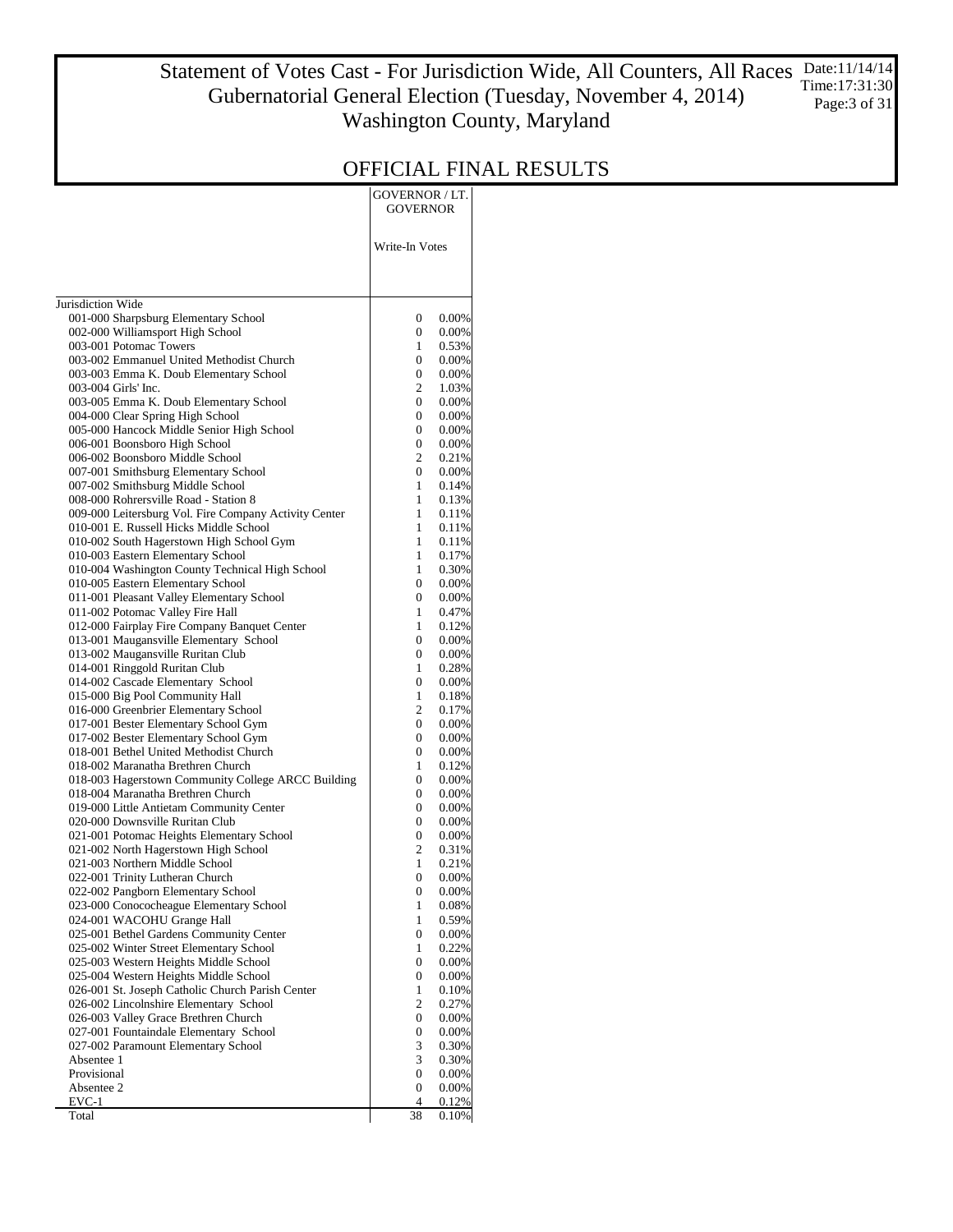# Statement of Votes Cast - For Jurisdiction Wide, All Counters, All Races
## Gubernatorial General Election (Tuesday, November 4, 2014)
## Washington County, Maryland

Date:11/14/14
Time:17:31:30

## OFFICIAL FINAL RESULTS

| | GOVERNOR / LT. GOVERNOR | |
|---|---|---|
| | Write-In Votes | |
| Jurisdiction Wide | | |
| 001-000 Sharpsburg Elementary School | 0 | 0.00% |
| 002-000 Williamsport High School | 0 | 0.00% |
| 003-001 Potomac Towers | 1 | 0.53% |
| 003-002 Emmanuel United Methodist Church | 0 | 0.00% |
| 003-003 Emma K. Doub Elementary School | 0 | 0.00% |
| 003-004 Girls' Inc. | 2 | 1.03% |
| 003-005 Emma K. Doub Elementary School | 0 | 0.00% |
| 004-000 Clear Spring High School | 0 | 0.00% |
| 005-000 Hancock Middle Senior High School | 0 | 0.00% |
| 006-001 Boonsboro High School | 0 | 0.00% |
| 006-002 Boonsboro Middle School | 2 | 0.21% |
| 007-001 Smithsburg Elementary School | 0 | 0.00% |
| 007-002 Smithsburg Middle School | 1 | 0.14% |
| 008-000 Rohrersville Road - Station 8 | 1 | 0.13% |
| 009-000 Leitersburg Vol. Fire Company Activity Center | 1 | 0.11% |
| 010-001 E. Russell Hicks Middle School | 1 | 0.11% |
| 010-002 South Hagerstown High School Gym | 1 | 0.11% |
| 010-003 Eastern Elementary School | 1 | 0.17% |
| 010-004 Washington County Technical High School | 1 | 0.30% |
| 010-005 Eastern Elementary School | 0 | 0.00% |
| 011-001 Pleasant Valley Elementary School | 0 | 0.00% |
| 011-002 Potomac Valley Fire Hall | 1 | 0.47% |
| 012-000 Fairplay Fire Company Banquet Center | 1 | 0.12% |
| 013-001 Maugansville Elementary School | 0 | 0.00% |
| 013-002 Maugansville Ruritan Club | 0 | 0.00% |
| 014-001 Ringgold Ruritan Club | 1 | 0.28% |
| 014-002 Cascade Elementary School | 0 | 0.00% |
| 015-000 Big Pool Community Hall | 1 | 0.18% |
| 016-000 Greenbrier Elementary School | 2 | 0.17% |
| 017-001 Bester Elementary School Gym | 0 | 0.00% |
| 017-002 Bester Elementary School Gym | 0 | 0.00% |
| 018-001 Bethel United Methodist Church | 0 | 0.00% |
| 018-002 Maranatha Brethren Church | 1 | 0.12% |
| 018-003 Hagerstown Community College ARCC Building | 0 | 0.00% |
| 018-004 Maranatha Brethren Church | 0 | 0.00% |
| 019-000 Little Antietam Community Center | 0 | 0.00% |
| 020-000 Downsville Ruritan Club | 0 | 0.00% |
| 021-001 Potomac Heights Elementary School | 0 | 0.00% |
| 021-002 North Hagerstown High School | 2 | 0.31% |
| 021-003 Northern Middle School | 1 | 0.21% |
| 022-001 Trinity Lutheran Church | 0 | 0.00% |
| 022-002 Pangborn Elementary School | 0 | 0.00% |
| 023-000 Conococheague Elementary School | 1 | 0.08% |
| 024-001 WACOHU Grange Hall | 1 | 0.59% |
| 025-001 Bethel Gardens Community Center | 0 | 0.00% |
| 025-002 Winter Street Elementary School | 1 | 0.22% |
| 025-003 Western Heights Middle School | 0 | 0.00% |
| 025-004 Western Heights Middle School | 0 | 0.00% |
| 026-001 St. Joseph Catholic Church Parish Center | 1 | 0.10% |
| 026-002 Lincolnshire Elementary School | 2 | 0.27% |
| 026-003 Valley Grace Brethren Church | 0 | 0.00% |
| 027-001 Fountaindale Elementary School | 0 | 0.00% |
| 027-002 Paramount Elementary School | 3 | 0.30% |
| Absentee 1 | 3 | 0.30% |
| Provisional | 0 | 0.00% |
| Absentee 2 | 0 | 0.00% |
| EVC-1 | 4 | 0.12% |
| Total | 38 | 0.10% |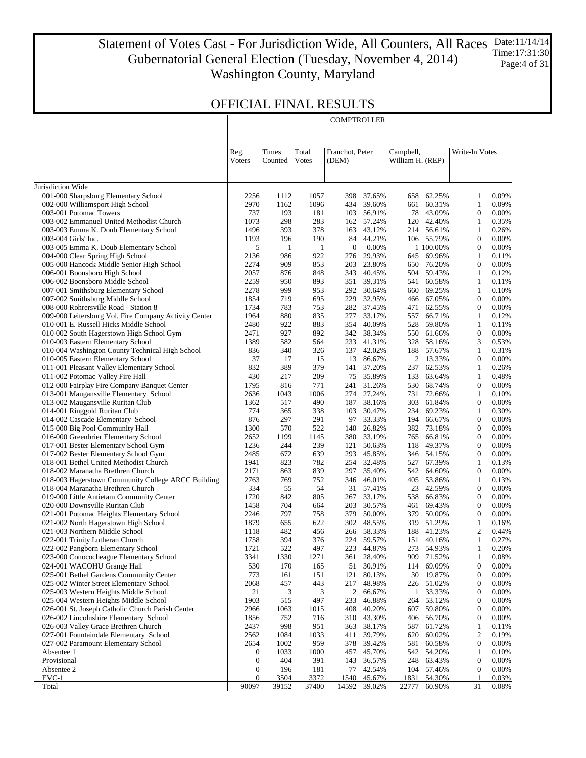# Statement of Votes Cast - For Jurisdiction Wide, All Counters, All Races
## Gubernatorial General Election (Tuesday, November 4, 2014)
## Washington County, Maryland

Date:11/14/14
Time:17:31:30

## OFFICIAL FINAL RESULTS

| | | | | COMPTROLLER | | | | | |
|---|---|---|---|---|---|---|---|---|---|
| | Reg. Voters | Times Counted | Total Votes | Franchot, Peter (DEM) | | Campbell, William H. (REP) | | Write-In Votes | |
| Jurisdiction Wide | | | | | | | | | |
| 001-000 Sharpsburg Elementary School | 2256 | 1112 | 1057 | 398 | 37.65% | 658 | 62.25% | 1 | 0.09% |
| 002-000 Williamsport High School | 2970 | 1162 | 1096 | 434 | 39.60% | 661 | 60.31% | 1 | 0.09% |
| 003-001 Potomac Towers | 737 | 193 | 181 | 103 | 56.91% | 78 | 43.09% | 0 | 0.00% |
| 003-002 Emmanuel United Methodist Church | 1073 | 298 | 283 | 162 | 57.24% | 120 | 42.40% | 1 | 0.35% |
| 003-003 Emma K. Doub Elementary School | 1496 | 393 | 378 | 163 | 43.12% | 214 | 56.61% | 1 | 0.26% |
| 003-004 Girls' Inc. | 1193 | 196 | 190 | 84 | 44.21% | 106 | 55.79% | 0 | 0.00% |
| 003-005 Emma K. Doub Elementary School | 5 | 1 | 1 | 0 | 0.00% | 1 | 100.00% | 0 | 0.00% |
| 004-000 Clear Spring High School | 2136 | 986 | 922 | 276 | 29.93% | 645 | 69.96% | 1 | 0.11% |
| 005-000 Hancock Middle Senior High School | 2274 | 909 | 853 | 203 | 23.80% | 650 | 76.20% | 0 | 0.00% |
| 006-001 Boonsboro High School | 2057 | 876 | 848 | 343 | 40.45% | 504 | 59.43% | 1 | 0.12% |
| 006-002 Boonsboro Middle School | 2259 | 950 | 893 | 351 | 39.31% | 541 | 60.58% | 1 | 0.11% |
| 007-001 Smithsburg Elementary School | 2278 | 999 | 953 | 292 | 30.64% | 660 | 69.25% | 1 | 0.10% |
| 007-002 Smithsburg Middle School | 1854 | 719 | 695 | 229 | 32.95% | 466 | 67.05% | 0 | 0.00% |
| 008-000 Rohrersville Road - Station 8 | 1734 | 783 | 753 | 282 | 37.45% | 471 | 62.55% | 0 | 0.00% |
| 009-000 Leitersburg Vol. Fire Company Activity Center | 1964 | 880 | 835 | 277 | 33.17% | 557 | 66.71% | 1 | 0.12% |
| 010-001 E. Russell Hicks Middle School | 2480 | 922 | 883 | 354 | 40.09% | 528 | 59.80% | 1 | 0.11% |
| 010-002 South Hagerstown High School Gym | 2471 | 927 | 892 | 342 | 38.34% | 550 | 61.66% | 0 | 0.00% |
| 010-003 Eastern Elementary School | 1389 | 582 | 564 | 233 | 41.31% | 328 | 58.16% | 3 | 0.53% |
| 010-004 Washington County Technical High School | 836 | 340 | 326 | 137 | 42.02% | 188 | 57.67% | 1 | 0.31% |
| 010-005 Eastern Elementary School | 37 | 17 | 15 | 13 | 86.67% | 2 | 13.33% | 0 | 0.00% |
| 011-001 Pleasant Valley Elementary School | 832 | 389 | 379 | 141 | 37.20% | 237 | 62.53% | 1 | 0.26% |
| 011-002 Potomac Valley Fire Hall | 430 | 217 | 209 | 75 | 35.89% | 133 | 63.64% | 1 | 0.48% |
| 012-000 Fairplay Fire Company Banquet Center | 1795 | 816 | 771 | 241 | 31.26% | 530 | 68.74% | 0 | 0.00% |
| 013-001 Maugansville Elementary School | 2636 | 1043 | 1006 | 274 | 27.24% | 731 | 72.66% | 1 | 0.10% |
| 013-002 Maugansville Ruritan Club | 1362 | 517 | 490 | 187 | 38.16% | 303 | 61.84% | 0 | 0.00% |
| 014-001 Ringgold Ruritan Club | 774 | 365 | 338 | 103 | 30.47% | 234 | 69.23% | 1 | 0.30% |
| 014-002 Cascade Elementary School | 876 | 297 | 291 | 97 | 33.33% | 194 | 66.67% | 0 | 0.00% |
| 015-000 Big Pool Community Hall | 1300 | 570 | 522 | 140 | 26.82% | 382 | 73.18% | 0 | 0.00% |
| 016-000 Greenbrier Elementary School | 2652 | 1199 | 1145 | 380 | 33.19% | 765 | 66.81% | 0 | 0.00% |
| 017-001 Bester Elementary School Gym | 1236 | 244 | 239 | 121 | 50.63% | 118 | 49.37% | 0 | 0.00% |
| 017-002 Bester Elementary School Gym | 2485 | 672 | 639 | 293 | 45.85% | 346 | 54.15% | 0 | 0.00% |
| 018-001 Bethel United Methodist Church | 1941 | 823 | 782 | 254 | 32.48% | 527 | 67.39% | 1 | 0.13% |
| 018-002 Maranatha Brethren Church | 2171 | 863 | 839 | 297 | 35.40% | 542 | 64.60% | 0 | 0.00% |
| 018-003 Hagerstown Community College ARCC Building | 2763 | 769 | 752 | 346 | 46.01% | 405 | 53.86% | 1 | 0.13% |
| 018-004 Maranatha Brethren Church | 334 | 55 | 54 | 31 | 57.41% | 23 | 42.59% | 0 | 0.00% |
| 019-000 Little Antietam Community Center | 1720 | 842 | 805 | 267 | 33.17% | 538 | 66.83% | 0 | 0.00% |
| 020-000 Downsville Ruritan Club | 1458 | 704 | 664 | 203 | 30.57% | 461 | 69.43% | 0 | 0.00% |
| 021-001 Potomac Heights Elementary School | 2246 | 797 | 758 | 379 | 50.00% | 379 | 50.00% | 0 | 0.00% |
| 021-002 North Hagerstown High School | 1879 | 655 | 622 | 302 | 48.55% | 319 | 51.29% | 1 | 0.16% |
| 021-003 Northern Middle School | 1118 | 482 | 456 | 266 | 58.33% | 188 | 41.23% | 2 | 0.44% |
| 022-001 Trinity Lutheran Church | 1758 | 394 | 376 | 224 | 59.57% | 151 | 40.16% | 1 | 0.27% |
| 022-002 Pangborn Elementary School | 1721 | 522 | 497 | 223 | 44.87% | 273 | 54.93% | 1 | 0.20% |
| 023-000 Conococheague Elementary School | 3341 | 1330 | 1271 | 361 | 28.40% | 909 | 71.52% | 1 | 0.08% |
| 024-001 WACOHU Grange Hall | 530 | 170 | 165 | 51 | 30.91% | 114 | 69.09% | 0 | 0.00% |
| 025-001 Bethel Gardens Community Center | 773 | 161 | 151 | 121 | 80.13% | 30 | 19.87% | 0 | 0.00% |
| 025-002 Winter Street Elementary School | 2068 | 457 | 443 | 217 | 48.98% | 226 | 51.02% | 0 | 0.00% |
| 025-003 Western Heights Middle School | 21 | 3 | 3 | 2 | 66.67% | 1 | 33.33% | 0 | 0.00% |
| 025-004 Western Heights Middle School | 1903 | 515 | 497 | 233 | 46.88% | 264 | 53.12% | 0 | 0.00% |
| 026-001 St. Joseph Catholic Church Parish Center | 2966 | 1063 | 1015 | 408 | 40.20% | 607 | 59.80% | 0 | 0.00% |
| 026-002 Lincolnshire Elementary School | 1856 | 752 | 716 | 310 | 43.30% | 406 | 56.70% | 0 | 0.00% |
| 026-003 Valley Grace Brethren Church | 2437 | 998 | 951 | 363 | 38.17% | 587 | 61.72% | 1 | 0.11% |
| 027-001 Fountaindale Elementary School | 2562 | 1084 | 1033 | 411 | 39.79% | 620 | 60.02% | 2 | 0.19% |
| 027-002 Paramount Elementary School | 2654 | 1002 | 959 | 378 | 39.42% | 581 | 60.58% | 0 | 0.00% |
| Absentee 1 | 0 | 1033 | 1000 | 457 | 45.70% | 542 | 54.20% | 1 | 0.10% |
| Provisional | 0 | 404 | 391 | 143 | 36.57% | 248 | 63.43% | 0 | 0.00% |
| Absentee 2 | 0 | 196 | 181 | 77 | 42.54% | 104 | 57.46% | 0 | 0.00% |
| EVC-1 | 0 | 3504 | 3372 | 1540 | 45.67% | 1831 | 54.30% | 1 | 0.03% |
| Total | 90097 | 39152 | 37400 | 14592 | 39.02% | 22777 | 60.90% | 31 | 0.08% |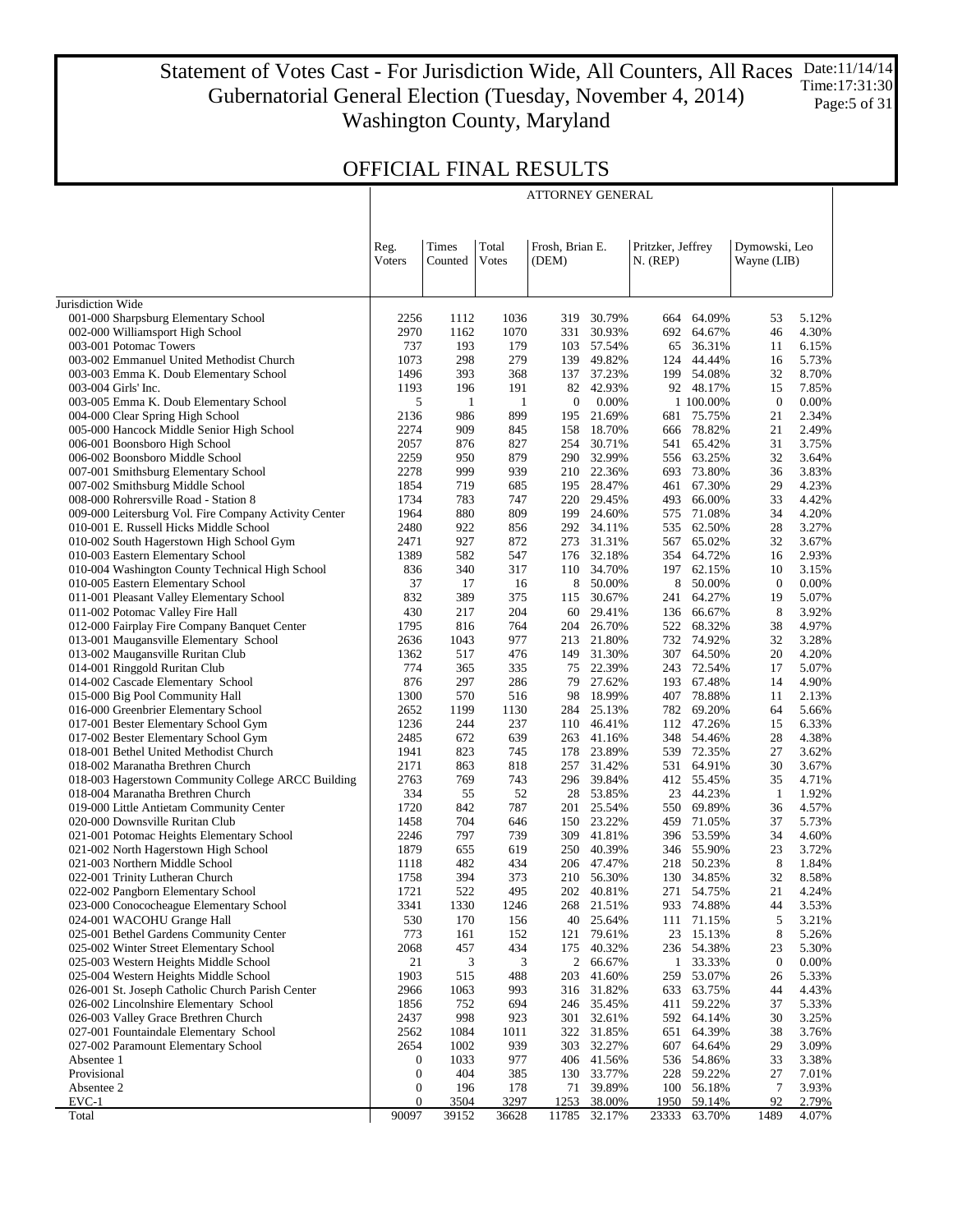# Statement of Votes Cast - For Jurisdiction Wide, All Counters, All Races
## Gubernatorial General Election (Tuesday, November 4, 2014)
## Washington County, Maryland

Date:11/14/14
Time:17:31:30

## OFFICIAL FINAL RESULTS

| | | | | ATTORNEY GENERAL | | | | | |
|---|---|---|---|---|---|---|---|---|---|
| | Reg. Voters | Times Counted | Total Votes | Frosh, Brian E. (DEM) | | Pritzker, Jeffrey N. (REP) | | Dymowski, Leo Wayne (LIB) | |
| Jurisdiction Wide | | | | | | | | | |
| 001-000 Sharpsburg Elementary School | 2256 | 1112 | 1036 | 319 | 30.79% | 664 | 64.09% | 53 | 5.12% |
| 002-000 Williamsport High School | 2970 | 1162 | 1070 | 331 | 30.93% | 692 | 64.67% | 46 | 4.30% |
| 003-001 Potomac Towers | 737 | 193 | 179 | 103 | 57.54% | 65 | 36.31% | 11 | 6.15% |
| 003-002 Emmanuel United Methodist Church | 1073 | 298 | 279 | 139 | 49.82% | 124 | 44.44% | 16 | 5.73% |
| 003-003 Emma K. Doub Elementary School | 1496 | 393 | 368 | 137 | 37.23% | 199 | 54.08% | 32 | 8.70% |
| 003-004 Girls' Inc. | 1193 | 196 | 191 | 82 | 42.93% | 92 | 48.17% | 15 | 7.85% |
| 003-005 Emma K. Doub Elementary School | 5 | 1 | 1 | 0 | 0.00% | 1 | 100.00% | 0 | 0.00% |
| 004-000 Clear Spring High School | 2136 | 986 | 899 | 195 | 21.69% | 681 | 75.75% | 21 | 2.34% |
| 005-000 Hancock Middle Senior High School | 2274 | 909 | 845 | 158 | 18.70% | 666 | 78.82% | 21 | 2.49% |
| 006-001 Boonsboro High School | 2057 | 876 | 827 | 254 | 30.71% | 541 | 65.42% | 31 | 3.75% |
| 006-002 Boonsboro Middle School | 2259 | 950 | 879 | 290 | 32.99% | 556 | 63.25% | 32 | 3.64% |
| 007-001 Smithsburg Elementary School | 2278 | 999 | 939 | 210 | 22.36% | 693 | 73.80% | 36 | 3.83% |
| 007-002 Smithsburg Middle School | 1854 | 719 | 685 | 195 | 28.47% | 461 | 67.30% | 29 | 4.23% |
| 008-000 Rohrersville Road - Station 8 | 1734 | 783 | 747 | 220 | 29.45% | 493 | 66.00% | 33 | 4.42% |
| 009-000 Leitersburg Vol. Fire Company Activity Center | 1964 | 880 | 809 | 199 | 24.60% | 575 | 71.08% | 34 | 4.20% |
| 010-001 E. Russell Hicks Middle School | 2480 | 922 | 856 | 292 | 34.11% | 535 | 62.50% | 28 | 3.27% |
| 010-002 South Hagerstown High School Gym | 2471 | 927 | 872 | 273 | 31.31% | 567 | 65.02% | 32 | 3.67% |
| 010-003 Eastern Elementary School | 1389 | 582 | 547 | 176 | 32.18% | 354 | 64.72% | 16 | 2.93% |
| 010-004 Washington County Technical High School | 836 | 340 | 317 | 110 | 34.70% | 197 | 62.15% | 10 | 3.15% |
| 010-005 Eastern Elementary School | 37 | 17 | 16 | 8 | 50.00% | 8 | 50.00% | 0 | 0.00% |
| 011-001 Pleasant Valley Elementary School | 832 | 389 | 375 | 115 | 30.67% | 241 | 64.27% | 19 | 5.07% |
| 011-002 Potomac Valley Fire Hall | 430 | 217 | 204 | 60 | 29.41% | 136 | 66.67% | 8 | 3.92% |
| 012-000 Fairplay Fire Company Banquet Center | 1795 | 816 | 764 | 204 | 26.70% | 522 | 68.32% | 38 | 4.97% |
| 013-001 Maugansville Elementary School | 2636 | 1043 | 977 | 213 | 21.80% | 732 | 74.92% | 32 | 3.28% |
| 013-002 Maugansville Ruritan Club | 1362 | 517 | 476 | 149 | 31.30% | 307 | 64.50% | 20 | 4.20% |
| 014-001 Ringgold Ruritan Club | 774 | 365 | 335 | 75 | 22.39% | 243 | 72.54% | 17 | 5.07% |
| 014-002 Cascade Elementary School | 876 | 297 | 286 | 79 | 27.62% | 193 | 67.48% | 14 | 4.90% |
| 015-000 Big Pool Community Hall | 1300 | 570 | 516 | 98 | 18.99% | 407 | 78.88% | 11 | 2.13% |
| 016-000 Greenbrier Elementary School | 2652 | 1199 | 1130 | 284 | 25.13% | 782 | 69.20% | 64 | 5.66% |
| 017-001 Bester Elementary School Gym | 1236 | 244 | 237 | 110 | 46.41% | 112 | 47.26% | 15 | 6.33% |
| 017-002 Bester Elementary School Gym | 2485 | 672 | 639 | 263 | 41.16% | 348 | 54.46% | 28 | 4.38% |
| 018-001 Bethel United Methodist Church | 1941 | 823 | 745 | 178 | 23.89% | 539 | 72.35% | 27 | 3.62% |
| 018-002 Maranatha Brethren Church | 2171 | 863 | 818 | 257 | 31.42% | 531 | 64.91% | 30 | 3.67% |
| 018-003 Hagerstown Community College ARCC Building | 2763 | 769 | 743 | 296 | 39.84% | 412 | 55.45% | 35 | 4.71% |
| 018-004 Maranatha Brethren Church | 334 | 55 | 52 | 28 | 53.85% | 23 | 44.23% | 1 | 1.92% |
| 019-000 Little Antietam Community Center | 1720 | 842 | 787 | 201 | 25.54% | 550 | 69.89% | 36 | 4.57% |
| 020-000 Downsville Ruritan Club | 1458 | 704 | 646 | 150 | 23.22% | 459 | 71.05% | 37 | 5.73% |
| 021-001 Potomac Heights Elementary School | 2246 | 797 | 739 | 309 | 41.81% | 396 | 53.59% | 34 | 4.60% |
| 021-002 North Hagerstown High School | 1879 | 655 | 619 | 250 | 40.39% | 346 | 55.90% | 23 | 3.72% |
| 021-003 Northern Middle School | 1118 | 482 | 434 | 206 | 47.47% | 218 | 50.23% | 8 | 1.84% |
| 022-001 Trinity Lutheran Church | 1758 | 394 | 373 | 210 | 56.30% | 130 | 34.85% | 32 | 8.58% |
| 022-002 Pangborn Elementary School | 1721 | 522 | 495 | 202 | 40.81% | 271 | 54.75% | 21 | 4.24% |
| 023-000 Conococheague Elementary School | 3341 | 1330 | 1246 | 268 | 21.51% | 933 | 74.88% | 44 | 3.53% |
| 024-001 WACOHU Grange Hall | 530 | 170 | 156 | 40 | 25.64% | 111 | 71.15% | 5 | 3.21% |
| 025-001 Bethel Gardens Community Center | 773 | 161 | 152 | 121 | 79.61% | 23 | 15.13% | 8 | 5.26% |
| 025-002 Winter Street Elementary School | 2068 | 457 | 434 | 175 | 40.32% | 236 | 54.38% | 23 | 5.30% |
| 025-003 Western Heights Middle School | 21 | 3 | 3 | 2 | 66.67% | 1 | 33.33% | 0 | 0.00% |
| 025-004 Western Heights Middle School | 1903 | 515 | 488 | 203 | 41.60% | 259 | 53.07% | 26 | 5.33% |
| 026-001 St. Joseph Catholic Church Parish Center | 2966 | 1063 | 993 | 316 | 31.82% | 633 | 63.75% | 44 | 4.43% |
| 026-002 Lincolnshire Elementary School | 1856 | 752 | 694 | 246 | 35.45% | 411 | 59.22% | 37 | 5.33% |
| 026-003 Valley Grace Brethren Church | 2437 | 998 | 923 | 301 | 32.61% | 592 | 64.14% | 30 | 3.25% |
| 027-001 Fountaindale Elementary School | 2562 | 1084 | 1011 | 322 | 31.85% | 651 | 64.39% | 38 | 3.76% |
| 027-002 Paramount Elementary School | 2654 | 1002 | 939 | 303 | 32.27% | 607 | 64.64% | 29 | 3.09% |
| Absentee 1 | 0 | 1033 | 977 | 406 | 41.56% | 536 | 54.86% | 33 | 3.38% |
| Provisional | 0 | 404 | 385 | 130 | 33.77% | 228 | 59.22% | 27 | 7.01% |
| Absentee 2 | 0 | 196 | 178 | 71 | 39.89% | 100 | 56.18% | 7 | 3.93% |
| EVC-1 | 0 | 3504 | 3297 | 1253 | 38.00% | 1950 | 59.14% | 92 | 2.79% |
| Total | 90097 | 39152 | 36628 | 11785 | 32.17% | 23333 | 63.70% | 1489 | 4.07% |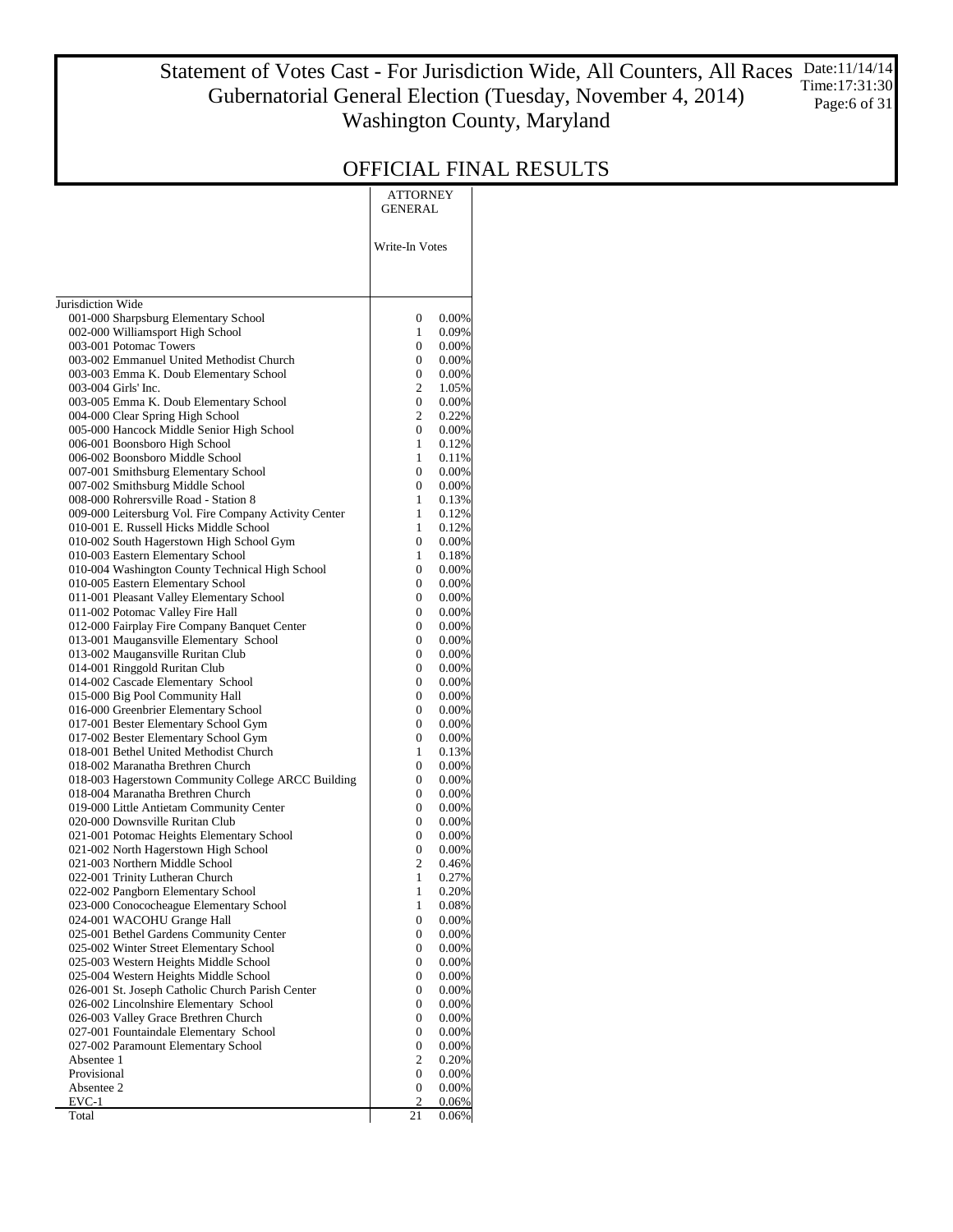# Statement of Votes Cast - For Jurisdiction Wide, All Counters, All Races
## Gubernatorial General Election (Tuesday, November 4, 2014)
## Washington County, Maryland

Date:11/14/14
Time:17:31:30

## OFFICIAL FINAL RESULTS

| | ATTORNEY GENERAL | |
|---|---|---|
| | Write-In Votes | |
| Jurisdiction Wide | | |
| 001-000 Sharpsburg Elementary School | 0 | 0.00% |
| 002-000 Williamsport High School | 1 | 0.09% |
| 003-001 Potomac Towers | 0 | 0.00% |
| 003-002 Emmanuel United Methodist Church | 0 | 0.00% |
| 003-003 Emma K. Doub Elementary School | 0 | 0.00% |
| 003-004 Girls' Inc. | 2 | 1.05% |
| 003-005 Emma K. Doub Elementary School | 0 | 0.00% |
| 004-000 Clear Spring High School | 2 | 0.22% |
| 005-000 Hancock Middle Senior High School | 0 | 0.00% |
| 006-001 Boonsboro High School | 1 | 0.12% |
| 006-002 Boonsboro Middle School | 1 | 0.11% |
| 007-001 Smithsburg Elementary School | 0 | 0.00% |
| 007-002 Smithsburg Middle School | 0 | 0.00% |
| 008-000 Rohrersville Road - Station 8 | 1 | 0.13% |
| 009-000 Leitersburg Vol. Fire Company Activity Center | 1 | 0.12% |
| 010-001 E. Russell Hicks Middle School | 1 | 0.12% |
| 010-002 South Hagerstown High School Gym | 0 | 0.00% |
| 010-003 Eastern Elementary School | 1 | 0.18% |
| 010-004 Washington County Technical High School | 0 | 0.00% |
| 010-005 Eastern Elementary School | 0 | 0.00% |
| 011-001 Pleasant Valley Elementary School | 0 | 0.00% |
| 011-002 Potomac Valley Fire Hall | 0 | 0.00% |
| 012-000 Fairplay Fire Company Banquet Center | 0 | 0.00% |
| 013-001 Maugansville Elementary School | 0 | 0.00% |
| 013-002 Maugansville Ruritan Club | 0 | 0.00% |
| 014-001 Ringgold Ruritan Club | 0 | 0.00% |
| 014-002 Cascade Elementary School | 0 | 0.00% |
| 015-000 Big Pool Community Hall | 0 | 0.00% |
| 016-000 Greenbrier Elementary School | 0 | 0.00% |
| 017-001 Bester Elementary School Gym | 0 | 0.00% |
| 017-002 Bester Elementary School Gym | 0 | 0.00% |
| 018-001 Bethel United Methodist Church | 1 | 0.13% |
| 018-002 Maranatha Brethren Church | 0 | 0.00% |
| 018-003 Hagerstown Community College ARCC Building | 0 | 0.00% |
| 018-004 Maranatha Brethren Church | 0 | 0.00% |
| 019-000 Little Antietam Community Center | 0 | 0.00% |
| 020-000 Downsville Ruritan Club | 0 | 0.00% |
| 021-001 Potomac Heights Elementary School | 0 | 0.00% |
| 021-002 North Hagerstown High School | 0 | 0.00% |
| 021-003 Northern Middle School | 2 | 0.46% |
| 022-001 Trinity Lutheran Church | 1 | 0.27% |
| 022-002 Pangborn Elementary School | 1 | 0.20% |
| 023-000 Conococheague Elementary School | 1 | 0.08% |
| 024-001 WACOHU Grange Hall | 0 | 0.00% |
| 025-001 Bethel Gardens Community Center | 0 | 0.00% |
| 025-002 Winter Street Elementary School | 0 | 0.00% |
| 025-003 Western Heights Middle School | 0 | 0.00% |
| 025-004 Western Heights Middle School | 0 | 0.00% |
| 026-001 St. Joseph Catholic Church Parish Center | 0 | 0.00% |
| 026-002 Lincolnshire Elementary School | 0 | 0.00% |
| 026-003 Valley Grace Brethren Church | 0 | 0.00% |
| 027-001 Fountaindale Elementary School | 0 | 0.00% |
| 027-002 Paramount Elementary School | 0 | 0.00% |
| Absentee 1 | 2 | 0.20% |
| Provisional | 0 | 0.00% |
| Absentee 2 | 0 | 0.00% |
| EVC-1 | 2 | 0.06% |
| Total | 21 | 0.06% |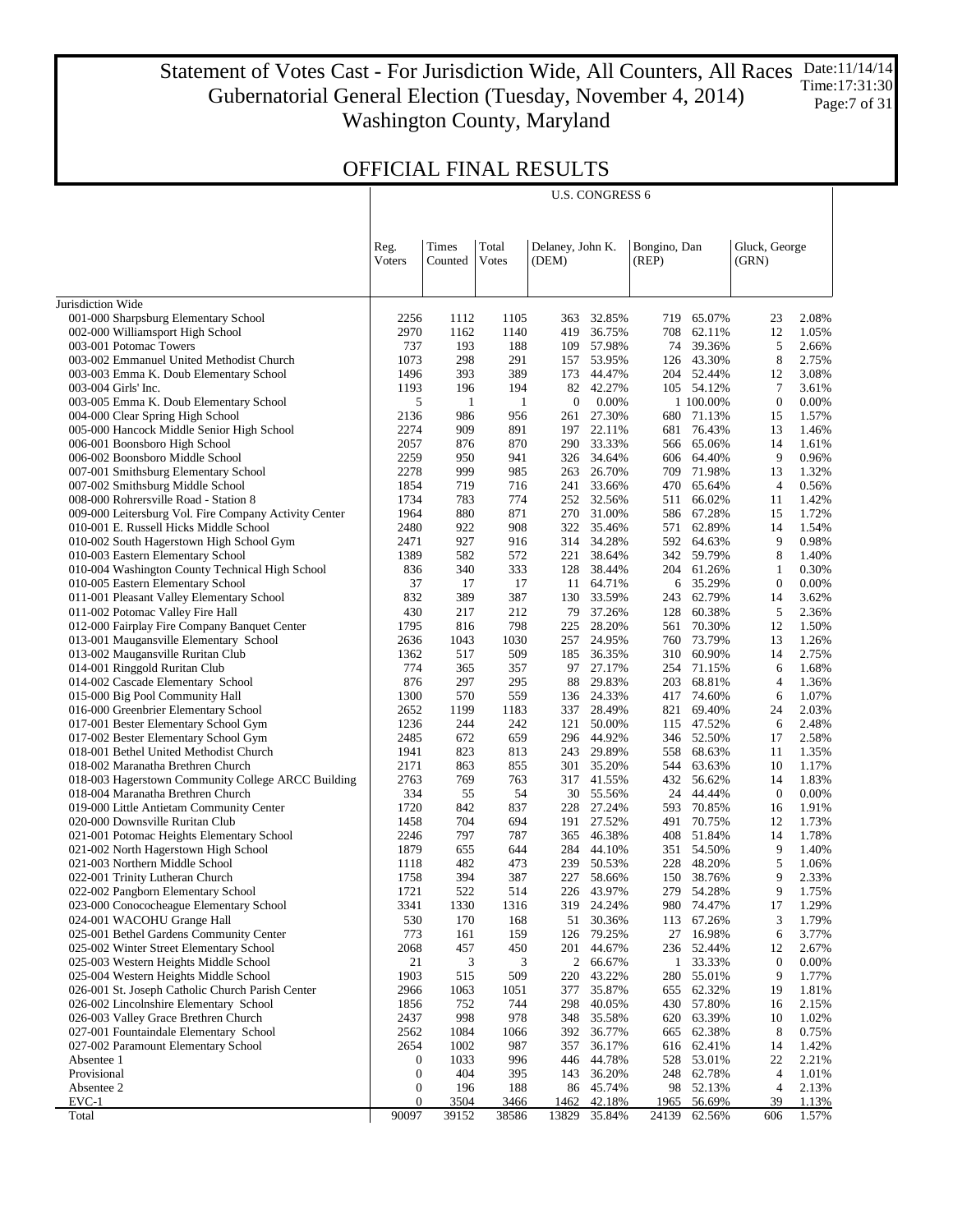# Statement of Votes Cast - For Jurisdiction Wide, All Counters, All Races
## Gubernatorial General Election (Tuesday, November 4, 2014)
## Washington County, Maryland

Date:11/14/14
Time:17:31:30

## OFFICIAL FINAL RESULTS

| | U.S. CONGRESS 6 | | | | | | | | |
|---|---|---|---|---|---|---|---|---|---|
| | Reg. Voters | Times Counted | Total Votes | Delaney, John K. (DEM) | | Bongino, Dan (REP) | | Gluck, George (GRN) | |
| Jurisdiction Wide | | | | | | | | | |
| 001-000 Sharpsburg Elementary School | 2256 | 1112 | 1105 | 363 | 32.85% | 719 | 65.07% | 23 | 2.08% |
| 002-000 Williamsport High School | 2970 | 1162 | 1140 | 419 | 36.75% | 708 | 62.11% | 12 | 1.05% |
| 003-001 Potomac Towers | 737 | 193 | 188 | 109 | 57.98% | 74 | 39.36% | 5 | 2.66% |
| 003-002 Emmanuel United Methodist Church | 1073 | 298 | 291 | 157 | 53.95% | 126 | 43.30% | 8 | 2.75% |
| 003-003 Emma K. Doub Elementary School | 1496 | 393 | 389 | 173 | 44.47% | 204 | 52.44% | 12 | 3.08% |
| 003-004 Girls' Inc. | 1193 | 196 | 194 | 82 | 42.27% | 105 | 54.12% | 7 | 3.61% |
| 003-005 Emma K. Doub Elementary School | 5 | 1 | 1 | 0 | 0.00% | 1 | 100.00% | 0 | 0.00% |
| 004-000 Clear Spring High School | 2136 | 986 | 956 | 261 | 27.30% | 680 | 71.13% | 15 | 1.57% |
| 005-000 Hancock Middle Senior High School | 2274 | 909 | 891 | 197 | 22.11% | 681 | 76.43% | 13 | 1.46% |
| 006-001 Boonsboro High School | 2057 | 876 | 870 | 290 | 33.33% | 566 | 65.06% | 14 | 1.61% |
| 006-002 Boonsboro Middle School | 2259 | 950 | 941 | 326 | 34.64% | 606 | 64.40% | 9 | 0.96% |
| 007-001 Smithsburg Elementary School | 2278 | 999 | 985 | 263 | 26.70% | 709 | 71.98% | 13 | 1.32% |
| 007-002 Smithsburg Middle School | 1854 | 719 | 716 | 241 | 33.66% | 470 | 65.64% | 4 | 0.56% |
| 008-000 Rohrersville Road - Station 8 | 1734 | 783 | 774 | 252 | 32.56% | 511 | 66.02% | 11 | 1.42% |
| 009-000 Leitersburg Vol. Fire Company Activity Center | 1964 | 880 | 871 | 270 | 31.00% | 586 | 67.28% | 15 | 1.72% |
| 010-001 E. Russell Hicks Middle School | 2480 | 922 | 908 | 322 | 35.46% | 571 | 62.89% | 14 | 1.54% |
| 010-002 South Hagerstown High School Gym | 2471 | 927 | 916 | 314 | 34.28% | 592 | 64.63% | 9 | 0.98% |
| 010-003 Eastern Elementary School | 1389 | 582 | 572 | 221 | 38.64% | 342 | 59.79% | 8 | 1.40% |
| 010-004 Washington County Technical High School | 836 | 340 | 333 | 128 | 38.44% | 204 | 61.26% | 1 | 0.30% |
| 010-005 Eastern Elementary School | 37 | 17 | 17 | 11 | 64.71% | 6 | 35.29% | 0 | 0.00% |
| 011-001 Pleasant Valley Elementary School | 832 | 389 | 387 | 130 | 33.59% | 243 | 62.79% | 14 | 3.62% |
| 011-002 Potomac Valley Fire Hall | 430 | 217 | 212 | 79 | 37.26% | 128 | 60.38% | 5 | 2.36% |
| 012-000 Fairplay Fire Company Banquet Center | 1795 | 816 | 798 | 225 | 28.20% | 561 | 70.30% | 12 | 1.50% |
| 013-001 Maugansville Elementary School | 2636 | 1043 | 1030 | 257 | 24.95% | 760 | 73.79% | 13 | 1.26% |
| 013-002 Maugansville Ruritan Club | 1362 | 517 | 509 | 185 | 36.35% | 310 | 60.90% | 14 | 2.75% |
| 014-001 Ringgold Ruritan Club | 774 | 365 | 357 | 97 | 27.17% | 254 | 71.15% | 6 | 1.68% |
| 014-002 Cascade Elementary School | 876 | 297 | 295 | 88 | 29.83% | 203 | 68.81% | 4 | 1.36% |
| 015-000 Big Pool Community Hall | 1300 | 570 | 559 | 136 | 24.33% | 417 | 74.60% | 6 | 1.07% |
| 016-000 Greenbrier Elementary School | 2652 | 1199 | 1183 | 337 | 28.49% | 821 | 69.40% | 24 | 2.03% |
| 017-001 Bester Elementary School Gym | 1236 | 244 | 242 | 121 | 50.00% | 115 | 47.52% | 6 | 2.48% |
| 017-002 Bester Elementary School Gym | 2485 | 672 | 659 | 296 | 44.92% | 346 | 52.50% | 17 | 2.58% |
| 018-001 Bethel United Methodist Church | 1941 | 823 | 813 | 243 | 29.89% | 558 | 68.63% | 11 | 1.35% |
| 018-002 Maranatha Brethren Church | 2171 | 863 | 855 | 301 | 35.20% | 544 | 63.63% | 10 | 1.17% |
| 018-003 Hagerstown Community College ARCC Building | 2763 | 769 | 763 | 317 | 41.55% | 432 | 56.62% | 14 | 1.83% |
| 018-004 Maranatha Brethren Church | 334 | 55 | 54 | 30 | 55.56% | 24 | 44.44% | 0 | 0.00% |
| 019-000 Little Antietam Community Center | 1720 | 842 | 837 | 228 | 27.24% | 593 | 70.85% | 16 | 1.91% |
| 020-000 Downsville Ruritan Club | 1458 | 704 | 694 | 191 | 27.52% | 491 | 70.75% | 12 | 1.73% |
| 021-001 Potomac Heights Elementary School | 2246 | 797 | 787 | 365 | 46.38% | 408 | 51.84% | 14 | 1.78% |
| 021-002 North Hagerstown High School | 1879 | 655 | 644 | 284 | 44.10% | 351 | 54.50% | 9 | 1.40% |
| 021-003 Northern Middle School | 1118 | 482 | 473 | 239 | 50.53% | 228 | 48.20% | 5 | 1.06% |
| 022-001 Trinity Lutheran Church | 1758 | 394 | 387 | 227 | 58.66% | 150 | 38.76% | 9 | 2.33% |
| 022-002 Pangborn Elementary School | 1721 | 522 | 514 | 226 | 43.97% | 279 | 54.28% | 9 | 1.75% |
| 023-000 Conococheague Elementary School | 3341 | 1330 | 1316 | 319 | 24.24% | 980 | 74.47% | 17 | 1.29% |
| 024-001 WACOHU Grange Hall | 530 | 170 | 168 | 51 | 30.36% | 113 | 67.26% | 3 | 1.79% |
| 025-001 Bethel Gardens Community Center | 773 | 161 | 159 | 126 | 79.25% | 27 | 16.98% | 6 | 3.77% |
| 025-002 Winter Street Elementary School | 2068 | 457 | 450 | 201 | 44.67% | 236 | 52.44% | 12 | 2.67% |
| 025-003 Western Heights Middle School | 21 | 3 | 3 | 2 | 66.67% | 1 | 33.33% | 0 | 0.00% |
| 025-004 Western Heights Middle School | 1903 | 515 | 509 | 220 | 43.22% | 280 | 55.01% | 9 | 1.77% |
| 026-001 St. Joseph Catholic Church Parish Center | 2966 | 1063 | 1051 | 377 | 35.87% | 655 | 62.32% | 19 | 1.81% |
| 026-002 Lincolnshire Elementary School | 1856 | 752 | 744 | 298 | 40.05% | 430 | 57.80% | 16 | 2.15% |
| 026-003 Valley Grace Brethren Church | 2437 | 998 | 978 | 348 | 35.58% | 620 | 63.39% | 10 | 1.02% |
| 027-001 Fountaindale Elementary School | 2562 | 1084 | 1066 | 392 | 36.77% | 665 | 62.38% | 8 | 0.75% |
| 027-002 Paramount Elementary School | 2654 | 1002 | 987 | 357 | 36.17% | 616 | 62.41% | 14 | 1.42% |
| Absentee 1 | 0 | 1033 | 996 | 446 | 44.78% | 528 | 53.01% | 22 | 2.21% |
| Provisional | 0 | 404 | 395 | 143 | 36.20% | 248 | 62.78% | 4 | 1.01% |
| Absentee 2 | 0 | 196 | 188 | 86 | 45.74% | 98 | 52.13% | 4 | 2.13% |
| EVC-1 | 0 | 3504 | 3466 | 1462 | 42.18% | 1965 | 56.69% | 39 | 1.13% |
| Total | 90097 | 39152 | 38586 | 13829 | 35.84% | 24139 | 62.56% | 606 | 1.57% |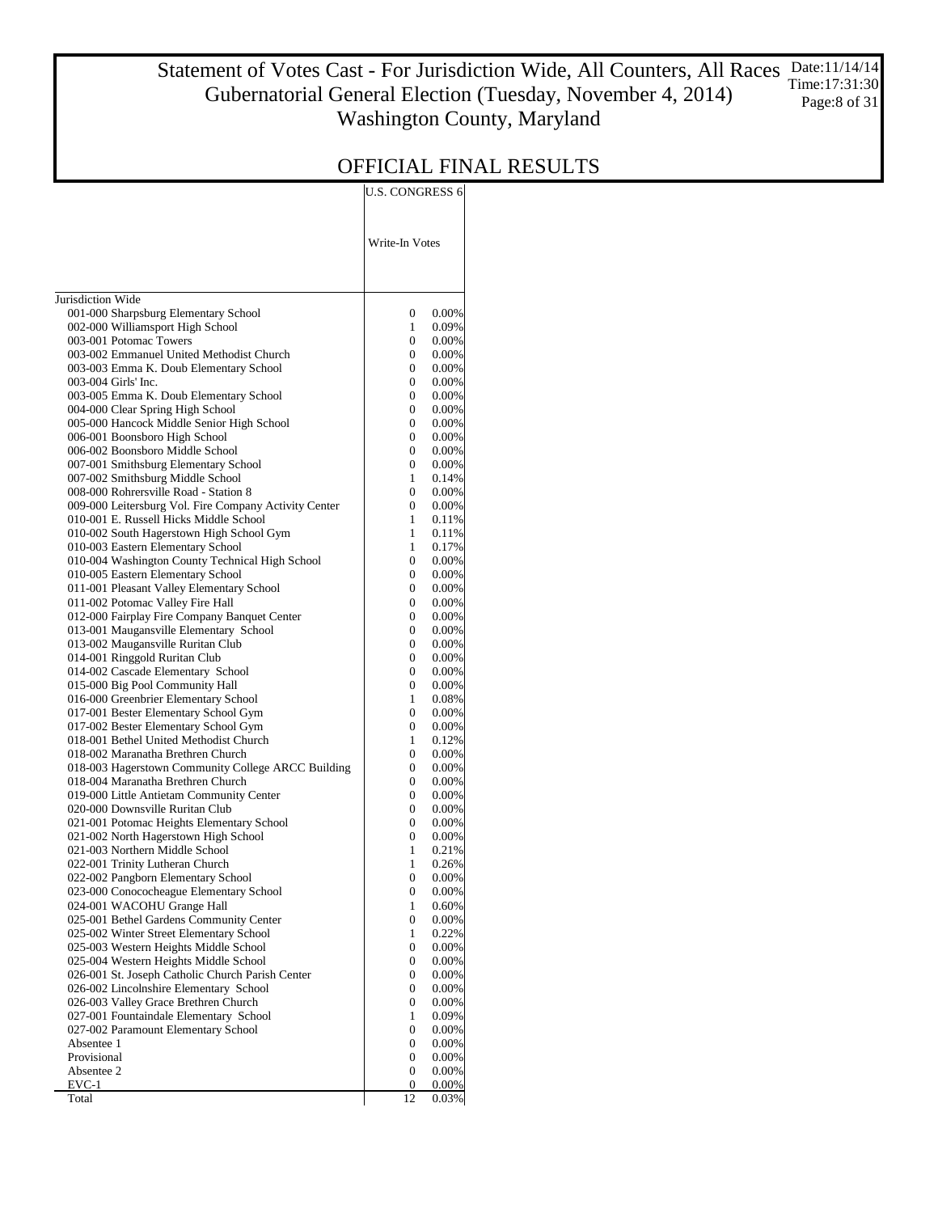# Statement of Votes Cast - For Jurisdiction Wide, All Counters, All Races
## Gubernatorial General Election (Tuesday, November 4, 2014)
## Washington County, Maryland

Date:11/14/14
Time:17:31:30

## OFFICIAL FINAL RESULTS

| | U.S. CONGRESS 6 | |
|---|---|---|
| | Write-In Votes | |
| **Jurisdiction Wide** | | |
| 001-000 Sharpsburg Elementary School | 0 | 0.00% |
| 002-000 Williamsport High School | 1 | 0.09% |
| 003-001 Potomac Towers | 0 | 0.00% |
| 003-002 Emmanuel United Methodist Church | 0 | 0.00% |
| 003-003 Emma K. Doub Elementary School | 0 | 0.00% |
| 003-004 Girls' Inc. | 0 | 0.00% |
| 003-005 Emma K. Doub Elementary School | 0 | 0.00% |
| 004-000 Clear Spring High School | 0 | 0.00% |
| 005-000 Hancock Middle Senior High School | 0 | 0.00% |
| 006-001 Boonsboro High School | 0 | 0.00% |
| 006-002 Boonsboro Middle School | 0 | 0.00% |
| 007-001 Smithsburg Elementary School | 0 | 0.00% |
| 007-002 Smithsburg Middle School | 1 | 0.14% |
| 008-000 Rohrersville Road - Station 8 | 0 | 0.00% |
| 009-000 Leitersburg Vol. Fire Company Activity Center | 0 | 0.00% |
| 010-001 E. Russell Hicks Middle School | 1 | 0.11% |
| 010-002 South Hagerstown High School Gym | 1 | 0.11% |
| 010-003 Eastern Elementary School | 1 | 0.17% |
| 010-004 Washington County Technical High School | 0 | 0.00% |
| 010-005 Eastern Elementary School | 0 | 0.00% |
| 011-001 Pleasant Valley Elementary School | 0 | 0.00% |
| 011-002 Potomac Valley Fire Hall | 0 | 0.00% |
| 012-000 Fairplay Fire Company Banquet Center | 0 | 0.00% |
| 013-001 Maugansville Elementary School | 0 | 0.00% |
| 013-002 Maugansville Ruritan Club | 0 | 0.00% |
| 014-001 Ringgold Ruritan Club | 0 | 0.00% |
| 014-002 Cascade Elementary School | 0 | 0.00% |
| 015-000 Big Pool Community Hall | 0 | 0.00% |
| 016-000 Greenbrier Elementary School | 1 | 0.08% |
| 017-001 Bester Elementary School Gym | 0 | 0.00% |
| 017-002 Bester Elementary School Gym | 0 | 0.00% |
| 018-001 Bethel United Methodist Church | 1 | 0.12% |
| 018-002 Maranatha Brethren Church | 0 | 0.00% |
| 018-003 Hagerstown Community College ARCC Building | 0 | 0.00% |
| 018-004 Maranatha Brethren Church | 0 | 0.00% |
| 019-000 Little Antietam Community Center | 0 | 0.00% |
| 020-000 Downsville Ruritan Club | 0 | 0.00% |
| 021-001 Potomac Heights Elementary School | 0 | 0.00% |
| 021-002 North Hagerstown High School | 0 | 0.00% |
| 021-003 Northern Middle School | 1 | 0.21% |
| 022-001 Trinity Lutheran Church | 1 | 0.26% |
| 022-002 Pangborn Elementary School | 0 | 0.00% |
| 023-000 Conococheague Elementary School | 0 | 0.00% |
| 024-001 WACOHU Grange Hall | 1 | 0.60% |
| 025-001 Bethel Gardens Community Center | 0 | 0.00% |
| 025-002 Winter Street Elementary School | 1 | 0.22% |
| 025-003 Western Heights Middle School | 0 | 0.00% |
| 025-004 Western Heights Middle School | 0 | 0.00% |
| 026-001 St. Joseph Catholic Church Parish Center | 0 | 0.00% |
| 026-002 Lincolnshire Elementary School | 0 | 0.00% |
| 026-003 Valley Grace Brethren Church | 0 | 0.00% |
| 027-001 Fountaindale Elementary School | 1 | 0.09% |
| 027-002 Paramount Elementary School | 0 | 0.00% |
| Absentee 1 | 0 | 0.00% |
| Provisional | 0 | 0.00% |
| Absentee 2 | 0 | 0.00% |
| EVC-1 | 0 | 0.00% |
| Total | 12 | 0.03% |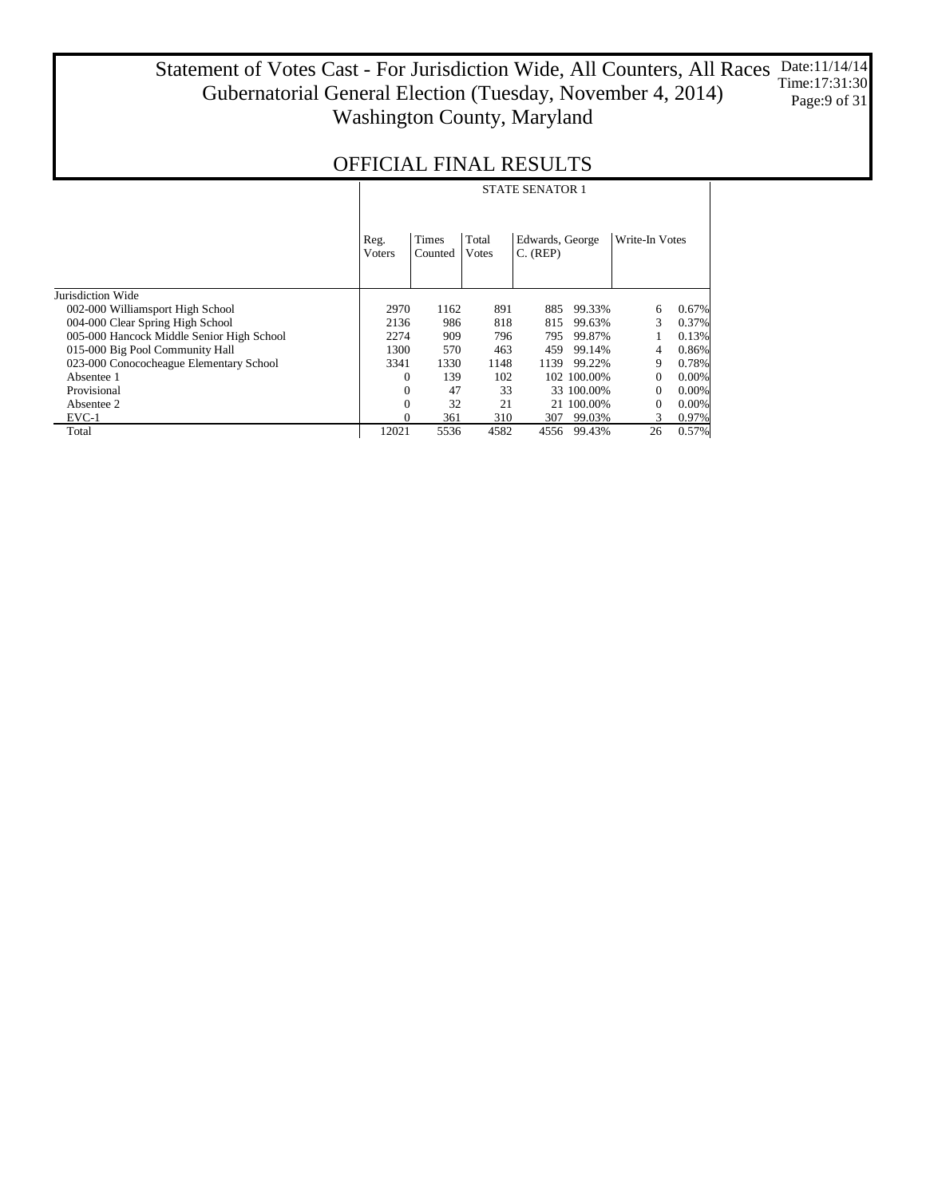# Statement of Votes Cast - For Jurisdiction Wide, All Counters, All Races
## Gubernatorial General Election (Tuesday, November 4, 2014)
## Washington County, Maryland

Date:11/14/14
Time:17:31:30

## OFFICIAL FINAL RESULTS

| | STATE SENATOR 1 | | | | | | |
|---|---|---|---|---|---|---|---|
| | Reg. Voters | Times Counted | Total Votes | Edwards, George C. (REP) | | Write-In Votes | |
| Jurisdiction Wide | | | | | | | |
| 002-000 Williamsport High School | 2970 | 1162 | 891 | 885 | 99.33% | 6 | 0.67% |
| 004-000 Clear Spring High School | 2136 | 986 | 818 | 815 | 99.63% | 3 | 0.37% |
| 005-000 Hancock Middle Senior High School | 2274 | 909 | 796 | 795 | 99.87% | 1 | 0.13% |
| 015-000 Big Pool Community Hall | 1300 | 570 | 463 | 459 | 99.14% | 4 | 0.86% |
| 023-000 Conococheague Elementary School | 3341 | 1330 | 1148 | 1139 | 99.22% | 9 | 0.78% |
| Absentee 1 | 0 | 139 | 102 | 102 | 100.00% | 0 | 0.00% |
| Provisional | 0 | 47 | 33 | 33 | 100.00% | 0 | 0.00% |
| Absentee 2 | 0 | 32 | 21 | 21 | 100.00% | 0 | 0.00% |
| EVC-1 | 0 | 361 | 310 | 307 | 99.03% | 3 | 0.97% |
| Total | 12021 | 5536 | 4582 | 4556 | 99.43% | 26 | 0.57% |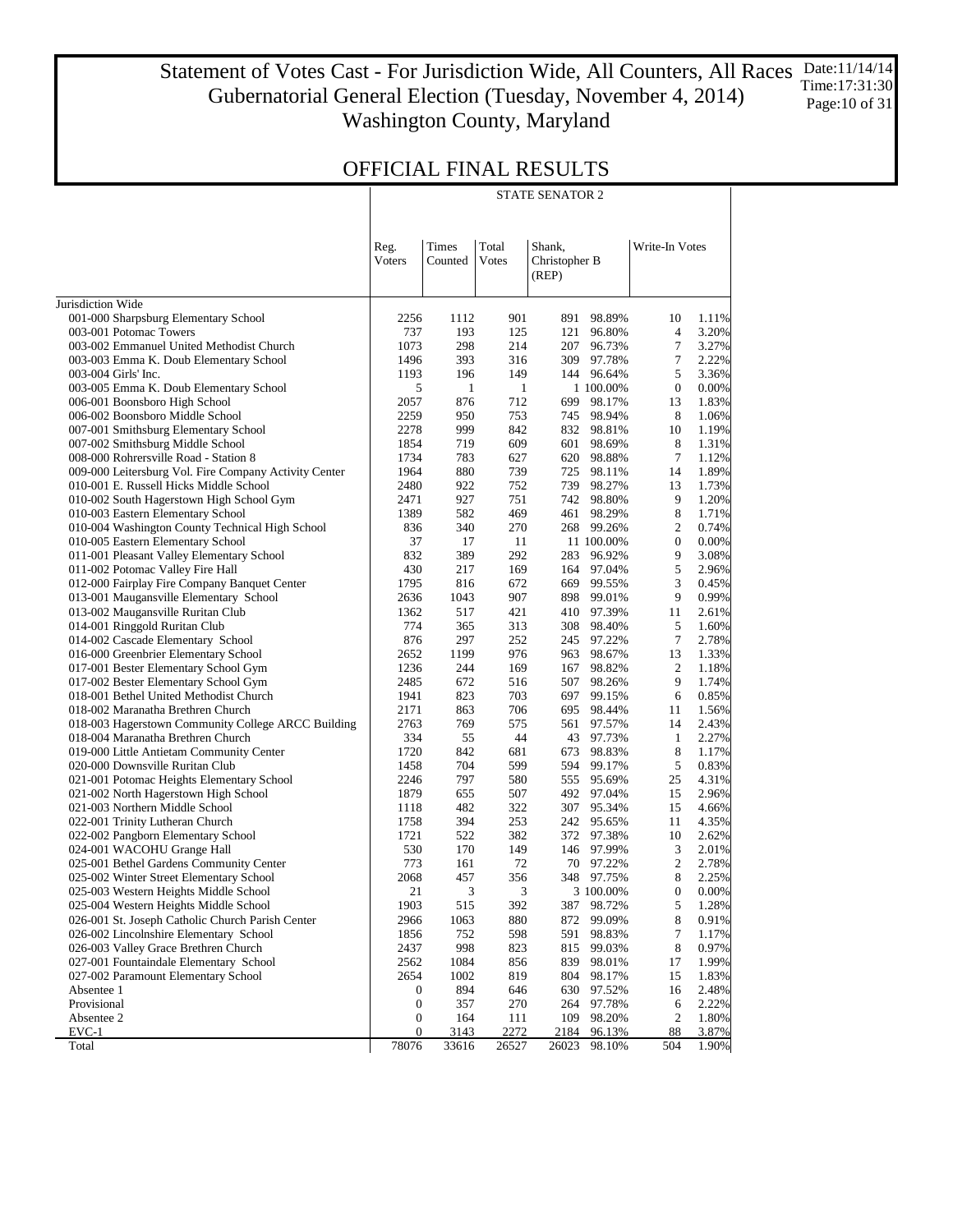# Statement of Votes Cast - For Jurisdiction Wide, All Counters, All Races
## Gubernatorial General Election (Tuesday, November 4, 2014)
## Washington County, Maryland

Date:11/14/14
Time:17:31:30

## OFFICIAL FINAL RESULTS

| | STATE SENATOR 2 | | | | | | |
|---|---|---|---|---|---|---|---|
| | Reg. Voters | Times Counted | Total Votes | Shank, Christopher B (REP) | | Write-In Votes | |
| Jurisdiction Wide | | | | | | | |
| 001-000 Sharpsburg Elementary School | 2256 | 1112 | 901 | 891 | 98.89% | 10 | 1.11% |
| 003-001 Potomac Towers | 737 | 193 | 125 | 121 | 96.80% | 4 | 3.20% |
| 003-002 Emmanuel United Methodist Church | 1073 | 298 | 214 | 207 | 96.73% | 7 | 3.27% |
| 003-003 Emma K. Doub Elementary School | 1496 | 393 | 316 | 309 | 97.78% | 7 | 2.22% |
| 003-004 Girls' Inc. | 1193 | 196 | 149 | 144 | 96.64% | 5 | 3.36% |
| 003-005 Emma K. Doub Elementary School | 5 | 1 | 1 | 1 | 100.00% | 0 | 0.00% |
| 006-001 Boonsboro High School | 2057 | 876 | 712 | 699 | 98.17% | 13 | 1.83% |
| 006-002 Boonsboro Middle School | 2259 | 950 | 753 | 745 | 98.94% | 8 | 1.06% |
| 007-001 Smithsburg Elementary School | 2278 | 999 | 842 | 832 | 98.81% | 10 | 1.19% |
| 007-002 Smithsburg Middle School | 1854 | 719 | 609 | 601 | 98.69% | 8 | 1.31% |
| 008-000 Rohrersville Road - Station 8 | 1734 | 783 | 627 | 620 | 98.88% | 7 | 1.12% |
| 009-000 Leitersburg Vol. Fire Company Activity Center | 1964 | 880 | 739 | 725 | 98.11% | 14 | 1.89% |
| 010-001 E. Russell Hicks Middle School | 2480 | 922 | 752 | 739 | 98.27% | 13 | 1.73% |
| 010-002 South Hagerstown High School Gym | 2471 | 927 | 751 | 742 | 98.80% | 9 | 1.20% |
| 010-003 Eastern Elementary School | 1389 | 582 | 469 | 461 | 98.29% | 8 | 1.71% |
| 010-004 Washington County Technical High School | 836 | 340 | 270 | 268 | 99.26% | 2 | 0.74% |
| 010-005 Eastern Elementary School | 37 | 17 | 11 | 11 | 100.00% | 0 | 0.00% |
| 011-001 Pleasant Valley Elementary School | 832 | 389 | 292 | 283 | 96.92% | 9 | 3.08% |
| 011-002 Potomac Valley Fire Hall | 430 | 217 | 169 | 164 | 97.04% | 5 | 2.96% |
| 012-000 Fairplay Fire Company Banquet Center | 1795 | 816 | 672 | 669 | 99.55% | 3 | 0.45% |
| 013-001 Maugansville Elementary School | 2636 | 1043 | 907 | 898 | 99.01% | 9 | 0.99% |
| 013-002 Maugansville Ruritan Club | 1362 | 517 | 421 | 410 | 97.39% | 11 | 2.61% |
| 014-001 Ringgold Ruritan Club | 774 | 365 | 313 | 308 | 98.40% | 5 | 1.60% |
| 014-002 Cascade Elementary School | 876 | 297 | 252 | 245 | 97.22% | 7 | 2.78% |
| 016-000 Greenbrier Elementary School | 2652 | 1199 | 976 | 963 | 98.67% | 13 | 1.33% |
| 017-001 Bester Elementary School Gym | 1236 | 244 | 169 | 167 | 98.82% | 2 | 1.18% |
| 017-002 Bester Elementary School Gym | 2485 | 672 | 516 | 507 | 98.26% | 9 | 1.74% |
| 018-001 Bethel United Methodist Church | 1941 | 823 | 703 | 697 | 99.15% | 6 | 0.85% |
| 018-002 Maranatha Brethren Church | 2171 | 863 | 706 | 695 | 98.44% | 11 | 1.56% |
| 018-003 Hagerstown Community College ARCC Building | 2763 | 769 | 575 | 561 | 97.57% | 14 | 2.43% |
| 018-004 Maranatha Brethren Church | 334 | 55 | 44 | 43 | 97.73% | 1 | 2.27% |
| 019-000 Little Antietam Community Center | 1720 | 842 | 681 | 673 | 98.83% | 8 | 1.17% |
| 020-000 Downsville Ruritan Club | 1458 | 704 | 599 | 594 | 99.17% | 5 | 0.83% |
| 021-001 Potomac Heights Elementary School | 2246 | 797 | 580 | 555 | 95.69% | 25 | 4.31% |
| 021-002 North Hagerstown High School | 1879 | 655 | 507 | 492 | 97.04% | 15 | 2.96% |
| 021-003 Northern Middle School | 1118 | 482 | 322 | 307 | 95.34% | 15 | 4.66% |
| 022-001 Trinity Lutheran Church | 1758 | 394 | 253 | 242 | 95.65% | 11 | 4.35% |
| 022-002 Pangborn Elementary School | 1721 | 522 | 382 | 372 | 97.38% | 10 | 2.62% |
| 024-001 WACOHU Grange Hall | 530 | 170 | 149 | 146 | 97.99% | 3 | 2.01% |
| 025-001 Bethel Gardens Community Center | 773 | 161 | 72 | 70 | 97.22% | 2 | 2.78% |
| 025-002 Winter Street Elementary School | 2068 | 457 | 356 | 348 | 97.75% | 8 | 2.25% |
| 025-003 Western Heights Middle School | 21 | 3 | 3 | 3 | 100.00% | 0 | 0.00% |
| 025-004 Western Heights Middle School | 1903 | 515 | 392 | 387 | 98.72% | 5 | 1.28% |
| 026-001 St. Joseph Catholic Church Parish Center | 2966 | 1063 | 880 | 872 | 99.09% | 8 | 0.91% |
| 026-002 Lincolnshire Elementary School | 1856 | 752 | 598 | 591 | 98.83% | 7 | 1.17% |
| 026-003 Valley Grace Brethren Church | 2437 | 998 | 823 | 815 | 99.03% | 8 | 0.97% |
| 027-001 Fountaindale Elementary School | 2562 | 1084 | 856 | 839 | 98.01% | 17 | 1.99% |
| 027-002 Paramount Elementary School | 2654 | 1002 | 819 | 804 | 98.17% | 15 | 1.83% |
| Absentee 1 | 0 | 894 | 646 | 630 | 97.52% | 16 | 2.48% |
| Provisional | 0 | 357 | 270 | 264 | 97.78% | 6 | 2.22% |
| Absentee 2 | 0 | 164 | 111 | 109 | 98.20% | 2 | 1.80% |
| EVC-1 | 0 | 3143 | 2272 | 2184 | 96.13% | 88 | 3.87% |
| Total | 78076 | 33616 | 26527 | 26023 | 98.10% | 504 | 1.90% |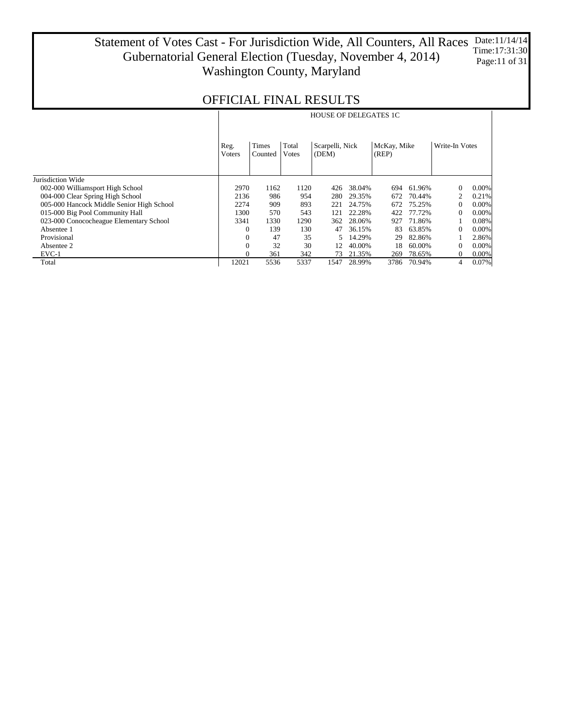# Statement of Votes Cast - For Jurisdiction Wide, All Counters, All Races
## Gubernatorial General Election (Tuesday, November 4, 2014)
## Washington County, Maryland

Date:11/14/14
Time:17:31:30

## OFFICIAL FINAL RESULTS

| | HOUSE OF DELEGATES 1C | | | | | | | | |
|---|---|---|---|---|---|---|---|---|---|
| | Reg. Voters | Times Counted | Total Votes | Scarpelli, Nick (DEM) | | McKay, Mike (REP) | | Write-In Votes | |
| Jurisdiction Wide | | | | | | | | | |
| 002-000 Williamsport High School | 2970 | 1162 | 1120 | 426 | 38.04% | 694 | 61.96% | 0 | 0.00% |
| 004-000 Clear Spring High School | 2136 | 986 | 954 | 280 | 29.35% | 672 | 70.44% | 2 | 0.21% |
| 005-000 Hancock Middle Senior High School | 2274 | 909 | 893 | 221 | 24.75% | 672 | 75.25% | 0 | 0.00% |
| 015-000 Big Pool Community Hall | 1300 | 570 | 543 | 121 | 22.28% | 422 | 77.72% | 0 | 0.00% |
| 023-000 Conococheague Elementary School | 3341 | 1330 | 1290 | 362 | 28.06% | 927 | 71.86% | 1 | 0.08% |
| Absentee 1 | 0 | 139 | 130 | 47 | 36.15% | 83 | 63.85% | 0 | 0.00% |
| Provisional | 0 | 47 | 35 | 5 | 14.29% | 29 | 82.86% | 1 | 2.86% |
| Absentee 2 | 0 | 32 | 30 | 12 | 40.00% | 18 | 60.00% | 0 | 0.00% |
| EVC-1 | 0 | 361 | 342 | 73 | 21.35% | 269 | 78.65% | 0 | 0.00% |
| Total | 12021 | 5536 | 5337 | 1547 | 28.99% | 3786 | 70.94% | 4 | 0.07% |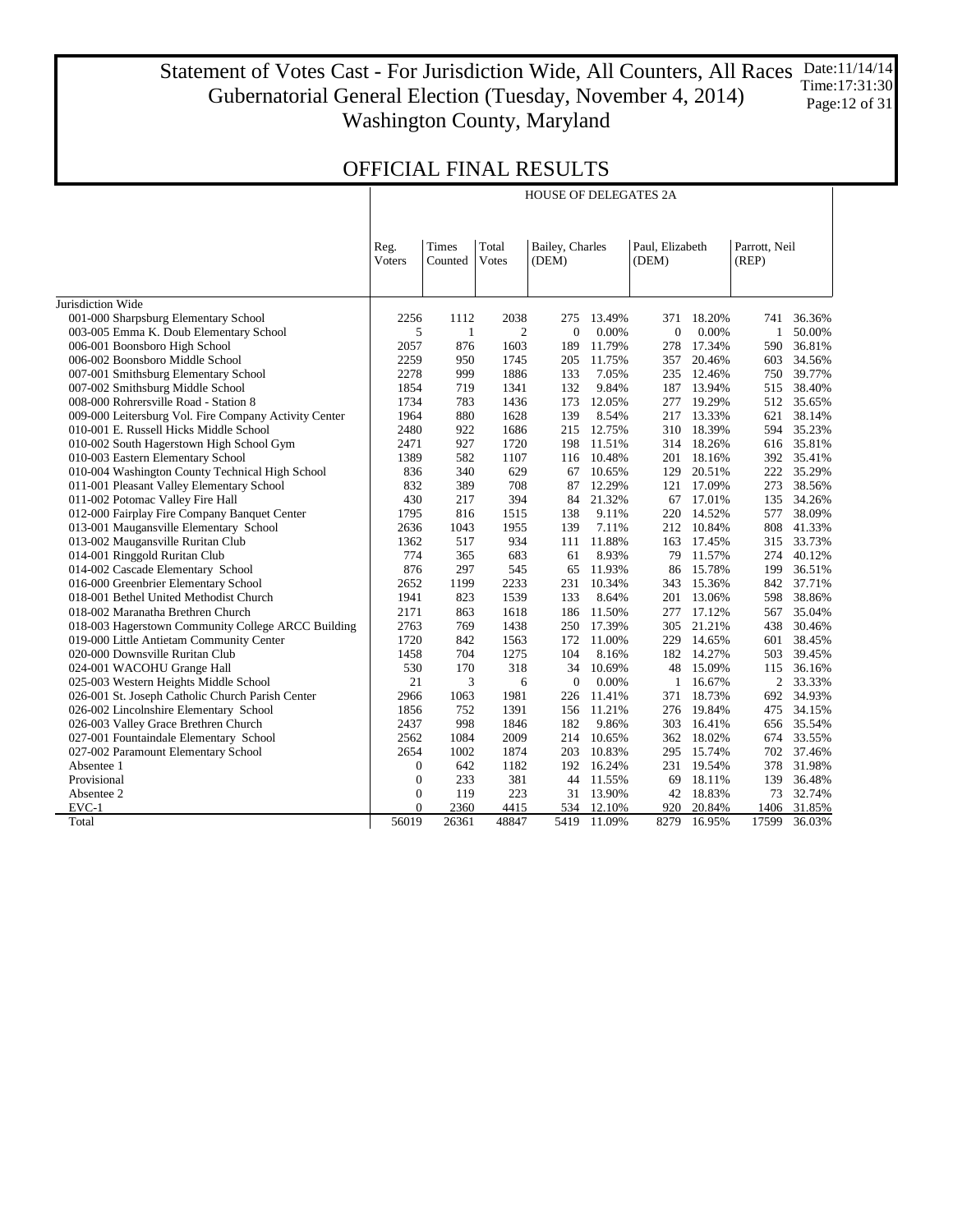# Statement of Votes Cast - For Jurisdiction Wide, All Counters, All Races
## Gubernatorial General Election (Tuesday, November 4, 2014)
## Washington County, Maryland

Date:11/14/14
Time:17:31:30

## OFFICIAL FINAL RESULTS

| | HOUSE OF DELEGATES 2A | | | | | | | | |
|---|---|---|---|---|---|---|---|---|---|
| | Reg. Voters | Times Counted | Total Votes | Bailey, Charles (DEM) | | Paul, Elizabeth (DEM) | | Parrott, Neil (REP) | |
| Jurisdiction Wide | | | | | | | | | |
| 001-000 Sharpsburg Elementary School | 2256 | 1112 | 2038 | 275 | 13.49% | 371 | 18.20% | 741 | 36.36% |
| 003-005 Emma K. Doub Elementary School | 5 | 1 | 2 | 0 | 0.00% | 0 | 0.00% | 1 | 50.00% |
| 006-001 Boonsboro High School | 2057 | 876 | 1603 | 189 | 11.79% | 278 | 17.34% | 590 | 36.81% |
| 006-002 Boonsboro Middle School | 2259 | 950 | 1745 | 205 | 11.75% | 357 | 20.46% | 603 | 34.56% |
| 007-001 Smithsburg Elementary School | 2278 | 999 | 1886 | 133 | 7.05% | 235 | 12.46% | 750 | 39.77% |
| 007-002 Smithsburg Middle School | 1854 | 719 | 1341 | 132 | 9.84% | 187 | 13.94% | 515 | 38.40% |
| 008-000 Rohrersville Road - Station 8 | 1734 | 783 | 1436 | 173 | 12.05% | 277 | 19.29% | 512 | 35.65% |
| 009-000 Leitersburg Vol. Fire Company Activity Center | 1964 | 880 | 1628 | 139 | 8.54% | 217 | 13.33% | 621 | 38.14% |
| 010-001 E. Russell Hicks Middle School | 2480 | 922 | 1686 | 215 | 12.75% | 310 | 18.39% | 594 | 35.23% |
| 010-002 South Hagerstown High School Gym | 2471 | 927 | 1720 | 198 | 11.51% | 314 | 18.26% | 616 | 35.81% |
| 010-003 Eastern Elementary School | 1389 | 582 | 1107 | 116 | 10.48% | 201 | 18.16% | 392 | 35.41% |
| 010-004 Washington County Technical High School | 836 | 340 | 629 | 67 | 10.65% | 129 | 20.51% | 222 | 35.29% |
| 011-001 Pleasant Valley Elementary School | 832 | 389 | 708 | 87 | 12.29% | 121 | 17.09% | 273 | 38.56% |
| 011-002 Potomac Valley Fire Hall | 430 | 217 | 394 | 84 | 21.32% | 67 | 17.01% | 135 | 34.26% |
| 012-000 Fairplay Fire Company Banquet Center | 1795 | 816 | 1515 | 138 | 9.11% | 220 | 14.52% | 577 | 38.09% |
| 013-001 Maugansville Elementary School | 2636 | 1043 | 1955 | 139 | 7.11% | 212 | 10.84% | 808 | 41.33% |
| 013-002 Maugansville Ruritan Club | 1362 | 517 | 934 | 111 | 11.88% | 163 | 17.45% | 315 | 33.73% |
| 014-001 Ringgold Ruritan Club | 774 | 365 | 683 | 61 | 8.93% | 79 | 11.57% | 274 | 40.12% |
| 014-002 Cascade Elementary School | 876 | 297 | 545 | 65 | 11.93% | 86 | 15.78% | 199 | 36.51% |
| 016-000 Greenbrier Elementary School | 2652 | 1199 | 2233 | 231 | 10.34% | 343 | 15.36% | 842 | 37.71% |
| 018-001 Bethel United Methodist Church | 1941 | 823 | 1539 | 133 | 8.64% | 201 | 13.06% | 598 | 38.86% |
| 018-002 Maranatha Brethren Church | 2171 | 863 | 1618 | 186 | 11.50% | 277 | 17.12% | 567 | 35.04% |
| 018-003 Hagerstown Community College ARCC Building | 2763 | 769 | 1438 | 250 | 17.39% | 305 | 21.21% | 438 | 30.46% |
| 019-000 Little Antietam Community Center | 1720 | 842 | 1563 | 172 | 11.00% | 229 | 14.65% | 601 | 38.45% |
| 020-000 Downsville Ruritan Club | 1458 | 704 | 1275 | 104 | 8.16% | 182 | 14.27% | 503 | 39.45% |
| 024-001 WACOHU Grange Hall | 530 | 170 | 318 | 34 | 10.69% | 48 | 15.09% | 115 | 36.16% |
| 025-003 Western Heights Middle School | 21 | 3 | 6 | 0 | 0.00% | 1 | 16.67% | 2 | 33.33% |
| 026-001 St. Joseph Catholic Church Parish Center | 2966 | 1063 | 1981 | 226 | 11.41% | 371 | 18.73% | 692 | 34.93% |
| 026-002 Lincolnshire Elementary School | 1856 | 752 | 1391 | 156 | 11.21% | 276 | 19.84% | 475 | 34.15% |
| 026-003 Valley Grace Brethren Church | 2437 | 998 | 1846 | 182 | 9.86% | 303 | 16.41% | 656 | 35.54% |
| 027-001 Fountaindale Elementary School | 2562 | 1084 | 2009 | 214 | 10.65% | 362 | 18.02% | 674 | 33.55% |
| 027-002 Paramount Elementary School | 2654 | 1002 | 1874 | 203 | 10.83% | 295 | 15.74% | 702 | 37.46% |
| Absentee 1 | 0 | 642 | 1182 | 192 | 16.24% | 231 | 19.54% | 378 | 31.98% |
| Provisional | 0 | 233 | 381 | 44 | 11.55% | 69 | 18.11% | 139 | 36.48% |
| Absentee 2 | 0 | 119 | 223 | 31 | 13.90% | 42 | 18.83% | 73 | 32.74% |
| EVC-1 | 0 | 2360 | 4415 | 534 | 12.10% | 920 | 20.84% | 1406 | 31.85% |
| Total | 56019 | 26361 | 48847 | 5419 | 11.09% | 8279 | 16.95% | 17599 | 36.03% |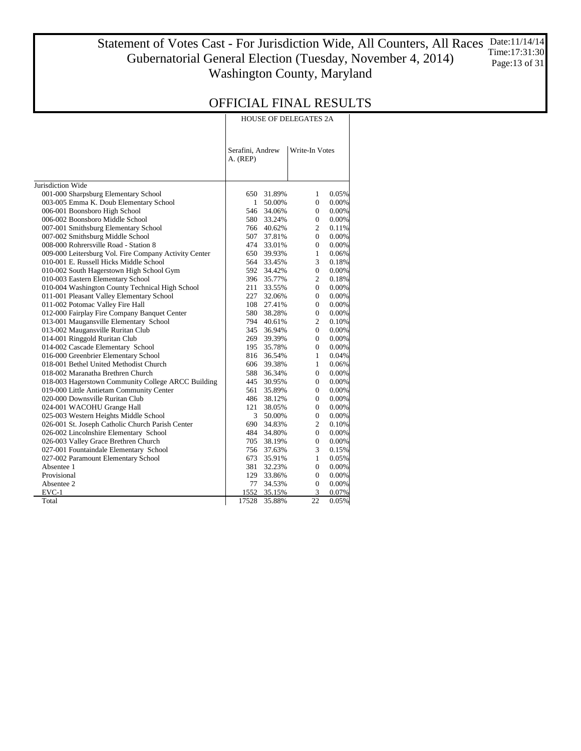# Statement of Votes Cast - For Jurisdiction Wide, All Counters, All Races
## Gubernatorial General Election (Tuesday, November 4, 2014)
## Washington County, Maryland

Date:11/14/14
Time:17:31:30

## OFFICIAL FINAL RESULTS

| | HOUSE OF DELEGATES 2A | | | |
|---|---|---|---|---|
| | Serafini, Andrew A. (REP) | | Write-In Votes | |
| Jurisdiction Wide | | | | |
| 001-000 Sharpsburg Elementary School | 650 | 31.89% | 1 | 0.05% |
| 003-005 Emma K. Doub Elementary School | 1 | 50.00% | 0 | 0.00% |
| 006-001 Boonsboro High School | 546 | 34.06% | 0 | 0.00% |
| 006-002 Boonsboro Middle School | 580 | 33.24% | 0 | 0.00% |
| 007-001 Smithsburg Elementary School | 766 | 40.62% | 2 | 0.11% |
| 007-002 Smithsburg Middle School | 507 | 37.81% | 0 | 0.00% |
| 008-000 Rohrersville Road - Station 8 | 474 | 33.01% | 0 | 0.00% |
| 009-000 Leitersburg Vol. Fire Company Activity Center | 650 | 39.93% | 1 | 0.06% |
| 010-001 E. Russell Hicks Middle School | 564 | 33.45% | 3 | 0.18% |
| 010-002 South Hagerstown High School Gym | 592 | 34.42% | 0 | 0.00% |
| 010-003 Eastern Elementary School | 396 | 35.77% | 2 | 0.18% |
| 010-004 Washington County Technical High School | 211 | 33.55% | 0 | 0.00% |
| 011-001 Pleasant Valley Elementary School | 227 | 32.06% | 0 | 0.00% |
| 011-002 Potomac Valley Fire Hall | 108 | 27.41% | 0 | 0.00% |
| 012-000 Fairplay Fire Company Banquet Center | 580 | 38.28% | 0 | 0.00% |
| 013-001 Maugansville Elementary School | 794 | 40.61% | 2 | 0.10% |
| 013-002 Maugansville Ruritan Club | 345 | 36.94% | 0 | 0.00% |
| 014-001 Ringgold Ruritan Club | 269 | 39.39% | 0 | 0.00% |
| 014-002 Cascade Elementary School | 195 | 35.78% | 0 | 0.00% |
| 016-000 Greenbrier Elementary School | 816 | 36.54% | 1 | 0.04% |
| 018-001 Bethel United Methodist Church | 606 | 39.38% | 1 | 0.06% |
| 018-002 Maranatha Brethren Church | 588 | 36.34% | 0 | 0.00% |
| 018-003 Hagerstown Community College ARCC Building | 445 | 30.95% | 0 | 0.00% |
| 019-000 Little Antietam Community Center | 561 | 35.89% | 0 | 0.00% |
| 020-000 Downsville Ruritan Club | 486 | 38.12% | 0 | 0.00% |
| 024-001 WACOHU Grange Hall | 121 | 38.05% | 0 | 0.00% |
| 025-003 Western Heights Middle School | 3 | 50.00% | 0 | 0.00% |
| 026-001 St. Joseph Catholic Church Parish Center | 690 | 34.83% | 2 | 0.10% |
| 026-002 Lincolnshire Elementary School | 484 | 34.80% | 0 | 0.00% |
| 026-003 Valley Grace Brethren Church | 705 | 38.19% | 0 | 0.00% |
| 027-001 Fountaindale Elementary School | 756 | 37.63% | 3 | 0.15% |
| 027-002 Paramount Elementary School | 673 | 35.91% | 1 | 0.05% |
| Absentee 1 | 381 | 32.23% | 0 | 0.00% |
| Provisional | 129 | 33.86% | 0 | 0.00% |
| Absentee 2 | 77 | 34.53% | 0 | 0.00% |
| EVC-1 | 1552 | 35.15% | 3 | 0.07% |
| Total | 17528 | 35.88% | 22 | 0.05% |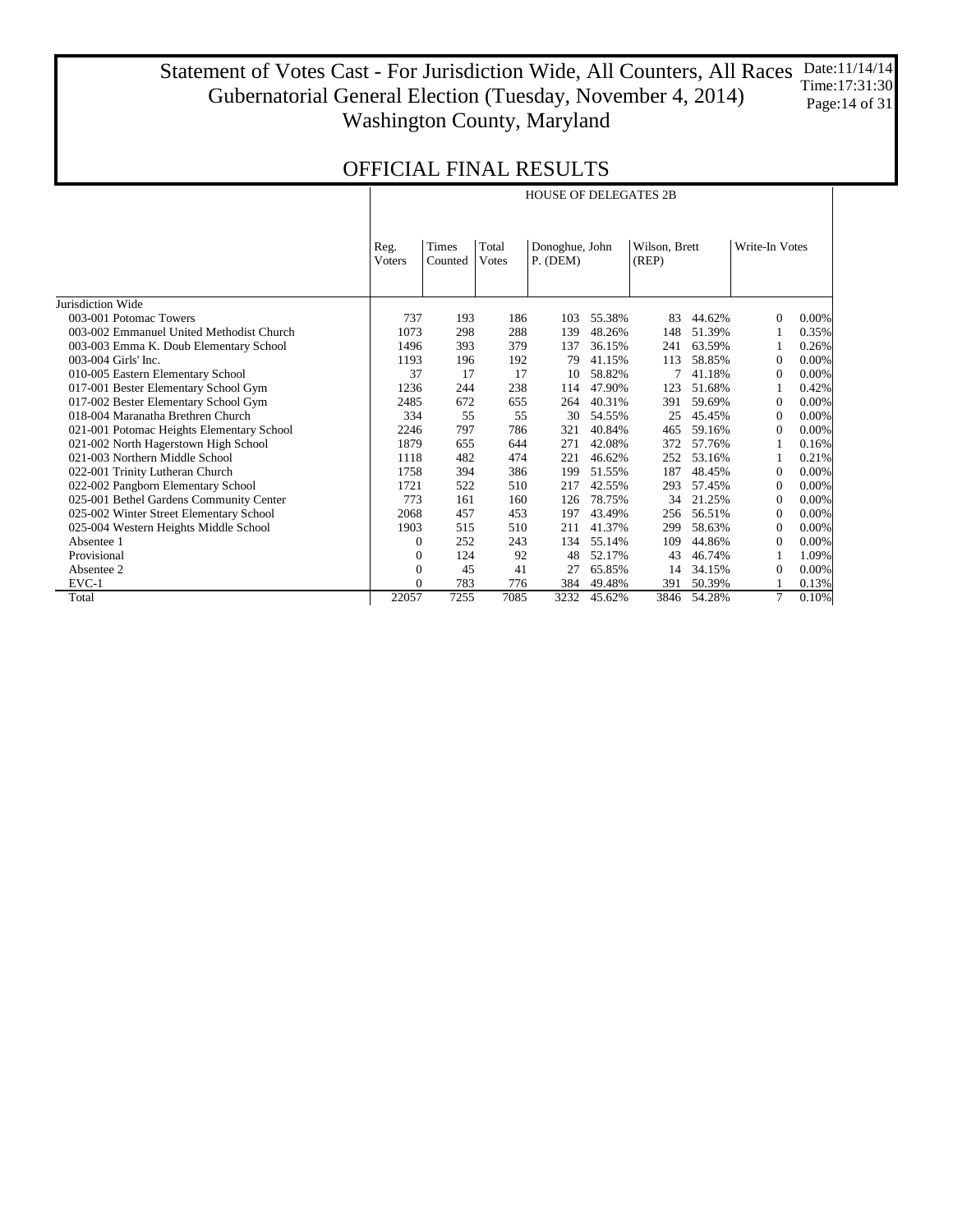# Statement of Votes Cast - For Jurisdiction Wide, All Counters, All Races
## Gubernatorial General Election (Tuesday, November 4, 2014)
## Washington County, Maryland

Date:11/14/14
Time:17:31:30

## OFFICIAL FINAL RESULTS

| | HOUSE OF DELEGATES 2B | | | | | | | | |
|---|---|---|---|---|---|---|---|---|---|
| | Reg. Voters | Times Counted | Total Votes | Donoghue, John P. (DEM) | | Wilson, Brett (REP) | | Write-In Votes | |
| Jurisdiction Wide | | | | | | | | | |
| 003-001 Potomac Towers | 737 | 193 | 186 | 103 | 55.38% | 83 | 44.62% | 0 | 0.00% |
| 003-002 Emmanuel United Methodist Church | 1073 | 298 | 288 | 139 | 48.26% | 148 | 51.39% | 1 | 0.35% |
| 003-003 Emma K. Doub Elementary School | 1496 | 393 | 379 | 137 | 36.15% | 241 | 63.59% | 1 | 0.26% |
| 003-004 Girls' Inc. | 1193 | 196 | 192 | 79 | 41.15% | 113 | 58.85% | 0 | 0.00% |
| 010-005 Eastern Elementary School | 37 | 17 | 17 | 10 | 58.82% | 7 | 41.18% | 0 | 0.00% |
| 017-001 Bester Elementary School Gym | 1236 | 244 | 238 | 114 | 47.90% | 123 | 51.68% | 1 | 0.42% |
| 017-002 Bester Elementary School Gym | 2485 | 672 | 655 | 264 | 40.31% | 391 | 59.69% | 0 | 0.00% |
| 018-004 Maranatha Brethren Church | 334 | 55 | 55 | 30 | 54.55% | 25 | 45.45% | 0 | 0.00% |
| 021-001 Potomac Heights Elementary School | 2246 | 797 | 786 | 321 | 40.84% | 465 | 59.16% | 0 | 0.00% |
| 021-002 North Hagerstown High School | 1879 | 655 | 644 | 271 | 42.08% | 372 | 57.76% | 1 | 0.16% |
| 021-003 Northern Middle School | 1118 | 482 | 474 | 221 | 46.62% | 252 | 53.16% | 1 | 0.21% |
| 022-001 Trinity Lutheran Church | 1758 | 394 | 386 | 199 | 51.55% | 187 | 48.45% | 0 | 0.00% |
| 022-002 Pangborn Elementary School | 1721 | 522 | 510 | 217 | 42.55% | 293 | 57.45% | 0 | 0.00% |
| 025-001 Bethel Gardens Community Center | 773 | 161 | 160 | 126 | 78.75% | 34 | 21.25% | 0 | 0.00% |
| 025-002 Winter Street Elementary School | 2068 | 457 | 453 | 197 | 43.49% | 256 | 56.51% | 0 | 0.00% |
| 025-004 Western Heights Middle School | 1903 | 515 | 510 | 211 | 41.37% | 299 | 58.63% | 0 | 0.00% |
| Absentee 1 | 0 | 252 | 243 | 134 | 55.14% | 109 | 44.86% | 0 | 0.00% |
| Provisional | 0 | 124 | 92 | 48 | 52.17% | 43 | 46.74% | 1 | 1.09% |
| Absentee 2 | 0 | 45 | 41 | 27 | 65.85% | 14 | 34.15% | 0 | 0.00% |
| EVC-1 | 0 | 783 | 776 | 384 | 49.48% | 391 | 50.39% | 1 | 0.13% |
| Total | 22057 | 7255 | 7085 | 3232 | 45.62% | 3846 | 54.28% | 7 | 0.10% |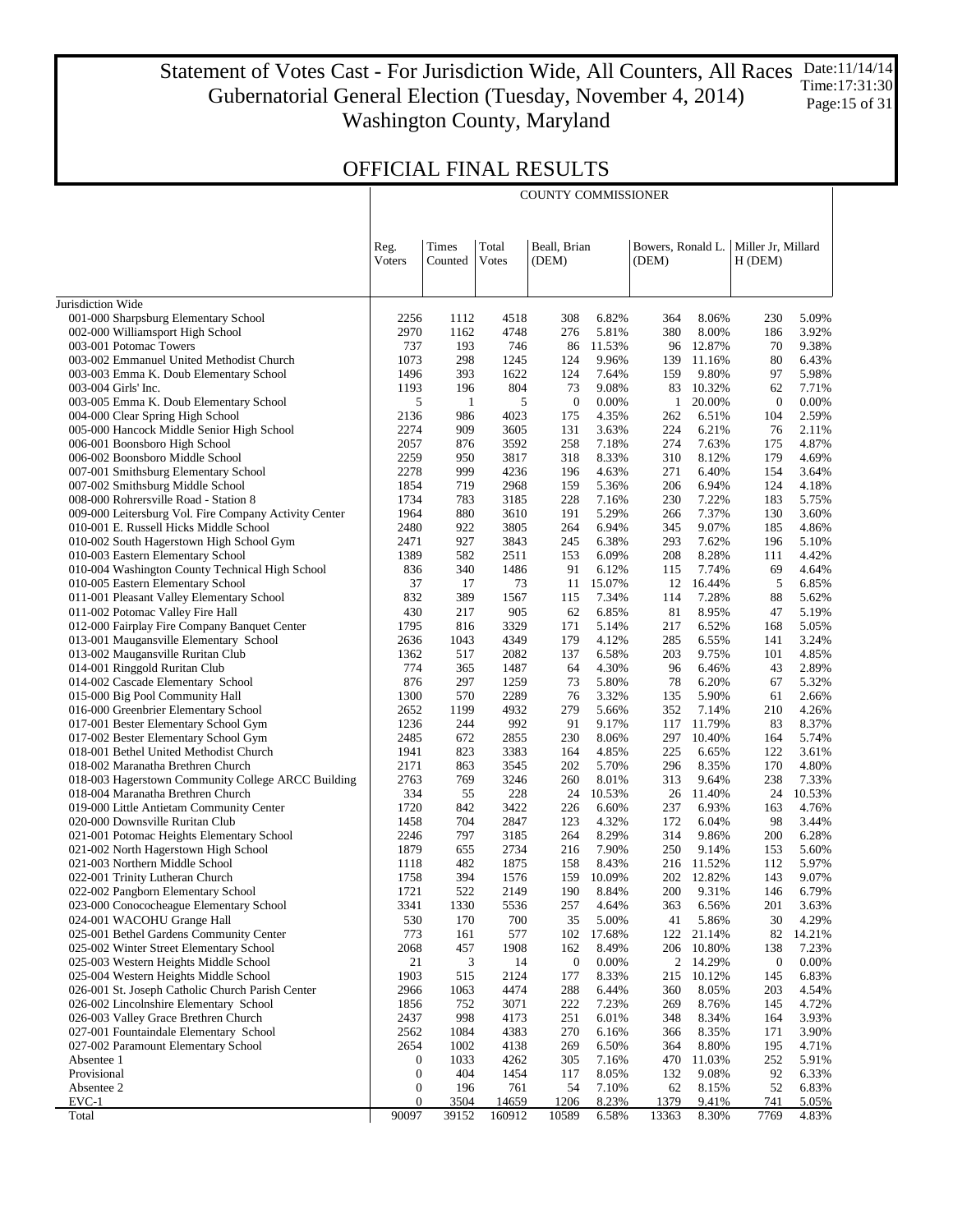# Statement of Votes Cast - For Jurisdiction Wide, All Counters, All Races
## Gubernatorial General Election (Tuesday, November 4, 2014)
## Washington County, Maryland

Date:11/14/14
Time:17:31:30

## OFFICIAL FINAL RESULTS

COUNTY COMMISSIONER

| | Reg. Voters | Times Counted | Total Votes | Beall, Brian (DEM) | | Bowers, Ronald L. (DEM) | | Miller Jr, Millard H (DEM) | |
|---|---|---|---|---|---|---|---|---|---|
| Jurisdiction Wide | | | | | | | | | |
| 001-000 Sharpsburg Elementary School | 2256 | 1112 | 4518 | 308 | 6.82% | 364 | 8.06% | 230 | 5.09% |
| 002-000 Williamsport High School | 2970 | 1162 | 4748 | 276 | 5.81% | 380 | 8.00% | 186 | 3.92% |
| 003-001 Potomac Towers | 737 | 193 | 746 | 86 | 11.53% | 96 | 12.87% | 70 | 9.38% |
| 003-002 Emmanuel United Methodist Church | 1073 | 298 | 1245 | 124 | 9.96% | 139 | 11.16% | 80 | 6.43% |
| 003-003 Emma K. Doub Elementary School | 1496 | 393 | 1622 | 124 | 7.64% | 159 | 9.80% | 97 | 5.98% |
| 003-004 Girls' Inc. | 1193 | 196 | 804 | 73 | 9.08% | 83 | 10.32% | 62 | 7.71% |
| 003-005 Emma K. Doub Elementary School | 5 | 1 | 5 | 0 | 0.00% | 1 | 20.00% | 0 | 0.00% |
| 004-000 Clear Spring High School | 2136 | 986 | 4023 | 175 | 4.35% | 262 | 6.51% | 104 | 2.59% |
| 005-000 Hancock Middle Senior High School | 2274 | 909 | 3605 | 131 | 3.63% | 224 | 6.21% | 76 | 2.11% |
| 006-001 Boonsboro High School | 2057 | 876 | 3592 | 258 | 7.18% | 274 | 7.63% | 175 | 4.87% |
| 006-002 Boonsboro Middle School | 2259 | 950 | 3817 | 318 | 8.33% | 310 | 8.12% | 179 | 4.69% |
| 007-001 Smithsburg Elementary School | 2278 | 999 | 4236 | 196 | 4.63% | 271 | 6.40% | 154 | 3.64% |
| 007-002 Smithsburg Middle School | 1854 | 719 | 2968 | 159 | 5.36% | 206 | 6.94% | 124 | 4.18% |
| 008-000 Rohrersville Road - Station 8 | 1734 | 783 | 3185 | 228 | 7.16% | 230 | 7.22% | 183 | 5.75% |
| 009-000 Leitersburg Vol. Fire Company Activity Center | 1964 | 880 | 3610 | 191 | 5.29% | 266 | 7.37% | 130 | 3.60% |
| 010-001 E. Russell Hicks Middle School | 2480 | 922 | 3805 | 264 | 6.94% | 345 | 9.07% | 185 | 4.86% |
| 010-002 South Hagerstown High School Gym | 2471 | 927 | 3843 | 245 | 6.38% | 293 | 7.62% | 196 | 5.10% |
| 010-003 Eastern Elementary School | 1389 | 582 | 2511 | 153 | 6.09% | 208 | 8.28% | 111 | 4.42% |
| 010-004 Washington County Technical High School | 836 | 340 | 1486 | 91 | 6.12% | 115 | 7.74% | 69 | 4.64% |
| 010-005 Eastern Elementary School | 37 | 17 | 73 | 11 | 15.07% | 12 | 16.44% | 5 | 6.85% |
| 011-001 Pleasant Valley Elementary School | 832 | 389 | 1567 | 115 | 7.34% | 114 | 7.28% | 88 | 5.62% |
| 011-002 Potomac Valley Fire Hall | 430 | 217 | 905 | 62 | 6.85% | 81 | 8.95% | 47 | 5.19% |
| 012-000 Fairplay Fire Company Banquet Center | 1795 | 816 | 3329 | 171 | 5.14% | 217 | 6.52% | 168 | 5.05% |
| 013-001 Maugansville Elementary School | 2636 | 1043 | 4349 | 179 | 4.12% | 285 | 6.55% | 141 | 3.24% |
| 013-002 Maugansville Ruritan Club | 1362 | 517 | 2082 | 137 | 6.58% | 203 | 9.75% | 101 | 4.85% |
| 014-001 Ringgold Ruritan Club | 774 | 365 | 1487 | 64 | 4.30% | 96 | 6.46% | 43 | 2.89% |
| 014-002 Cascade Elementary School | 876 | 297 | 1259 | 73 | 5.80% | 78 | 6.20% | 67 | 5.32% |
| 015-000 Big Pool Community Hall | 1300 | 570 | 2289 | 76 | 3.32% | 135 | 5.90% | 61 | 2.66% |
| 016-000 Greenbrier Elementary School | 2652 | 1199 | 4932 | 279 | 5.66% | 352 | 7.14% | 210 | 4.26% |
| 017-001 Bester Elementary School Gym | 1236 | 244 | 992 | 91 | 9.17% | 117 | 11.79% | 83 | 8.37% |
| 017-002 Bester Elementary School Gym | 2485 | 672 | 2855 | 230 | 8.06% | 297 | 10.40% | 164 | 5.74% |
| 018-001 Bethel United Methodist Church | 1941 | 823 | 3383 | 164 | 4.85% | 225 | 6.65% | 122 | 3.61% |
| 018-002 Maranatha Brethren Church | 2171 | 863 | 3545 | 202 | 5.70% | 296 | 8.35% | 170 | 4.80% |
| 018-003 Hagerstown Community College ARCC Building | 2763 | 769 | 3246 | 260 | 8.01% | 313 | 9.64% | 238 | 7.33% |
| 018-004 Maranatha Brethren Church | 334 | 55 | 228 | 24 | 10.53% | 26 | 11.40% | 24 | 10.53% |
| 019-000 Little Antietam Community Center | 1720 | 842 | 3422 | 226 | 6.60% | 237 | 6.93% | 163 | 4.76% |
| 020-000 Downsville Ruritan Club | 1458 | 704 | 2847 | 123 | 4.32% | 172 | 6.04% | 98 | 3.44% |
| 021-001 Potomac Heights Elementary School | 2246 | 797 | 3185 | 264 | 8.29% | 314 | 9.86% | 200 | 6.28% |
| 021-002 North Hagerstown High School | 1879 | 655 | 2734 | 216 | 7.90% | 250 | 9.14% | 153 | 5.60% |
| 021-003 Northern Middle School | 1118 | 482 | 1875 | 158 | 8.43% | 216 | 11.52% | 112 | 5.97% |
| 022-001 Trinity Lutheran Church | 1758 | 394 | 1576 | 159 | 10.09% | 202 | 12.82% | 143 | 9.07% |
| 022-002 Pangborn Elementary School | 1721 | 522 | 2149 | 190 | 8.84% | 200 | 9.31% | 146 | 6.79% |
| 023-000 Conococheague Elementary School | 3341 | 1330 | 5536 | 257 | 4.64% | 363 | 6.56% | 201 | 3.63% |
| 024-001 WACOHU Grange Hall | 530 | 170 | 700 | 35 | 5.00% | 41 | 5.86% | 30 | 4.29% |
| 025-001 Bethel Gardens Community Center | 773 | 161 | 577 | 102 | 17.68% | 122 | 21.14% | 82 | 14.21% |
| 025-002 Winter Street Elementary School | 2068 | 457 | 1908 | 162 | 8.49% | 206 | 10.80% | 138 | 7.23% |
| 025-003 Western Heights Middle School | 21 | 3 | 14 | 0 | 0.00% | 2 | 14.29% | 0 | 0.00% |
| 025-004 Western Heights Middle School | 1903 | 515 | 2124 | 177 | 8.33% | 215 | 10.12% | 145 | 6.83% |
| 026-001 St. Joseph Catholic Church Parish Center | 2966 | 1063 | 4474 | 288 | 6.44% | 360 | 8.05% | 203 | 4.54% |
| 026-002 Lincolnshire Elementary School | 1856 | 752 | 3071 | 222 | 7.23% | 269 | 8.76% | 145 | 4.72% |
| 026-003 Valley Grace Brethren Church | 2437 | 998 | 4173 | 251 | 6.01% | 348 | 8.34% | 164 | 3.93% |
| 027-001 Fountaindale Elementary School | 2562 | 1084 | 4383 | 270 | 6.16% | 366 | 8.35% | 171 | 3.90% |
| 027-002 Paramount Elementary School | 2654 | 1002 | 4138 | 269 | 6.50% | 364 | 8.80% | 195 | 4.71% |
| Absentee 1 | 0 | 1033 | 4262 | 305 | 7.16% | 470 | 11.03% | 252 | 5.91% |
| Provisional | 0 | 404 | 1454 | 117 | 8.05% | 132 | 9.08% | 92 | 6.33% |
| Absentee 2 | 0 | 196 | 761 | 54 | 7.10% | 62 | 8.15% | 52 | 6.83% |
| EVC-1 | 0 | 3504 | 14659 | 1206 | 8.23% | 1379 | 9.41% | 741 | 5.05% |
| Total | 90097 | 39152 | 160912 | 10589 | 6.58% | 13363 | 8.30% | 7769 | 4.83% |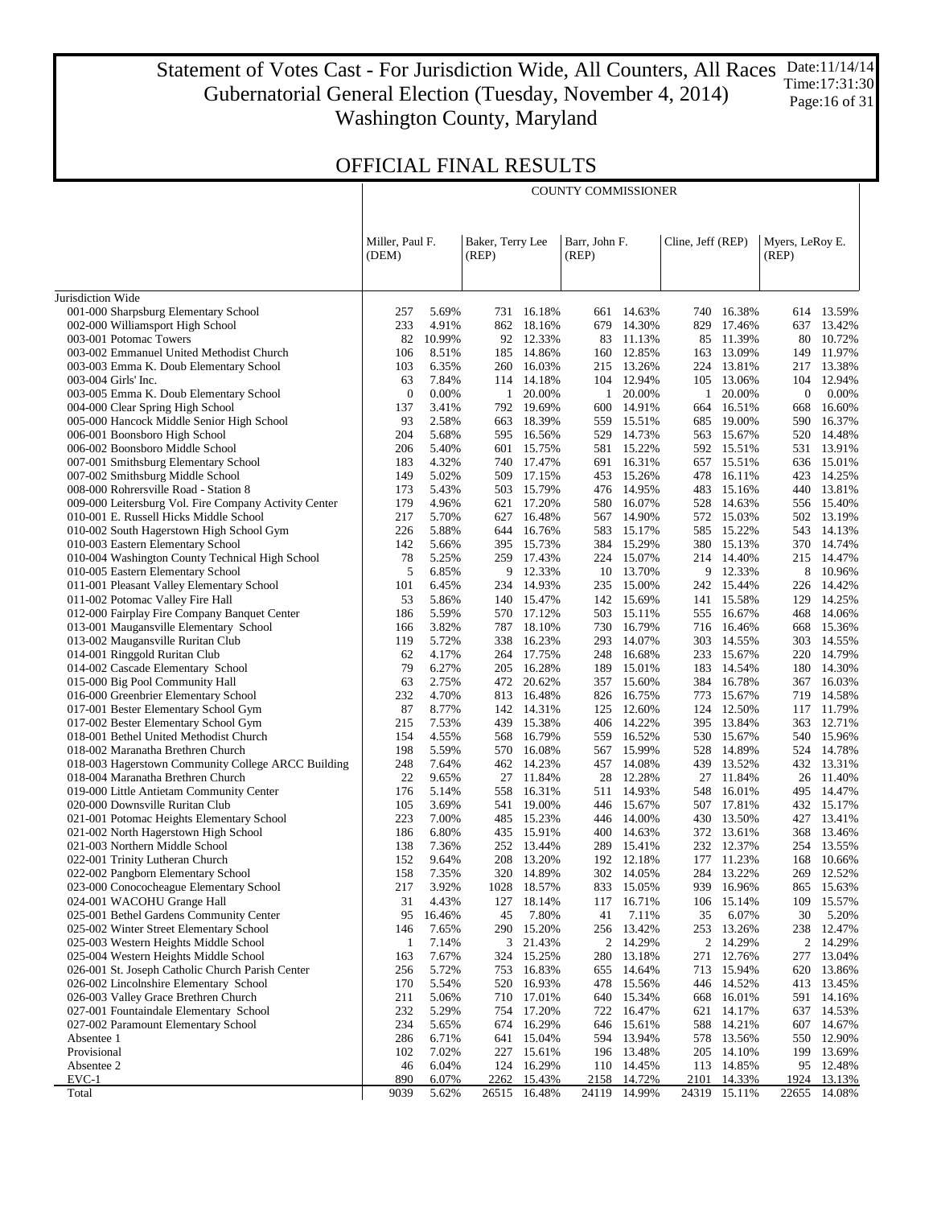# Statement of Votes Cast - For Jurisdiction Wide, All Counters, All Races
## Gubernatorial General Election (Tuesday, November 4, 2014)
## Washington County, Maryland

Date:11/14/14
Time:17:31:30

## OFFICIAL FINAL RESULTS

| | COUNTY COMMISSIONER | | | | | | | | | |
|---|---|---|---|---|---|---|---|---|---|---|
| | Miller, Paul F. (DEM) | | Baker, Terry Lee (REP) | | Barr, John F. (REP) | | Cline, Jeff (REP) | | Myers, LeRoy E. (REP) | |
| Jurisdiction Wide | | | | | | | | | | |
| 001-000 Sharpsburg Elementary School | 257 | 5.69% | 731 | 16.18% | 661 | 14.63% | 740 | 16.38% | 614 | 13.59% |
| 002-000 Williamsport High School | 233 | 4.91% | 862 | 18.16% | 679 | 14.30% | 829 | 17.46% | 637 | 13.42% |
| 003-001 Potomac Towers | 82 | 10.99% | 92 | 12.33% | 83 | 11.13% | 85 | 11.39% | 80 | 10.72% |
| 003-002 Emmanuel United Methodist Church | 106 | 8.51% | 185 | 14.86% | 160 | 12.85% | 163 | 13.09% | 149 | 11.97% |
| 003-003 Emma K. Doub Elementary School | 103 | 6.35% | 260 | 16.03% | 215 | 13.26% | 224 | 13.81% | 217 | 13.38% |
| 003-004 Girls' Inc. | 63 | 7.84% | 114 | 14.18% | 104 | 12.94% | 105 | 13.06% | 104 | 12.94% |
| 003-005 Emma K. Doub Elementary School | 0 | 0.00% | 1 | 20.00% | 1 | 20.00% | 1 | 20.00% | 0 | 0.00% |
| 004-000 Clear Spring High School | 137 | 3.41% | 792 | 19.69% | 600 | 14.91% | 664 | 16.51% | 668 | 16.60% |
| 005-000 Hancock Middle Senior High School | 93 | 2.58% | 663 | 18.39% | 559 | 15.51% | 685 | 19.00% | 590 | 16.37% |
| 006-001 Boonsboro High School | 204 | 5.68% | 595 | 16.56% | 529 | 14.73% | 563 | 15.67% | 520 | 14.48% |
| 006-002 Boonsboro Middle School | 206 | 5.40% | 601 | 15.75% | 581 | 15.22% | 592 | 15.51% | 531 | 13.91% |
| 007-001 Smithsburg Elementary School | 183 | 4.32% | 740 | 17.47% | 691 | 16.31% | 657 | 15.51% | 636 | 15.01% |
| 007-002 Smithsburg Middle School | 149 | 5.02% | 509 | 17.15% | 453 | 15.26% | 478 | 16.11% | 423 | 14.25% |
| 008-000 Rohrersville Road - Station 8 | 173 | 5.43% | 503 | 15.79% | 476 | 14.95% | 483 | 15.16% | 440 | 13.81% |
| 009-000 Leitersburg Vol. Fire Company Activity Center | 179 | 4.96% | 621 | 17.20% | 580 | 16.07% | 528 | 14.63% | 556 | 15.40% |
| 010-001 E. Russell Hicks Middle School | 217 | 5.70% | 627 | 16.48% | 567 | 14.90% | 572 | 15.03% | 502 | 13.19% |
| 010-002 South Hagerstown High School Gym | 226 | 5.88% | 644 | 16.76% | 583 | 15.17% | 585 | 15.22% | 543 | 14.13% |
| 010-003 Eastern Elementary School | 142 | 5.66% | 395 | 15.73% | 384 | 15.29% | 380 | 15.13% | 370 | 14.74% |
| 010-004 Washington County Technical High School | 78 | 5.25% | 259 | 17.43% | 224 | 15.07% | 214 | 14.40% | 215 | 14.47% |
| 010-005 Eastern Elementary School | 5 | 6.85% | 9 | 12.33% | 10 | 13.70% | 9 | 12.33% | 8 | 10.96% |
| 011-001 Pleasant Valley Elementary School | 101 | 6.45% | 234 | 14.93% | 235 | 15.00% | 242 | 15.44% | 226 | 14.42% |
| 011-002 Potomac Valley Fire Hall | 53 | 5.86% | 140 | 15.47% | 142 | 15.69% | 141 | 15.58% | 129 | 14.25% |
| 012-000 Fairplay Fire Company Banquet Center | 186 | 5.59% | 570 | 17.12% | 503 | 15.11% | 555 | 16.67% | 468 | 14.06% |
| 013-001 Maugansville Elementary School | 166 | 3.82% | 787 | 18.10% | 730 | 16.79% | 716 | 16.46% | 668 | 15.36% |
| 013-002 Maugansville Ruritan Club | 119 | 5.72% | 338 | 16.23% | 293 | 14.07% | 303 | 14.55% | 303 | 14.55% |
| 014-001 Ringgold Ruritan Club | 62 | 4.17% | 264 | 17.75% | 248 | 16.68% | 233 | 15.67% | 220 | 14.79% |
| 014-002 Cascade Elementary School | 79 | 6.27% | 205 | 16.28% | 189 | 15.01% | 183 | 14.54% | 180 | 14.30% |
| 015-000 Big Pool Community Hall | 63 | 2.75% | 472 | 20.62% | 357 | 15.60% | 384 | 16.78% | 367 | 16.03% |
| 016-000 Greenbrier Elementary School | 232 | 4.70% | 813 | 16.48% | 826 | 16.75% | 773 | 15.67% | 719 | 14.58% |
| 017-001 Bester Elementary School Gym | 87 | 8.77% | 142 | 14.31% | 125 | 12.60% | 124 | 12.50% | 117 | 11.79% |
| 017-002 Bester Elementary School Gym | 215 | 7.53% | 439 | 15.38% | 406 | 14.22% | 395 | 13.84% | 363 | 12.71% |
| 018-001 Bethel United Methodist Church | 154 | 4.55% | 568 | 16.79% | 559 | 16.52% | 530 | 15.67% | 540 | 15.96% |
| 018-002 Maranatha Brethren Church | 198 | 5.59% | 570 | 16.08% | 567 | 15.99% | 528 | 14.89% | 524 | 14.78% |
| 018-003 Hagerstown Community College ARCC Building | 248 | 7.64% | 462 | 14.23% | 457 | 14.08% | 439 | 13.52% | 432 | 13.31% |
| 018-004 Maranatha Brethren Church | 22 | 9.65% | 27 | 11.84% | 28 | 12.28% | 27 | 11.84% | 26 | 11.40% |
| 019-000 Little Antietam Community Center | 176 | 5.14% | 558 | 16.31% | 511 | 14.93% | 548 | 16.01% | 495 | 14.47% |
| 020-000 Downsville Ruritan Club | 105 | 3.69% | 541 | 19.00% | 446 | 15.67% | 507 | 17.81% | 432 | 15.17% |
| 021-001 Potomac Heights Elementary School | 223 | 7.00% | 485 | 15.23% | 446 | 14.00% | 430 | 13.50% | 427 | 13.41% |
| 021-002 North Hagerstown High School | 186 | 6.80% | 435 | 15.91% | 400 | 14.63% | 372 | 13.61% | 368 | 13.46% |
| 021-003 Northern Middle School | 138 | 7.36% | 252 | 13.44% | 289 | 15.41% | 232 | 12.37% | 254 | 13.55% |
| 022-001 Trinity Lutheran Church | 152 | 9.64% | 208 | 13.20% | 192 | 12.18% | 177 | 11.23% | 168 | 10.66% |
| 022-002 Pangborn Elementary School | 158 | 7.35% | 320 | 14.89% | 302 | 14.05% | 284 | 13.22% | 269 | 12.52% |
| 023-000 Conococheague Elementary School | 217 | 3.92% | 1028 | 18.57% | 833 | 15.05% | 939 | 16.96% | 865 | 15.63% |
| 024-001 WACOHU Grange Hall | 31 | 4.43% | 127 | 18.14% | 117 | 16.71% | 106 | 15.14% | 109 | 15.57% |
| 025-001 Bethel Gardens Community Center | 95 | 16.46% | 45 | 7.80% | 41 | 7.11% | 35 | 6.07% | 30 | 5.20% |
| 025-002 Winter Street Elementary School | 146 | 7.65% | 290 | 15.20% | 256 | 13.42% | 253 | 13.26% | 238 | 12.47% |
| 025-003 Western Heights Middle School | 1 | 7.14% | 3 | 21.43% | 2 | 14.29% | 2 | 14.29% | 2 | 14.29% |
| 025-004 Western Heights Middle School | 163 | 7.67% | 324 | 15.25% | 280 | 13.18% | 271 | 12.76% | 277 | 13.04% |
| 026-001 St. Joseph Catholic Church Parish Center | 256 | 5.72% | 753 | 16.83% | 655 | 14.64% | 713 | 15.94% | 620 | 13.86% |
| 026-002 Lincolnshire Elementary School | 170 | 5.54% | 520 | 16.93% | 478 | 15.56% | 446 | 14.52% | 413 | 13.45% |
| 026-003 Valley Grace Brethren Church | 211 | 5.06% | 710 | 17.01% | 640 | 15.34% | 668 | 16.01% | 591 | 14.16% |
| 027-001 Fountaindale Elementary School | 232 | 5.29% | 754 | 17.20% | 722 | 16.47% | 621 | 14.17% | 637 | 14.53% |
| 027-002 Paramount Elementary School | 234 | 5.65% | 674 | 16.29% | 646 | 15.61% | 588 | 14.21% | 607 | 14.67% |
| Absentee 1 | 286 | 6.71% | 641 | 15.04% | 594 | 13.94% | 578 | 13.56% | 550 | 12.90% |
| Provisional | 102 | 7.02% | 227 | 15.61% | 196 | 13.48% | 205 | 14.10% | 199 | 13.69% |
| Absentee 2 | 46 | 6.04% | 124 | 16.29% | 110 | 14.45% | 113 | 14.85% | 95 | 12.48% |
| EVC-1 | 890 | 6.07% | 2262 | 15.43% | 2158 | 14.72% | 2101 | 14.33% | 1924 | 13.13% |
| Total | 9039 | 5.62% | 26515 | 16.48% | 24119 | 14.99% | 24319 | 15.11% | 22655 | 14.08% |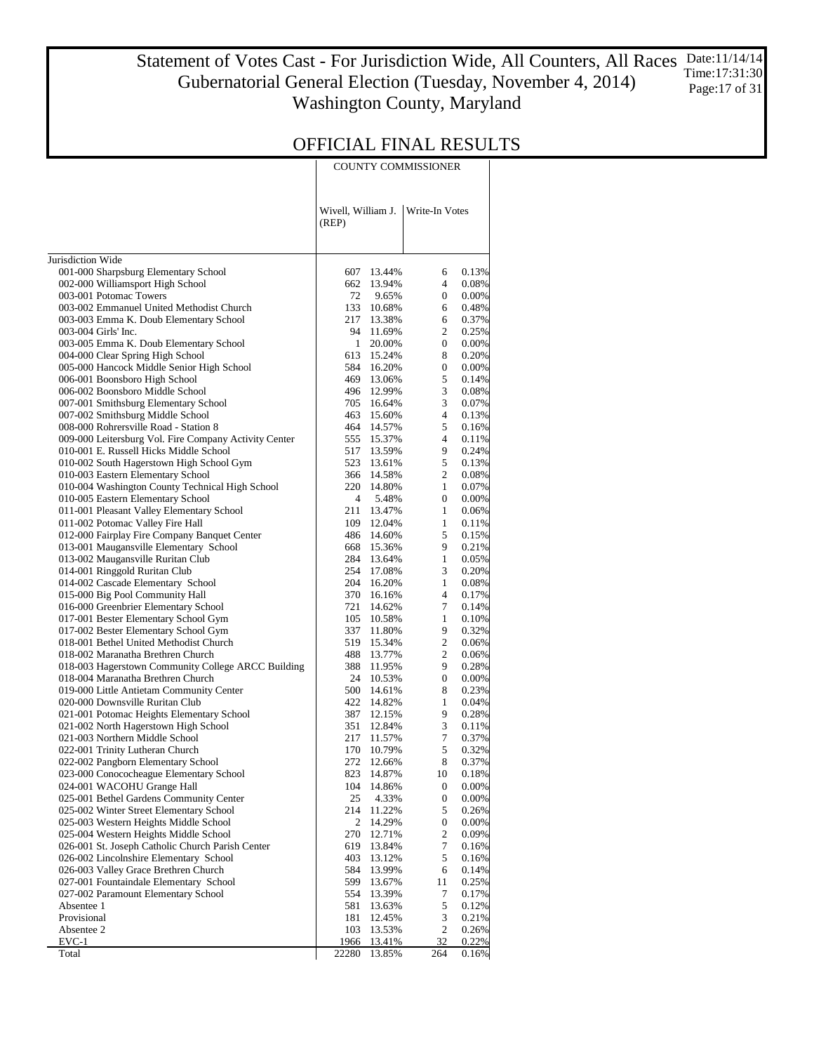# Statement of Votes Cast - For Jurisdiction Wide, All Counters, All Races
## Gubernatorial General Election (Tuesday, November 4, 2014)
## Washington County, Maryland

Date:11/14/14
Time:17:31:30

## OFFICIAL FINAL RESULTS

| | COUNTY COMMISSIONER | | | |
|---|---|---|---|---|
| | Wivell, William J. (REP) | | Write-In Votes | |
| Jurisdiction Wide | | | | |
| 001-000 Sharpsburg Elementary School | 607 | 13.44% | 6 | 0.13% |
| 002-000 Williamsport High School | 662 | 13.94% | 4 | 0.08% |
| 003-001 Potomac Towers | 72 | 9.65% | 0 | 0.00% |
| 003-002 Emmanuel United Methodist Church | 133 | 10.68% | 6 | 0.48% |
| 003-003 Emma K. Doub Elementary School | 217 | 13.38% | 6 | 0.37% |
| 003-004 Girls' Inc. | 94 | 11.69% | 2 | 0.25% |
| 003-005 Emma K. Doub Elementary School | 1 | 20.00% | 0 | 0.00% |
| 004-000 Clear Spring High School | 613 | 15.24% | 8 | 0.20% |
| 005-000 Hancock Middle Senior High School | 584 | 16.20% | 0 | 0.00% |
| 006-001 Boonsboro High School | 469 | 13.06% | 5 | 0.14% |
| 006-002 Boonsboro Middle School | 496 | 12.99% | 3 | 0.08% |
| 007-001 Smithsburg Elementary School | 705 | 16.64% | 3 | 0.07% |
| 007-002 Smithsburg Middle School | 463 | 15.60% | 4 | 0.13% |
| 008-000 Rohrersville Road - Station 8 | 464 | 14.57% | 5 | 0.16% |
| 009-000 Leitersburg Vol. Fire Company Activity Center | 555 | 15.37% | 4 | 0.11% |
| 010-001 E. Russell Hicks Middle School | 517 | 13.59% | 9 | 0.24% |
| 010-002 South Hagerstown High School Gym | 523 | 13.61% | 5 | 0.13% |
| 010-003 Eastern Elementary School | 366 | 14.58% | 2 | 0.08% |
| 010-004 Washington County Technical High School | 220 | 14.80% | 1 | 0.07% |
| 010-005 Eastern Elementary School | 4 | 5.48% | 0 | 0.00% |
| 011-001 Pleasant Valley Elementary School | 211 | 13.47% | 1 | 0.06% |
| 011-002 Potomac Valley Fire Hall | 109 | 12.04% | 1 | 0.11% |
| 012-000 Fairplay Fire Company Banquet Center | 486 | 14.60% | 5 | 0.15% |
| 013-001 Maugansville Elementary School | 668 | 15.36% | 9 | 0.21% |
| 013-002 Maugansville Ruritan Club | 284 | 13.64% | 1 | 0.05% |
| 014-001 Ringgold Ruritan Club | 254 | 17.08% | 3 | 0.20% |
| 014-002 Cascade Elementary School | 204 | 16.20% | 1 | 0.08% |
| 015-000 Big Pool Community Hall | 370 | 16.16% | 4 | 0.17% |
| 016-000 Greenbrier Elementary School | 721 | 14.62% | 7 | 0.14% |
| 017-001 Bester Elementary School Gym | 105 | 10.58% | 1 | 0.10% |
| 017-002 Bester Elementary School Gym | 337 | 11.80% | 9 | 0.32% |
| 018-001 Bethel United Methodist Church | 519 | 15.34% | 2 | 0.06% |
| 018-002 Maranatha Brethren Church | 488 | 13.77% | 2 | 0.06% |
| 018-003 Hagerstown Community College ARCC Building | 388 | 11.95% | 9 | 0.28% |
| 018-004 Maranatha Brethren Church | 24 | 10.53% | 0 | 0.00% |
| 019-000 Little Antietam Community Center | 500 | 14.61% | 8 | 0.23% |
| 020-000 Downsville Ruritan Club | 422 | 14.82% | 1 | 0.04% |
| 021-001 Potomac Heights Elementary School | 387 | 12.15% | 9 | 0.28% |
| 021-002 North Hagerstown High School | 351 | 12.84% | 3 | 0.11% |
| 021-003 Northern Middle School | 217 | 11.57% | 7 | 0.37% |
| 022-001 Trinity Lutheran Church | 170 | 10.79% | 5 | 0.32% |
| 022-002 Pangborn Elementary School | 272 | 12.66% | 8 | 0.37% |
| 023-000 Conococheague Elementary School | 823 | 14.87% | 10 | 0.18% |
| 024-001 WACOHU Grange Hall | 104 | 14.86% | 0 | 0.00% |
| 025-001 Bethel Gardens Community Center | 25 | 4.33% | 0 | 0.00% |
| 025-002 Winter Street Elementary School | 214 | 11.22% | 5 | 0.26% |
| 025-003 Western Heights Middle School | 2 | 14.29% | 0 | 0.00% |
| 025-004 Western Heights Middle School | 270 | 12.71% | 2 | 0.09% |
| 026-001 St. Joseph Catholic Church Parish Center | 619 | 13.84% | 7 | 0.16% |
| 026-002 Lincolnshire Elementary School | 403 | 13.12% | 5 | 0.16% |
| 026-003 Valley Grace Brethren Church | 584 | 13.99% | 6 | 0.14% |
| 027-001 Fountaindale Elementary School | 599 | 13.67% | 11 | 0.25% |
| 027-002 Paramount Elementary School | 554 | 13.39% | 7 | 0.17% |
| Absentee 1 | 581 | 13.63% | 5 | 0.12% |
| Provisional | 181 | 12.45% | 3 | 0.21% |
| Absentee 2 | 103 | 13.53% | 2 | 0.26% |
| EVC-1 | 1966 | 13.41% | 32 | 0.22% |
| Total | 22280 | 13.85% | 264 | 0.16% |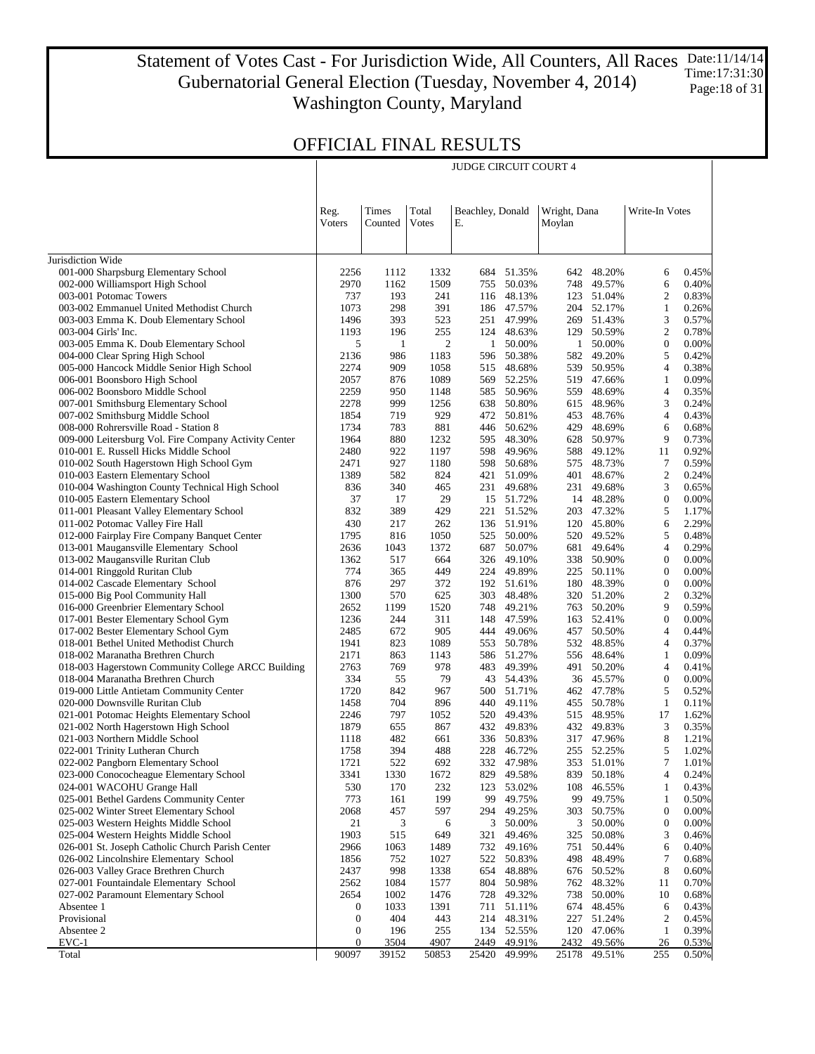# Statement of Votes Cast - For Jurisdiction Wide, All Counters, All Races
## Gubernatorial General Election (Tuesday, November 4, 2014)
## Washington County, Maryland

Date:11/14/14
Time:17:31:30

## OFFICIAL FINAL RESULTS

JUDGE CIRCUIT COURT 4

| | Reg. Voters | Times Counted | Total Votes | Beachley, Donald E. | | Wright, Dana Moylan | | Write-In Votes | |
|---|---|---|---|---|---|---|---|---|---|
| Jurisdiction Wide | | | | | | | | | |
| 001-000 Sharpsburg Elementary School | 2256 | 1112 | 1332 | 684 | 51.35% | 642 | 48.20% | 6 | 0.45% |
| 002-000 Williamsport High School | 2970 | 1162 | 1509 | 755 | 50.03% | 748 | 49.57% | 6 | 0.40% |
| 003-001 Potomac Towers | 737 | 193 | 241 | 116 | 48.13% | 123 | 51.04% | 2 | 0.83% |
| 003-002 Emmanuel United Methodist Church | 1073 | 298 | 391 | 186 | 47.57% | 204 | 52.17% | 1 | 0.26% |
| 003-003 Emma K. Doub Elementary School | 1496 | 393 | 523 | 251 | 47.99% | 269 | 51.43% | 3 | 0.57% |
| 003-004 Girls' Inc. | 1193 | 196 | 255 | 124 | 48.63% | 129 | 50.59% | 2 | 0.78% |
| 003-005 Emma K. Doub Elementary School | 5 | 1 | 2 | 1 | 50.00% | 1 | 50.00% | 0 | 0.00% |
| 004-000 Clear Spring High School | 2136 | 986 | 1183 | 596 | 50.38% | 582 | 49.20% | 5 | 0.42% |
| 005-000 Hancock Middle Senior High School | 2274 | 909 | 1058 | 515 | 48.68% | 539 | 50.95% | 4 | 0.38% |
| 006-001 Boonsboro High School | 2057 | 876 | 1089 | 569 | 52.25% | 519 | 47.66% | 1 | 0.09% |
| 006-002 Boonsboro Middle School | 2259 | 950 | 1148 | 585 | 50.96% | 559 | 48.69% | 4 | 0.35% |
| 007-001 Smithsburg Elementary School | 2278 | 999 | 1256 | 638 | 50.80% | 615 | 48.96% | 3 | 0.24% |
| 007-002 Smithsburg Middle School | 1854 | 719 | 929 | 472 | 50.81% | 453 | 48.76% | 4 | 0.43% |
| 008-000 Rohrersville Road - Station 8 | 1734 | 783 | 881 | 446 | 50.62% | 429 | 48.69% | 6 | 0.68% |
| 009-000 Leitersburg Vol. Fire Company Activity Center | 1964 | 880 | 1232 | 595 | 48.30% | 628 | 50.97% | 9 | 0.73% |
| 010-001 E. Russell Hicks Middle School | 2480 | 922 | 1197 | 598 | 49.96% | 588 | 49.12% | 11 | 0.92% |
| 010-002 South Hagerstown High School Gym | 2471 | 927 | 1180 | 598 | 50.68% | 575 | 48.73% | 7 | 0.59% |
| 010-003 Eastern Elementary School | 1389 | 582 | 824 | 421 | 51.09% | 401 | 48.67% | 2 | 0.24% |
| 010-004 Washington County Technical High School | 836 | 340 | 465 | 231 | 49.68% | 231 | 49.68% | 3 | 0.65% |
| 010-005 Eastern Elementary School | 37 | 17 | 29 | 15 | 51.72% | 14 | 48.28% | 0 | 0.00% |
| 011-001 Pleasant Valley Elementary School | 832 | 389 | 429 | 221 | 51.52% | 203 | 47.32% | 5 | 1.17% |
| 011-002 Potomac Valley Fire Hall | 430 | 217 | 262 | 136 | 51.91% | 120 | 45.80% | 6 | 2.29% |
| 012-000 Fairplay Fire Company Banquet Center | 1795 | 816 | 1050 | 525 | 50.00% | 520 | 49.52% | 5 | 0.48% |
| 013-001 Maugansville Elementary School | 2636 | 1043 | 1372 | 687 | 50.07% | 681 | 49.64% | 4 | 0.29% |
| 013-002 Maugansville Ruritan Club | 1362 | 517 | 664 | 326 | 49.10% | 338 | 50.90% | 0 | 0.00% |
| 014-001 Ringgold Ruritan Club | 774 | 365 | 449 | 224 | 49.89% | 225 | 50.11% | 0 | 0.00% |
| 014-002 Cascade Elementary School | 876 | 297 | 372 | 192 | 51.61% | 180 | 48.39% | 0 | 0.00% |
| 015-000 Big Pool Community Hall | 1300 | 570 | 625 | 303 | 48.48% | 320 | 51.20% | 2 | 0.32% |
| 016-000 Greenbrier Elementary School | 2652 | 1199 | 1520 | 748 | 49.21% | 763 | 50.20% | 9 | 0.59% |
| 017-001 Bester Elementary School Gym | 1236 | 244 | 311 | 148 | 47.59% | 163 | 52.41% | 0 | 0.00% |
| 017-002 Bester Elementary School Gym | 2485 | 672 | 905 | 444 | 49.06% | 457 | 50.50% | 4 | 0.44% |
| 018-001 Bethel United Methodist Church | 1941 | 823 | 1089 | 553 | 50.78% | 532 | 48.85% | 4 | 0.37% |
| 018-002 Maranatha Brethren Church | 2171 | 863 | 1143 | 586 | 51.27% | 556 | 48.64% | 1 | 0.09% |
| 018-003 Hagerstown Community College ARCC Building | 2763 | 769 | 978 | 483 | 49.39% | 491 | 50.20% | 4 | 0.41% |
| 018-004 Maranatha Brethren Church | 334 | 55 | 79 | 43 | 54.43% | 36 | 45.57% | 0 | 0.00% |
| 019-000 Little Antietam Community Center | 1720 | 842 | 967 | 500 | 51.71% | 462 | 47.78% | 5 | 0.52% |
| 020-000 Downsville Ruritan Club | 1458 | 704 | 896 | 440 | 49.11% | 455 | 50.78% | 1 | 0.11% |
| 021-001 Potomac Heights Elementary School | 2246 | 797 | 1052 | 520 | 49.43% | 515 | 48.95% | 17 | 1.62% |
| 021-002 North Hagerstown High School | 1879 | 655 | 867 | 432 | 49.83% | 432 | 49.83% | 3 | 0.35% |
| 021-003 Northern Middle School | 1118 | 482 | 661 | 336 | 50.83% | 317 | 47.96% | 8 | 1.21% |
| 022-001 Trinity Lutheran Church | 1758 | 394 | 488 | 228 | 46.72% | 255 | 52.25% | 5 | 1.02% |
| 022-002 Pangborn Elementary School | 1721 | 522 | 692 | 332 | 47.98% | 353 | 51.01% | 7 | 1.01% |
| 023-000 Conococheague Elementary School | 3341 | 1330 | 1672 | 829 | 49.58% | 839 | 50.18% | 4 | 0.24% |
| 024-001 WACOHU Grange Hall | 530 | 170 | 232 | 123 | 53.02% | 108 | 46.55% | 1 | 0.43% |
| 025-001 Bethel Gardens Community Center | 773 | 161 | 199 | 99 | 49.75% | 99 | 49.75% | 1 | 0.50% |
| 025-002 Winter Street Elementary School | 2068 | 457 | 597 | 294 | 49.25% | 303 | 50.75% | 0 | 0.00% |
| 025-003 Western Heights Middle School | 21 | 3 | 6 | 3 | 50.00% | 3 | 50.00% | 0 | 0.00% |
| 025-004 Western Heights Middle School | 1903 | 515 | 649 | 321 | 49.46% | 325 | 50.08% | 3 | 0.46% |
| 026-001 St. Joseph Catholic Church Parish Center | 2966 | 1063 | 1489 | 732 | 49.16% | 751 | 50.44% | 6 | 0.40% |
| 026-002 Lincolnshire Elementary School | 1856 | 752 | 1027 | 522 | 50.83% | 498 | 48.49% | 7 | 0.68% |
| 026-003 Valley Grace Brethren Church | 2437 | 998 | 1338 | 654 | 48.88% | 676 | 50.52% | 8 | 0.60% |
| 027-001 Fountaindale Elementary School | 2562 | 1084 | 1577 | 804 | 50.98% | 762 | 48.32% | 11 | 0.70% |
| 027-002 Paramount Elementary School | 2654 | 1002 | 1476 | 728 | 49.32% | 738 | 50.00% | 10 | 0.68% |
| Absentee 1 | 0 | 1033 | 1391 | 711 | 51.11% | 674 | 48.45% | 6 | 0.43% |
| Provisional | 0 | 404 | 443 | 214 | 48.31% | 227 | 51.24% | 2 | 0.45% |
| Absentee 2 | 0 | 196 | 255 | 134 | 52.55% | 120 | 47.06% | 1 | 0.39% |
| EVC-1 | 0 | 3504 | 4907 | 2449 | 49.91% | 2432 | 49.56% | 26 | 0.53% |
| Total | 90097 | 39152 | 50853 | 25420 | 49.99% | 25178 | 49.51% | 255 | 0.50% |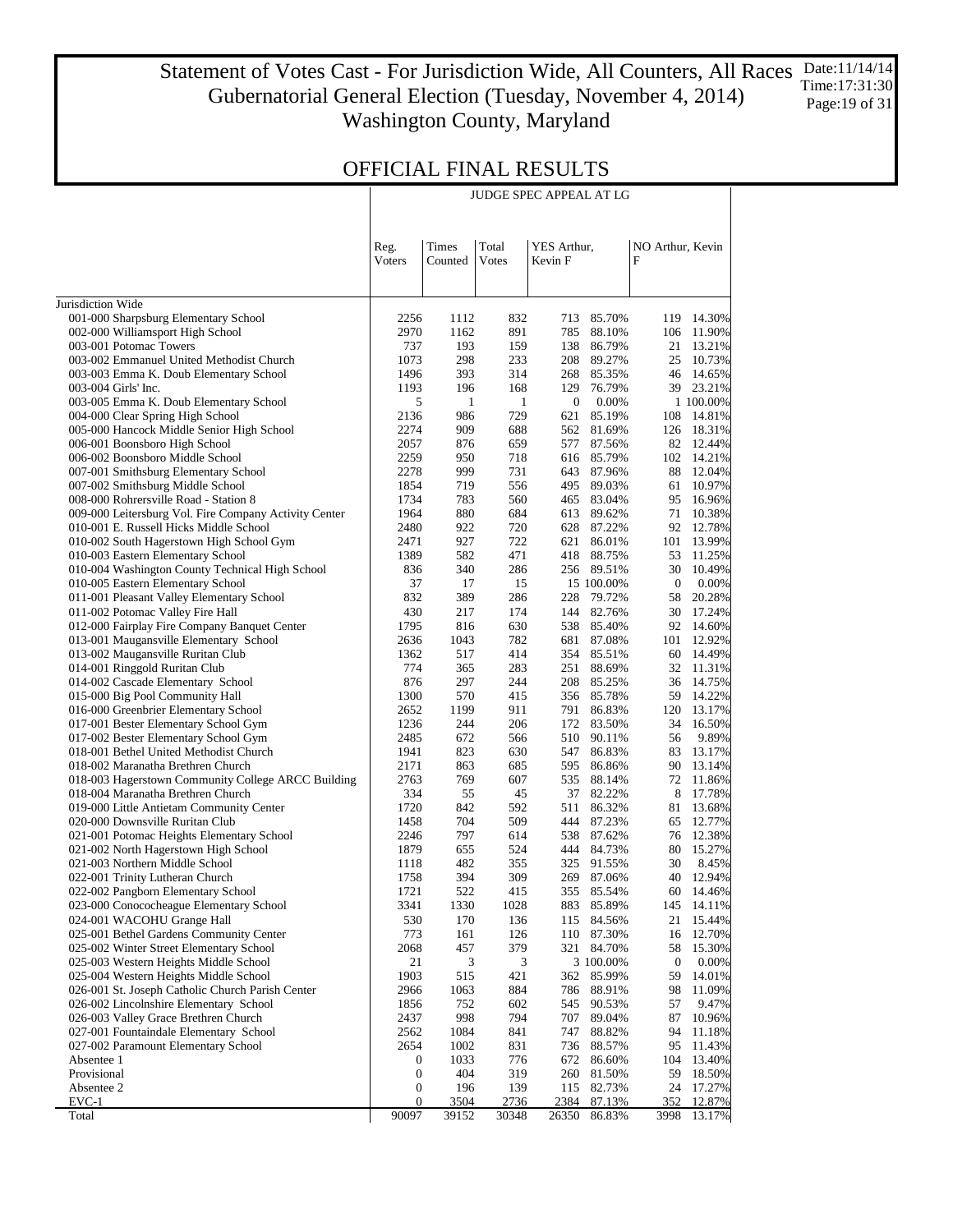# Statement of Votes Cast - For Jurisdiction Wide, All Counters, All Races
## Gubernatorial General Election (Tuesday, November 4, 2014)
## Washington County, Maryland

Date:11/14/14
Time:17:31:30

## OFFICIAL FINAL RESULTS

| | JUDGE SPEC APPEAL AT LG | | | | | | |
|---|---|---|---|---|---|---|---|
| | Reg. Voters | Times Counted | Total Votes | YES Arthur, Kevin F | | NO Arthur, Kevin F | |
| Jurisdiction Wide | | | | | | | |
| 001-000 Sharpsburg Elementary School | 2256 | 1112 | 832 | 713 | 85.70% | 119 | 14.30% |
| 002-000 Williamsport High School | 2970 | 1162 | 891 | 785 | 88.10% | 106 | 11.90% |
| 003-001 Potomac Towers | 737 | 193 | 159 | 138 | 86.79% | 21 | 13.21% |
| 003-002 Emmanuel United Methodist Church | 1073 | 298 | 233 | 208 | 89.27% | 25 | 10.73% |
| 003-003 Emma K. Doub Elementary School | 1496 | 393 | 314 | 268 | 85.35% | 46 | 14.65% |
| 003-004 Girls' Inc. | 1193 | 196 | 168 | 129 | 76.79% | 39 | 23.21% |
| 003-005 Emma K. Doub Elementary School | 5 | 1 | 1 | 0 | 0.00% | 1 | 100.00% |
| 004-000 Clear Spring High School | 2136 | 986 | 729 | 621 | 85.19% | 108 | 14.81% |
| 005-000 Hancock Middle Senior High School | 2274 | 909 | 688 | 562 | 81.69% | 126 | 18.31% |
| 006-001 Boonsboro High School | 2057 | 876 | 659 | 577 | 87.56% | 82 | 12.44% |
| 006-002 Boonsboro Middle School | 2259 | 950 | 718 | 616 | 85.79% | 102 | 14.21% |
| 007-001 Smithsburg Elementary School | 2278 | 999 | 731 | 643 | 87.96% | 88 | 12.04% |
| 007-002 Smithsburg Middle School | 1854 | 719 | 556 | 495 | 89.03% | 61 | 10.97% |
| 008-000 Rohrersville Road - Station 8 | 1734 | 783 | 560 | 465 | 83.04% | 95 | 16.96% |
| 009-000 Leitersburg Vol. Fire Company Activity Center | 1964 | 880 | 684 | 613 | 89.62% | 71 | 10.38% |
| 010-001 E. Russell Hicks Middle School | 2480 | 922 | 720 | 628 | 87.22% | 92 | 12.78% |
| 010-002 South Hagerstown High School Gym | 2471 | 927 | 722 | 621 | 86.01% | 101 | 13.99% |
| 010-003 Eastern Elementary School | 1389 | 582 | 471 | 418 | 88.75% | 53 | 11.25% |
| 010-004 Washington County Technical High School | 836 | 340 | 286 | 256 | 89.51% | 30 | 10.49% |
| 010-005 Eastern Elementary School | 37 | 17 | 15 | 15 | 100.00% | 0 | 0.00% |
| 011-001 Pleasant Valley Elementary School | 832 | 389 | 286 | 228 | 79.72% | 58 | 20.28% |
| 011-002 Potomac Valley Fire Hall | 430 | 217 | 174 | 144 | 82.76% | 30 | 17.24% |
| 012-000 Fairplay Fire Company Banquet Center | 1795 | 816 | 630 | 538 | 85.40% | 92 | 14.60% |
| 013-001 Maugansville Elementary School | 2636 | 1043 | 782 | 681 | 87.08% | 101 | 12.92% |
| 013-002 Maugansville Ruritan Club | 1362 | 517 | 414 | 354 | 85.51% | 60 | 14.49% |
| 014-001 Ringgold Ruritan Club | 774 | 365 | 283 | 251 | 88.69% | 32 | 11.31% |
| 014-002 Cascade Elementary School | 876 | 297 | 244 | 208 | 85.25% | 36 | 14.75% |
| 015-000 Big Pool Community Hall | 1300 | 570 | 415 | 356 | 85.78% | 59 | 14.22% |
| 016-000 Greenbrier Elementary School | 2652 | 1199 | 911 | 791 | 86.83% | 120 | 13.17% |
| 017-001 Bester Elementary School Gym | 1236 | 244 | 206 | 172 | 83.50% | 34 | 16.50% |
| 017-002 Bester Elementary School Gym | 2485 | 672 | 566 | 510 | 90.11% | 56 | 9.89% |
| 018-001 Bethel United Methodist Church | 1941 | 823 | 630 | 547 | 86.83% | 83 | 13.17% |
| 018-002 Maranatha Brethren Church | 2171 | 863 | 685 | 595 | 86.86% | 90 | 13.14% |
| 018-003 Hagerstown Community College ARCC Building | 2763 | 769 | 607 | 535 | 88.14% | 72 | 11.86% |
| 018-004 Maranatha Brethren Church | 334 | 55 | 45 | 37 | 82.22% | 8 | 17.78% |
| 019-000 Little Antietam Community Center | 1720 | 842 | 592 | 511 | 86.32% | 81 | 13.68% |
| 020-000 Downsville Ruritan Club | 1458 | 704 | 509 | 444 | 87.23% | 65 | 12.77% |
| 021-001 Potomac Heights Elementary School | 2246 | 797 | 614 | 538 | 87.62% | 76 | 12.38% |
| 021-002 North Hagerstown High School | 1879 | 655 | 524 | 444 | 84.73% | 80 | 15.27% |
| 021-003 Northern Middle School | 1118 | 482 | 355 | 325 | 91.55% | 30 | 8.45% |
| 022-001 Trinity Lutheran Church | 1758 | 394 | 309 | 269 | 87.06% | 40 | 12.94% |
| 022-002 Pangborn Elementary School | 1721 | 522 | 415 | 355 | 85.54% | 60 | 14.46% |
| 023-000 Conococheague Elementary School | 3341 | 1330 | 1028 | 883 | 85.89% | 145 | 14.11% |
| 024-001 WACOHU Grange Hall | 530 | 170 | 136 | 115 | 84.56% | 21 | 15.44% |
| 025-001 Bethel Gardens Community Center | 773 | 161 | 126 | 110 | 87.30% | 16 | 12.70% |
| 025-002 Winter Street Elementary School | 2068 | 457 | 379 | 321 | 84.70% | 58 | 15.30% |
| 025-003 Western Heights Middle School | 21 | 3 | 3 | 3 | 100.00% | 0 | 0.00% |
| 025-004 Western Heights Middle School | 1903 | 515 | 421 | 362 | 85.99% | 59 | 14.01% |
| 026-001 St. Joseph Catholic Church Parish Center | 2966 | 1063 | 884 | 786 | 88.91% | 98 | 11.09% |
| 026-002 Lincolnshire Elementary School | 1856 | 752 | 602 | 545 | 90.53% | 57 | 9.47% |
| 026-003 Valley Grace Brethren Church | 2437 | 998 | 794 | 707 | 89.04% | 87 | 10.96% |
| 027-001 Fountaindale Elementary School | 2562 | 1084 | 841 | 747 | 88.82% | 94 | 11.18% |
| 027-002 Paramount Elementary School | 2654 | 1002 | 831 | 736 | 88.57% | 95 | 11.43% |
| Absentee 1 | 0 | 1033 | 776 | 672 | 86.60% | 104 | 13.40% |
| Provisional | 0 | 404 | 319 | 260 | 81.50% | 59 | 18.50% |
| Absentee 2 | 0 | 196 | 139 | 115 | 82.73% | 24 | 17.27% |
| EVC-1 | 0 | 3504 | 2736 | 2384 | 87.13% | 352 | 12.87% |
| Total | 90097 | 39152 | 30348 | 26350 | 86.83% | 3998 | 13.17% |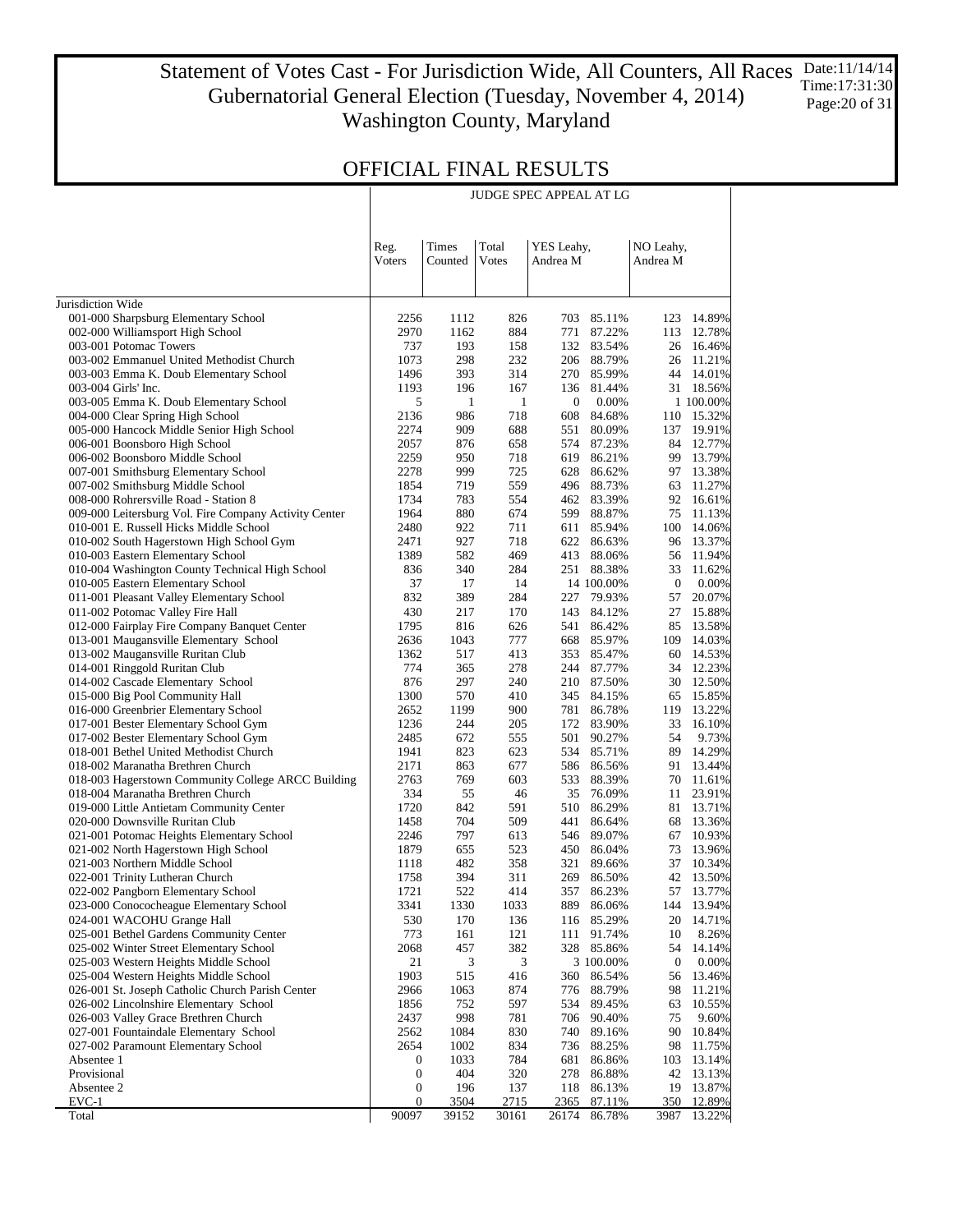# Statement of Votes Cast - For Jurisdiction Wide, All Counters, All Races
## Gubernatorial General Election (Tuesday, November 4, 2014)
## Washington County, Maryland

Date:11/14/14
Time:17:31:30

## OFFICIAL FINAL RESULTS

| | JUDGE SPEC APPEAL AT LG | | | | | | |
|---|---|---|---|---|---|---|---|
| | Reg. Voters | Times Counted | Total Votes | YES Leahy, Andrea M | | NO Leahy, Andrea M | |
| Jurisdiction Wide | | | | | | | |
| 001-000 Sharpsburg Elementary School | 2256 | 1112 | 826 | 703 | 85.11% | 123 | 14.89% |
| 002-000 Williamsport High School | 2970 | 1162 | 884 | 771 | 87.22% | 113 | 12.78% |
| 003-001 Potomac Towers | 737 | 193 | 158 | 132 | 83.54% | 26 | 16.46% |
| 003-002 Emmanuel United Methodist Church | 1073 | 298 | 232 | 206 | 88.79% | 26 | 11.21% |
| 003-003 Emma K. Doub Elementary School | 1496 | 393 | 314 | 270 | 85.99% | 44 | 14.01% |
| 003-004 Girls' Inc. | 1193 | 196 | 167 | 136 | 81.44% | 31 | 18.56% |
| 003-005 Emma K. Doub Elementary School | 5 | 1 | 1 | 0 | 0.00% | 1 | 100.00% |
| 004-000 Clear Spring High School | 2136 | 986 | 718 | 608 | 84.68% | 110 | 15.32% |
| 005-000 Hancock Middle Senior High School | 2274 | 909 | 688 | 551 | 80.09% | 137 | 19.91% |
| 006-001 Boonsboro High School | 2057 | 876 | 658 | 574 | 87.23% | 84 | 12.77% |
| 006-002 Boonsboro Middle School | 2259 | 950 | 718 | 619 | 86.21% | 99 | 13.79% |
| 007-001 Smithsburg Elementary School | 2278 | 999 | 725 | 628 | 86.62% | 97 | 13.38% |
| 007-002 Smithsburg Middle School | 1854 | 719 | 559 | 496 | 88.73% | 63 | 11.27% |
| 008-000 Rohrersville Road - Station 8 | 1734 | 783 | 554 | 462 | 83.39% | 92 | 16.61% |
| 009-000 Leitersburg Vol. Fire Company Activity Center | 1964 | 880 | 674 | 599 | 88.87% | 75 | 11.13% |
| 010-001 E. Russell Hicks Middle School | 2480 | 922 | 711 | 611 | 85.94% | 100 | 14.06% |
| 010-002 South Hagerstown High School Gym | 2471 | 927 | 718 | 622 | 86.63% | 96 | 13.37% |
| 010-003 Eastern Elementary School | 1389 | 582 | 469 | 413 | 88.06% | 56 | 11.94% |
| 010-004 Washington County Technical High School | 836 | 340 | 284 | 251 | 88.38% | 33 | 11.62% |
| 010-005 Eastern Elementary School | 37 | 17 | 14 | 14 | 100.00% | 0 | 0.00% |
| 011-001 Pleasant Valley Elementary School | 832 | 389 | 284 | 227 | 79.93% | 57 | 20.07% |
| 011-002 Potomac Valley Fire Hall | 430 | 217 | 170 | 143 | 84.12% | 27 | 15.88% |
| 012-000 Fairplay Fire Company Banquet Center | 1795 | 816 | 626 | 541 | 86.42% | 85 | 13.58% |
| 013-001 Maugansville Elementary School | 2636 | 1043 | 777 | 668 | 85.97% | 109 | 14.03% |
| 013-002 Maugansville Ruritan Club | 1362 | 517 | 413 | 353 | 85.47% | 60 | 14.53% |
| 014-001 Ringgold Ruritan Club | 774 | 365 | 278 | 244 | 87.77% | 34 | 12.23% |
| 014-002 Cascade Elementary School | 876 | 297 | 240 | 210 | 87.50% | 30 | 12.50% |
| 015-000 Big Pool Community Hall | 1300 | 570 | 410 | 345 | 84.15% | 65 | 15.85% |
| 016-000 Greenbrier Elementary School | 2652 | 1199 | 900 | 781 | 86.78% | 119 | 13.22% |
| 017-001 Bester Elementary School Gym | 1236 | 244 | 205 | 172 | 83.90% | 33 | 16.10% |
| 017-002 Bester Elementary School Gym | 2485 | 672 | 555 | 501 | 90.27% | 54 | 9.73% |
| 018-001 Bethel United Methodist Church | 1941 | 823 | 623 | 534 | 85.71% | 89 | 14.29% |
| 018-002 Maranatha Brethren Church | 2171 | 863 | 677 | 586 | 86.56% | 91 | 13.44% |
| 018-003 Hagerstown Community College ARCC Building | 2763 | 769 | 603 | 533 | 88.39% | 70 | 11.61% |
| 018-004 Maranatha Brethren Church | 334 | 55 | 46 | 35 | 76.09% | 11 | 23.91% |
| 019-000 Little Antietam Community Center | 1720 | 842 | 591 | 510 | 86.29% | 81 | 13.71% |
| 020-000 Downsville Ruritan Club | 1458 | 704 | 509 | 441 | 86.64% | 68 | 13.36% |
| 021-001 Potomac Heights Elementary School | 2246 | 797 | 613 | 546 | 89.07% | 67 | 10.93% |
| 021-002 North Hagerstown High School | 1879 | 655 | 523 | 450 | 86.04% | 73 | 13.96% |
| 021-003 Northern Middle School | 1118 | 482 | 358 | 321 | 89.66% | 37 | 10.34% |
| 022-001 Trinity Lutheran Church | 1758 | 394 | 311 | 269 | 86.50% | 42 | 13.50% |
| 022-002 Pangborn Elementary School | 1721 | 522 | 414 | 357 | 86.23% | 57 | 13.77% |
| 023-000 Conococheague Elementary School | 3341 | 1330 | 1033 | 889 | 86.06% | 144 | 13.94% |
| 024-001 WACOHU Grange Hall | 530 | 170 | 136 | 116 | 85.29% | 20 | 14.71% |
| 025-001 Bethel Gardens Community Center | 773 | 161 | 121 | 111 | 91.74% | 10 | 8.26% |
| 025-002 Winter Street Elementary School | 2068 | 457 | 382 | 328 | 85.86% | 54 | 14.14% |
| 025-003 Western Heights Middle School | 21 | 3 | 3 | 3 | 100.00% | 0 | 0.00% |
| 025-004 Western Heights Middle School | 1903 | 515 | 416 | 360 | 86.54% | 56 | 13.46% |
| 026-001 St. Joseph Catholic Church Parish Center | 2966 | 1063 | 874 | 776 | 88.79% | 98 | 11.21% |
| 026-002 Lincolnshire Elementary School | 1856 | 752 | 597 | 534 | 89.45% | 63 | 10.55% |
| 026-003 Valley Grace Brethren Church | 2437 | 998 | 781 | 706 | 90.40% | 75 | 9.60% |
| 027-001 Fountaindale Elementary School | 2562 | 1084 | 830 | 740 | 89.16% | 90 | 10.84% |
| 027-002 Paramount Elementary School | 2654 | 1002 | 834 | 736 | 88.25% | 98 | 11.75% |
| Absentee 1 | 0 | 1033 | 784 | 681 | 86.86% | 103 | 13.14% |
| Provisional | 0 | 404 | 320 | 278 | 86.88% | 42 | 13.13% |
| Absentee 2 | 0 | 196 | 137 | 118 | 86.13% | 19 | 13.87% |
| EVC-1 | 0 | 3504 | 2715 | 2365 | 87.11% | 350 | 12.89% |
| Total | 90097 | 39152 | 30161 | 26174 | 86.78% | 3987 | 13.22% |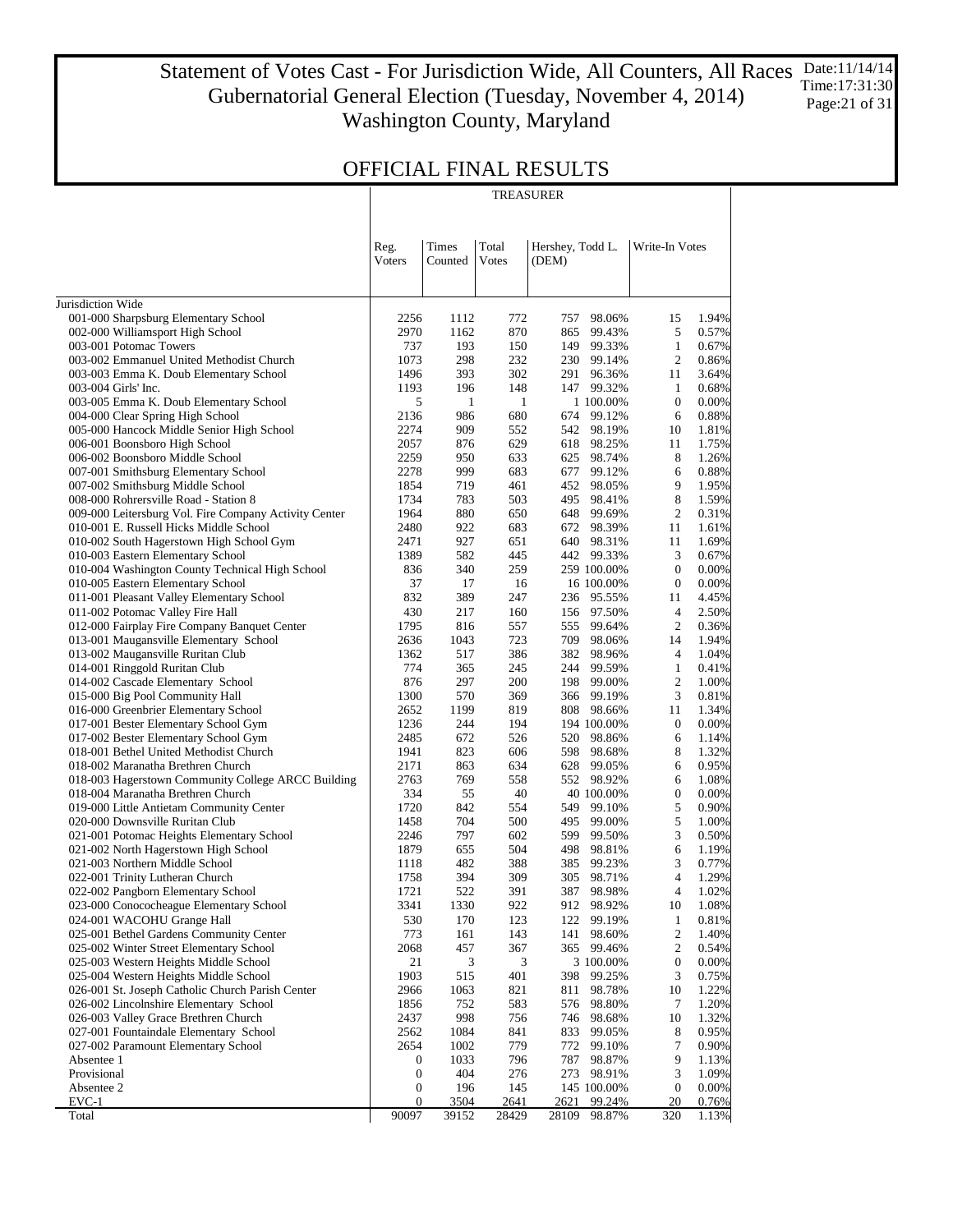# Statement of Votes Cast - For Jurisdiction Wide, All Counters, All Races
## Gubernatorial General Election (Tuesday, November 4, 2014)
## Washington County, Maryland

Date:11/14/14
Time:17:31:30

## OFFICIAL FINAL RESULTS

| | Reg. Voters | Times Counted | Total Votes | TREASURER Hershey, Todd L. (DEM) | | Write-In Votes | |
|---|---|---|---|---|---|---|---|
| Jurisdiction Wide | | | | | | | |
| 001-000 Sharpsburg Elementary School | 2256 | 1112 | 772 | 757 | 98.06% | 15 | 1.94% |
| 002-000 Williamsport High School | 2970 | 1162 | 870 | 865 | 99.43% | 5 | 0.57% |
| 003-001 Potomac Towers | 737 | 193 | 150 | 149 | 99.33% | 1 | 0.67% |
| 003-002 Emmanuel United Methodist Church | 1073 | 298 | 232 | 230 | 99.14% | 2 | 0.86% |
| 003-003 Emma K. Doub Elementary School | 1496 | 393 | 302 | 291 | 96.36% | 11 | 3.64% |
| 003-004 Girls' Inc. | 1193 | 196 | 148 | 147 | 99.32% | 1 | 0.68% |
| 003-005 Emma K. Doub Elementary School | 5 | 1 | 1 | 1 | 100.00% | 0 | 0.00% |
| 004-000 Clear Spring High School | 2136 | 986 | 680 | 674 | 99.12% | 6 | 0.88% |
| 005-000 Hancock Middle Senior High School | 2274 | 909 | 552 | 542 | 98.19% | 10 | 1.81% |
| 006-001 Boonsboro High School | 2057 | 876 | 629 | 618 | 98.25% | 11 | 1.75% |
| 006-002 Boonsboro Middle School | 2259 | 950 | 633 | 625 | 98.74% | 8 | 1.26% |
| 007-001 Smithsburg Elementary School | 2278 | 999 | 683 | 677 | 99.12% | 6 | 0.88% |
| 007-002 Smithsburg Middle School | 1854 | 719 | 461 | 452 | 98.05% | 9 | 1.95% |
| 008-000 Rohrersville Road - Station 8 | 1734 | 783 | 503 | 495 | 98.41% | 8 | 1.59% |
| 009-000 Leitersburg Vol. Fire Company Activity Center | 1964 | 880 | 650 | 648 | 99.69% | 2 | 0.31% |
| 010-001 E. Russell Hicks Middle School | 2480 | 922 | 683 | 672 | 98.39% | 11 | 1.61% |
| 010-002 South Hagerstown High School Gym | 2471 | 927 | 651 | 640 | 98.31% | 11 | 1.69% |
| 010-003 Eastern Elementary School | 1389 | 582 | 445 | 442 | 99.33% | 3 | 0.67% |
| 010-004 Washington County Technical High School | 836 | 340 | 259 | 259 | 100.00% | 0 | 0.00% |
| 010-005 Eastern Elementary School | 37 | 17 | 16 | 16 | 100.00% | 0 | 0.00% |
| 011-001 Pleasant Valley Elementary School | 832 | 389 | 247 | 236 | 95.55% | 11 | 4.45% |
| 011-002 Potomac Valley Fire Hall | 430 | 217 | 160 | 156 | 97.50% | 4 | 2.50% |
| 012-000 Fairplay Fire Company Banquet Center | 1795 | 816 | 557 | 555 | 99.64% | 2 | 0.36% |
| 013-001 Maugansville Elementary School | 2636 | 1043 | 723 | 709 | 98.06% | 14 | 1.94% |
| 013-002 Maugansville Ruritan Club | 1362 | 517 | 386 | 382 | 98.96% | 4 | 1.04% |
| 014-001 Ringgold Ruritan Club | 774 | 365 | 245 | 244 | 99.59% | 1 | 0.41% |
| 014-002 Cascade Elementary School | 876 | 297 | 200 | 198 | 99.00% | 2 | 1.00% |
| 015-000 Big Pool Community Hall | 1300 | 570 | 369 | 366 | 99.19% | 3 | 0.81% |
| 016-000 Greenbrier Elementary School | 2652 | 1199 | 819 | 808 | 98.66% | 11 | 1.34% |
| 017-001 Bester Elementary School Gym | 1236 | 244 | 194 | 194 | 100.00% | 0 | 0.00% |
| 017-002 Bester Elementary School Gym | 2485 | 672 | 526 | 520 | 98.86% | 6 | 1.14% |
| 018-001 Bethel United Methodist Church | 1941 | 823 | 606 | 598 | 98.68% | 8 | 1.32% |
| 018-002 Maranatha Brethren Church | 2171 | 863 | 634 | 628 | 99.05% | 6 | 0.95% |
| 018-003 Hagerstown Community College ARCC Building | 2763 | 769 | 558 | 552 | 98.92% | 6 | 1.08% |
| 018-004 Maranatha Brethren Church | 334 | 55 | 40 | 40 | 100.00% | 0 | 0.00% |
| 019-000 Little Antietam Community Center | 1720 | 842 | 554 | 549 | 99.10% | 5 | 0.90% |
| 020-000 Downsville Ruritan Club | 1458 | 704 | 500 | 495 | 99.00% | 5 | 1.00% |
| 021-001 Potomac Heights Elementary School | 2246 | 797 | 602 | 599 | 99.50% | 3 | 0.50% |
| 021-002 North Hagerstown High School | 1879 | 655 | 504 | 498 | 98.81% | 6 | 1.19% |
| 021-003 Northern Middle School | 1118 | 482 | 388 | 385 | 99.23% | 3 | 0.77% |
| 022-001 Trinity Lutheran Church | 1758 | 394 | 309 | 305 | 98.71% | 4 | 1.29% |
| 022-002 Pangborn Elementary School | 1721 | 522 | 391 | 387 | 98.98% | 4 | 1.02% |
| 023-000 Conococheague Elementary School | 3341 | 1330 | 922 | 912 | 98.92% | 10 | 1.08% |
| 024-001 WACOHU Grange Hall | 530 | 170 | 123 | 122 | 99.19% | 1 | 0.81% |
| 025-001 Bethel Gardens Community Center | 773 | 161 | 143 | 141 | 98.60% | 2 | 1.40% |
| 025-002 Winter Street Elementary School | 2068 | 457 | 367 | 365 | 99.46% | 2 | 0.54% |
| 025-003 Western Heights Middle School | 21 | 3 | 3 | 3 | 100.00% | 0 | 0.00% |
| 025-004 Western Heights Middle School | 1903 | 515 | 401 | 398 | 99.25% | 3 | 0.75% |
| 026-001 St. Joseph Catholic Church Parish Center | 2966 | 1063 | 821 | 811 | 98.78% | 10 | 1.22% |
| 026-002 Lincolnshire Elementary School | 1856 | 752 | 583 | 576 | 98.80% | 7 | 1.20% |
| 026-003 Valley Grace Brethren Church | 2437 | 998 | 756 | 746 | 98.68% | 10 | 1.32% |
| 027-001 Fountaindale Elementary School | 2562 | 1084 | 841 | 833 | 99.05% | 8 | 0.95% |
| 027-002 Paramount Elementary School | 2654 | 1002 | 779 | 772 | 99.10% | 7 | 0.90% |
| Absentee 1 | 0 | 1033 | 796 | 787 | 98.87% | 9 | 1.13% |
| Provisional | 0 | 404 | 276 | 273 | 98.91% | 3 | 1.09% |
| Absentee 2 | 0 | 196 | 145 | 145 | 100.00% | 0 | 0.00% |
| EVC-1 | 0 | 3504 | 2641 | 2621 | 99.24% | 20 | 0.76% |
| Total | 90097 | 39152 | 28429 | 28109 | 98.87% | 320 | 1.13% |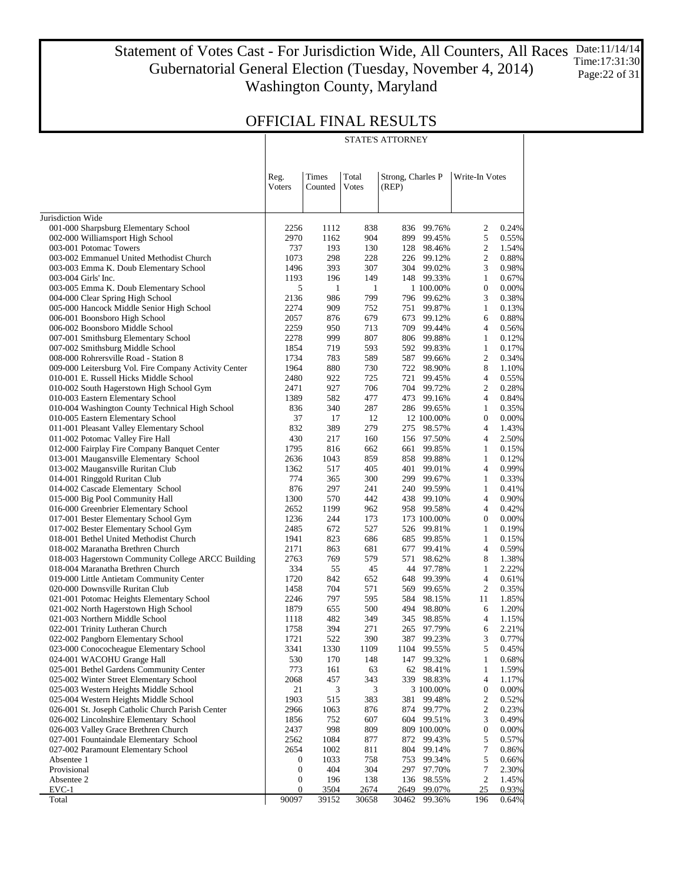# Statement of Votes Cast - For Jurisdiction Wide, All Counters, All Races
## Gubernatorial General Election (Tuesday, November 4, 2014)
## Washington County, Maryland

Date:11/14/14
Time:17:31:30

## OFFICIAL FINAL RESULTS

| | | | | STATE'S ATTORNEY | | | |
|---|---|---|---|---|---|---|---|
| | Reg. Voters | Times Counted | Total Votes | Strong, Charles P (REP) | | Write-In Votes | |
| Jurisdiction Wide | | | | | | | |
| 001-000 Sharpsburg Elementary School | 2256 | 1112 | 838 | 836 | 99.76% | 2 | 0.24% |
| 002-000 Williamsport High School | 2970 | 1162 | 904 | 899 | 99.45% | 5 | 0.55% |
| 003-001 Potomac Towers | 737 | 193 | 130 | 128 | 98.46% | 2 | 1.54% |
| 003-002 Emmanuel United Methodist Church | 1073 | 298 | 228 | 226 | 99.12% | 2 | 0.88% |
| 003-003 Emma K. Doub Elementary School | 1496 | 393 | 307 | 304 | 99.02% | 3 | 0.98% |
| 003-004 Girls' Inc. | 1193 | 196 | 149 | 148 | 99.33% | 1 | 0.67% |
| 003-005 Emma K. Doub Elementary School | 5 | 1 | 1 | 1 | 100.00% | 0 | 0.00% |
| 004-000 Clear Spring High School | 2136 | 986 | 799 | 796 | 99.62% | 3 | 0.38% |
| 005-000 Hancock Middle Senior High School | 2274 | 909 | 752 | 751 | 99.87% | 1 | 0.13% |
| 006-001 Boonsboro High School | 2057 | 876 | 679 | 673 | 99.12% | 6 | 0.88% |
| 006-002 Boonsboro Middle School | 2259 | 950 | 713 | 709 | 99.44% | 4 | 0.56% |
| 007-001 Smithsburg Elementary School | 2278 | 999 | 807 | 806 | 99.88% | 1 | 0.12% |
| 007-002 Smithsburg Middle School | 1854 | 719 | 593 | 592 | 99.83% | 1 | 0.17% |
| 008-000 Rohrersville Road - Station 8 | 1734 | 783 | 589 | 587 | 99.66% | 2 | 0.34% |
| 009-000 Leitersburg Vol. Fire Company Activity Center | 1964 | 880 | 730 | 722 | 98.90% | 8 | 1.10% |
| 010-001 E. Russell Hicks Middle School | 2480 | 922 | 725 | 721 | 99.45% | 4 | 0.55% |
| 010-002 South Hagerstown High School Gym | 2471 | 927 | 706 | 704 | 99.72% | 2 | 0.28% |
| 010-003 Eastern Elementary School | 1389 | 582 | 477 | 473 | 99.16% | 4 | 0.84% |
| 010-004 Washington County Technical High School | 836 | 340 | 287 | 286 | 99.65% | 1 | 0.35% |
| 010-005 Eastern Elementary School | 37 | 17 | 12 | 12 | 100.00% | 0 | 0.00% |
| 011-001 Pleasant Valley Elementary School | 832 | 389 | 279 | 275 | 98.57% | 4 | 1.43% |
| 011-002 Potomac Valley Fire Hall | 430 | 217 | 160 | 156 | 97.50% | 4 | 2.50% |
| 012-000 Fairplay Fire Company Banquet Center | 1795 | 816 | 662 | 661 | 99.85% | 1 | 0.15% |
| 013-001 Maugansville Elementary School | 2636 | 1043 | 859 | 858 | 99.88% | 1 | 0.12% |
| 013-002 Maugansville Ruritan Club | 1362 | 517 | 405 | 401 | 99.01% | 4 | 0.99% |
| 014-001 Ringgold Ruritan Club | 774 | 365 | 300 | 299 | 99.67% | 1 | 0.33% |
| 014-002 Cascade Elementary School | 876 | 297 | 241 | 240 | 99.59% | 1 | 0.41% |
| 015-000 Big Pool Community Hall | 1300 | 570 | 442 | 438 | 99.10% | 4 | 0.90% |
| 016-000 Greenbrier Elementary School | 2652 | 1199 | 962 | 958 | 99.58% | 4 | 0.42% |
| 017-001 Bester Elementary School Gym | 1236 | 244 | 173 | 173 | 100.00% | 0 | 0.00% |
| 017-002 Bester Elementary School Gym | 2485 | 672 | 527 | 526 | 99.81% | 1 | 0.19% |
| 018-001 Bethel United Methodist Church | 1941 | 823 | 686 | 685 | 99.85% | 1 | 0.15% |
| 018-002 Maranatha Brethren Church | 2171 | 863 | 681 | 677 | 99.41% | 4 | 0.59% |
| 018-003 Hagerstown Community College ARCC Building | 2763 | 769 | 579 | 571 | 98.62% | 8 | 1.38% |
| 018-004 Maranatha Brethren Church | 334 | 55 | 45 | 44 | 97.78% | 1 | 2.22% |
| 019-000 Little Antietam Community Center | 1720 | 842 | 652 | 648 | 99.39% | 4 | 0.61% |
| 020-000 Downsville Ruritan Club | 1458 | 704 | 571 | 569 | 99.65% | 2 | 0.35% |
| 021-001 Potomac Heights Elementary School | 2246 | 797 | 595 | 584 | 98.15% | 11 | 1.85% |
| 021-002 North Hagerstown High School | 1879 | 655 | 500 | 494 | 98.80% | 6 | 1.20% |
| 021-003 Northern Middle School | 1118 | 482 | 349 | 345 | 98.85% | 4 | 1.15% |
| 022-001 Trinity Lutheran Church | 1758 | 394 | 271 | 265 | 97.79% | 6 | 2.21% |
| 022-002 Pangborn Elementary School | 1721 | 522 | 390 | 387 | 99.23% | 3 | 0.77% |
| 023-000 Conococheague Elementary School | 3341 | 1330 | 1109 | 1104 | 99.55% | 5 | 0.45% |
| 024-001 WACOHU Grange Hall | 530 | 170 | 148 | 147 | 99.32% | 1 | 0.68% |
| 025-001 Bethel Gardens Community Center | 773 | 161 | 63 | 62 | 98.41% | 1 | 1.59% |
| 025-002 Winter Street Elementary School | 2068 | 457 | 343 | 339 | 98.83% | 4 | 1.17% |
| 025-003 Western Heights Middle School | 21 | 3 | 3 | 3 | 100.00% | 0 | 0.00% |
| 025-004 Western Heights Middle School | 1903 | 515 | 383 | 381 | 99.48% | 2 | 0.52% |
| 026-001 St. Joseph Catholic Church Parish Center | 2966 | 1063 | 876 | 874 | 99.77% | 2 | 0.23% |
| 026-002 Lincolnshire Elementary School | 1856 | 752 | 607 | 604 | 99.51% | 3 | 0.49% |
| 026-003 Valley Grace Brethren Church | 2437 | 998 | 809 | 809 | 100.00% | 0 | 0.00% |
| 027-001 Fountaindale Elementary School | 2562 | 1084 | 877 | 872 | 99.43% | 5 | 0.57% |
| 027-002 Paramount Elementary School | 2654 | 1002 | 811 | 804 | 99.14% | 7 | 0.86% |
| Absentee 1 | 0 | 1033 | 758 | 753 | 99.34% | 5 | 0.66% |
| Provisional | 0 | 404 | 304 | 297 | 97.70% | 7 | 2.30% |
| Absentee 2 | 0 | 196 | 138 | 136 | 98.55% | 2 | 1.45% |
| EVC-1 | 0 | 3504 | 2674 | 2649 | 99.07% | 25 | 0.93% |
| Total | 90097 | 39152 | 30658 | 30462 | 99.36% | 196 | 0.64% |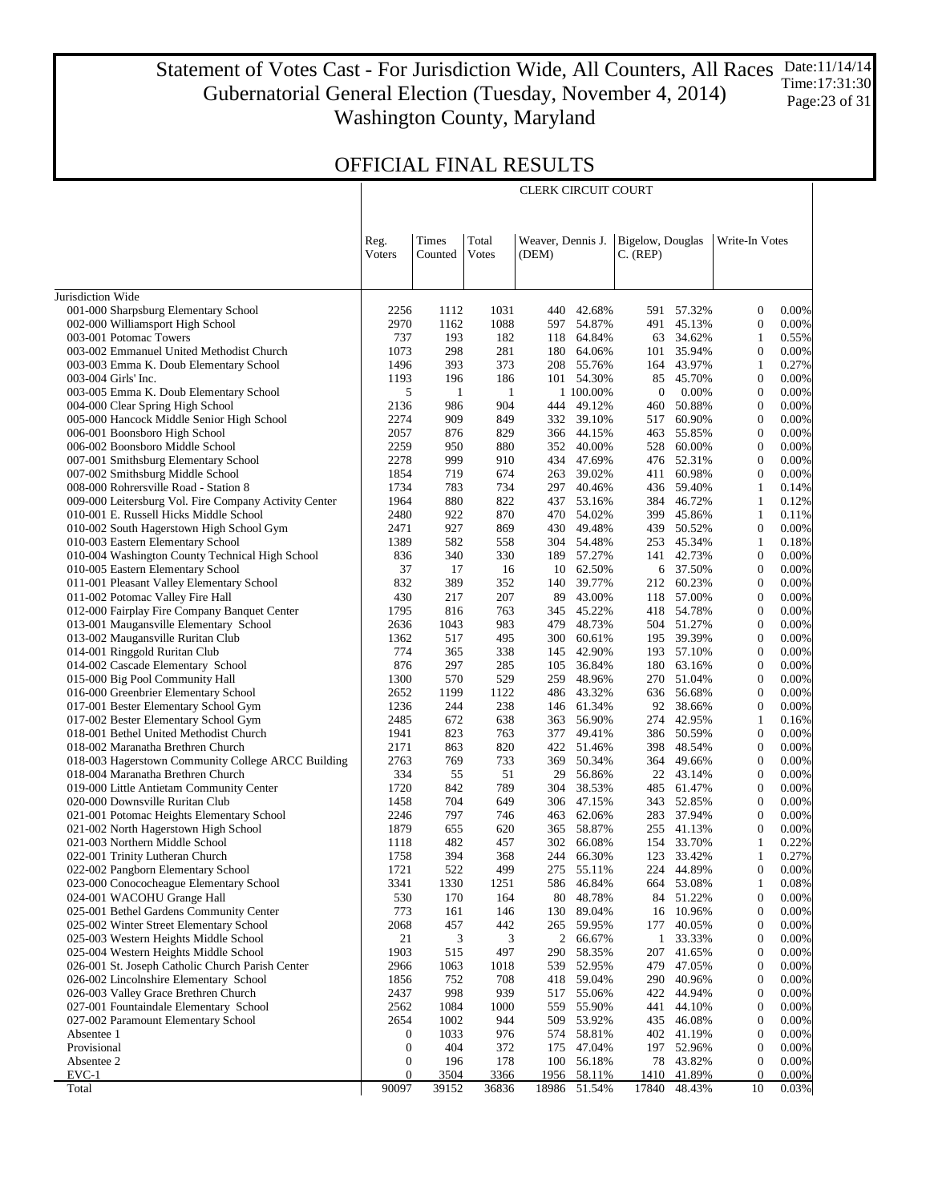# Statement of Votes Cast - For Jurisdiction Wide, All Counters, All Races
## Gubernatorial General Election (Tuesday, November 4, 2014)
## Washington County, Maryland

Date:11/14/14
Time:17:31:30

## OFFICIAL FINAL RESULTS

CLERK CIRCUIT COURT

| | Reg. Voters | Times Counted | Total Votes | Weaver, Dennis J. (DEM) | | Bigelow, Douglas C. (REP) | | Write-In Votes | |
|---|---|---|---|---|---|---|---|---|---|
| Jurisdiction Wide | | | | | | | | | |
| 001-000 Sharpsburg Elementary School | 2256 | 1112 | 1031 | 440 | 42.68% | 591 | 57.32% | 0 | 0.00% |
| 002-000 Williamsport High School | 2970 | 1162 | 1088 | 597 | 54.87% | 491 | 45.13% | 0 | 0.00% |
| 003-001 Potomac Towers | 737 | 193 | 182 | 118 | 64.84% | 63 | 34.62% | 1 | 0.55% |
| 003-002 Emmanuel United Methodist Church | 1073 | 298 | 281 | 180 | 64.06% | 101 | 35.94% | 0 | 0.00% |
| 003-003 Emma K. Doub Elementary School | 1496 | 393 | 373 | 208 | 55.76% | 164 | 43.97% | 1 | 0.27% |
| 003-004 Girls' Inc. | 1193 | 196 | 186 | 101 | 54.30% | 85 | 45.70% | 0 | 0.00% |
| 003-005 Emma K. Doub Elementary School | 5 | 1 | 1 | 1 | 100.00% | 0 | 0.00% | 0 | 0.00% |
| 004-000 Clear Spring High School | 2136 | 986 | 904 | 444 | 49.12% | 460 | 50.88% | 0 | 0.00% |
| 005-000 Hancock Middle Senior High School | 2274 | 909 | 849 | 332 | 39.10% | 517 | 60.90% | 0 | 0.00% |
| 006-001 Boonsboro High School | 2057 | 876 | 829 | 366 | 44.15% | 463 | 55.85% | 0 | 0.00% |
| 006-002 Boonsboro Middle School | 2259 | 950 | 880 | 352 | 40.00% | 528 | 60.00% | 0 | 0.00% |
| 007-001 Smithsburg Elementary School | 2278 | 999 | 910 | 434 | 47.69% | 476 | 52.31% | 0 | 0.00% |
| 007-002 Smithsburg Middle School | 1854 | 719 | 674 | 263 | 39.02% | 411 | 60.98% | 0 | 0.00% |
| 008-000 Rohrersville Road - Station 8 | 1734 | 783 | 734 | 297 | 40.46% | 436 | 59.40% | 1 | 0.14% |
| 009-000 Leitersburg Vol. Fire Company Activity Center | 1964 | 880 | 822 | 437 | 53.16% | 384 | 46.72% | 1 | 0.12% |
| 010-001 E. Russell Hicks Middle School | 2480 | 922 | 870 | 470 | 54.02% | 399 | 45.86% | 1 | 0.11% |
| 010-002 South Hagerstown High School Gym | 2471 | 927 | 869 | 430 | 49.48% | 439 | 50.52% | 0 | 0.00% |
| 010-003 Eastern Elementary School | 1389 | 582 | 558 | 304 | 54.48% | 253 | 45.34% | 1 | 0.18% |
| 010-004 Washington County Technical High School | 836 | 340 | 330 | 189 | 57.27% | 141 | 42.73% | 0 | 0.00% |
| 010-005 Eastern Elementary School | 37 | 17 | 16 | 10 | 62.50% | 6 | 37.50% | 0 | 0.00% |
| 011-001 Pleasant Valley Elementary School | 832 | 389 | 352 | 140 | 39.77% | 212 | 60.23% | 0 | 0.00% |
| 011-002 Potomac Valley Fire Hall | 430 | 217 | 207 | 89 | 43.00% | 118 | 57.00% | 0 | 0.00% |
| 012-000 Fairplay Fire Company Banquet Center | 1795 | 816 | 763 | 345 | 45.22% | 418 | 54.78% | 0 | 0.00% |
| 013-001 Maugansville Elementary School | 2636 | 1043 | 983 | 479 | 48.73% | 504 | 51.27% | 0 | 0.00% |
| 013-002 Maugansville Ruritan Club | 1362 | 517 | 495 | 300 | 60.61% | 195 | 39.39% | 0 | 0.00% |
| 014-001 Ringgold Ruritan Club | 774 | 365 | 338 | 145 | 42.90% | 193 | 57.10% | 0 | 0.00% |
| 014-002 Cascade Elementary School | 876 | 297 | 285 | 105 | 36.84% | 180 | 63.16% | 0 | 0.00% |
| 015-000 Big Pool Community Hall | 1300 | 570 | 529 | 259 | 48.96% | 270 | 51.04% | 0 | 0.00% |
| 016-000 Greenbrier Elementary School | 2652 | 1199 | 1122 | 486 | 43.32% | 636 | 56.68% | 0 | 0.00% |
| 017-001 Bester Elementary School Gym | 1236 | 244 | 238 | 146 | 61.34% | 92 | 38.66% | 0 | 0.00% |
| 017-002 Bester Elementary School Gym | 2485 | 672 | 638 | 363 | 56.90% | 274 | 42.95% | 1 | 0.16% |
| 018-001 Bethel United Methodist Church | 1941 | 823 | 763 | 377 | 49.41% | 386 | 50.59% | 0 | 0.00% |
| 018-002 Maranatha Brethren Church | 2171 | 863 | 820 | 422 | 51.46% | 398 | 48.54% | 0 | 0.00% |
| 018-003 Hagerstown Community College ARCC Building | 2763 | 769 | 733 | 369 | 50.34% | 364 | 49.66% | 0 | 0.00% |
| 018-004 Maranatha Brethren Church | 334 | 55 | 51 | 29 | 56.86% | 22 | 43.14% | 0 | 0.00% |
| 019-000 Little Antietam Community Center | 1720 | 842 | 789 | 304 | 38.53% | 485 | 61.47% | 0 | 0.00% |
| 020-000 Downsville Ruritan Club | 1458 | 704 | 649 | 306 | 47.15% | 343 | 52.85% | 0 | 0.00% |
| 021-001 Potomac Heights Elementary School | 2246 | 797 | 746 | 463 | 62.06% | 283 | 37.94% | 0 | 0.00% |
| 021-002 North Hagerstown High School | 1879 | 655 | 620 | 365 | 58.87% | 255 | 41.13% | 0 | 0.00% |
| 021-003 Northern Middle School | 1118 | 482 | 457 | 302 | 66.08% | 154 | 33.70% | 1 | 0.22% |
| 022-001 Trinity Lutheran Church | 1758 | 394 | 368 | 244 | 66.30% | 123 | 33.42% | 1 | 0.27% |
| 022-002 Pangborn Elementary School | 1721 | 522 | 499 | 275 | 55.11% | 224 | 44.89% | 0 | 0.00% |
| 023-000 Conococheague Elementary School | 3341 | 1330 | 1251 | 586 | 46.84% | 664 | 53.08% | 1 | 0.08% |
| 024-001 WACOHU Grange Hall | 530 | 170 | 164 | 80 | 48.78% | 84 | 51.22% | 0 | 0.00% |
| 025-001 Bethel Gardens Community Center | 773 | 161 | 146 | 130 | 89.04% | 16 | 10.96% | 0 | 0.00% |
| 025-002 Winter Street Elementary School | 2068 | 457 | 442 | 265 | 59.95% | 177 | 40.05% | 0 | 0.00% |
| 025-003 Western Heights Middle School | 21 | 3 | 3 | 2 | 66.67% | 1 | 33.33% | 0 | 0.00% |
| 025-004 Western Heights Middle School | 1903 | 515 | 497 | 290 | 58.35% | 207 | 41.65% | 0 | 0.00% |
| 026-001 St. Joseph Catholic Church Parish Center | 2966 | 1063 | 1018 | 539 | 52.95% | 479 | 47.05% | 0 | 0.00% |
| 026-002 Lincolnshire Elementary School | 1856 | 752 | 708 | 418 | 59.04% | 290 | 40.96% | 0 | 0.00% |
| 026-003 Valley Grace Brethren Church | 2437 | 998 | 939 | 517 | 55.06% | 422 | 44.94% | 0 | 0.00% |
| 027-001 Fountaindale Elementary School | 2562 | 1084 | 1000 | 559 | 55.90% | 441 | 44.10% | 0 | 0.00% |
| 027-002 Paramount Elementary School | 2654 | 1002 | 944 | 509 | 53.92% | 435 | 46.08% | 0 | 0.00% |
| Absentee 1 | 0 | 1033 | 976 | 574 | 58.81% | 402 | 41.19% | 0 | 0.00% |
| Provisional | 0 | 404 | 372 | 175 | 47.04% | 197 | 52.96% | 0 | 0.00% |
| Absentee 2 | 0 | 196 | 178 | 100 | 56.18% | 78 | 43.82% | 0 | 0.00% |
| EVC-1 | 0 | 3504 | 3366 | 1956 | 58.11% | 1410 | 41.89% | 0 | 0.00% |
| Total | 90097 | 39152 | 36836 | 18986 | 51.54% | 17840 | 48.43% | 10 | 0.03% |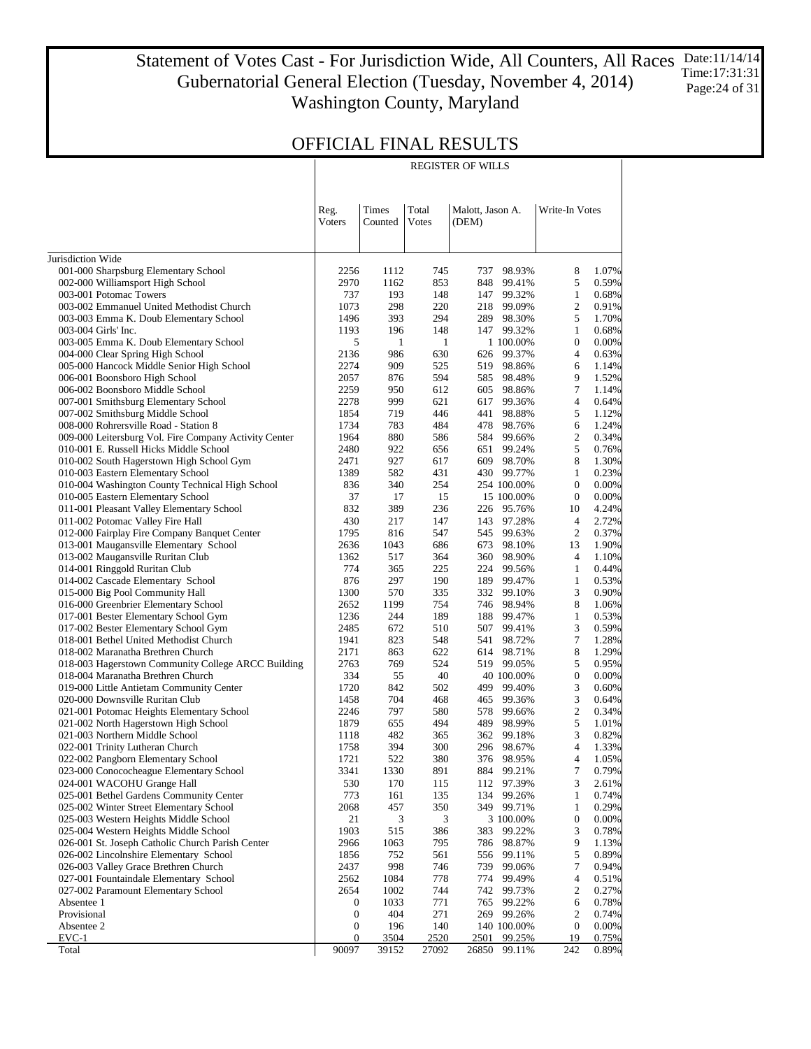# Statement of Votes Cast - For Jurisdiction Wide, All Counters, All Races
## Gubernatorial General Election (Tuesday, November 4, 2014)
## Washington County, Maryland

Date:11/14/14
Time:17:31:31

## OFFICIAL FINAL RESULTS

| | | | | REGISTER OF WILLS | | | |
|---|---|---|---|---|---|---|---|
| | Reg. Voters | Times Counted | Total Votes | Malott, Jason A. (DEM) | | Write-In Votes | |
| Jurisdiction Wide | | | | | | | |
| 001-000 Sharpsburg Elementary School | 2256 | 1112 | 745 | 737 | 98.93% | 8 | 1.07% |
| 002-000 Williamsport High School | 2970 | 1162 | 853 | 848 | 99.41% | 5 | 0.59% |
| 003-001 Potomac Towers | 737 | 193 | 148 | 147 | 99.32% | 1 | 0.68% |
| 003-002 Emmanuel United Methodist Church | 1073 | 298 | 220 | 218 | 99.09% | 2 | 0.91% |
| 003-003 Emma K. Doub Elementary School | 1496 | 393 | 294 | 289 | 98.30% | 5 | 1.70% |
| 003-004 Girls' Inc. | 1193 | 196 | 148 | 147 | 99.32% | 1 | 0.68% |
| 003-005 Emma K. Doub Elementary School | 5 | 1 | 1 | 1 | 100.00% | 0 | 0.00% |
| 004-000 Clear Spring High School | 2136 | 986 | 630 | 626 | 99.37% | 4 | 0.63% |
| 005-000 Hancock Middle Senior High School | 2274 | 909 | 525 | 519 | 98.86% | 6 | 1.14% |
| 006-001 Boonsboro High School | 2057 | 876 | 594 | 585 | 98.48% | 9 | 1.52% |
| 006-002 Boonsboro Middle School | 2259 | 950 | 612 | 605 | 98.86% | 7 | 1.14% |
| 007-001 Smithsburg Elementary School | 2278 | 999 | 621 | 617 | 99.36% | 4 | 0.64% |
| 007-002 Smithsburg Middle School | 1854 | 719 | 446 | 441 | 98.88% | 5 | 1.12% |
| 008-000 Rohrersville Road - Station 8 | 1734 | 783 | 484 | 478 | 98.76% | 6 | 1.24% |
| 009-000 Leitersburg Vol. Fire Company Activity Center | 1964 | 880 | 586 | 584 | 99.66% | 2 | 0.34% |
| 010-001 E. Russell Hicks Middle School | 2480 | 922 | 656 | 651 | 99.24% | 5 | 0.76% |
| 010-002 South Hagerstown High School Gym | 2471 | 927 | 617 | 609 | 98.70% | 8 | 1.30% |
| 010-003 Eastern Elementary School | 1389 | 582 | 431 | 430 | 99.77% | 1 | 0.23% |
| 010-004 Washington County Technical High School | 836 | 340 | 254 | 254 | 100.00% | 0 | 0.00% |
| 010-005 Eastern Elementary School | 37 | 17 | 15 | 15 | 100.00% | 0 | 0.00% |
| 011-001 Pleasant Valley Elementary School | 832 | 389 | 236 | 226 | 95.76% | 10 | 4.24% |
| 011-002 Potomac Valley Fire Hall | 430 | 217 | 147 | 143 | 97.28% | 4 | 2.72% |
| 012-000 Fairplay Fire Company Banquet Center | 1795 | 816 | 547 | 545 | 99.63% | 2 | 0.37% |
| 013-001 Maugansville Elementary School | 2636 | 1043 | 686 | 673 | 98.10% | 13 | 1.90% |
| 013-002 Maugansville Ruritan Club | 1362 | 517 | 364 | 360 | 98.90% | 4 | 1.10% |
| 014-001 Ringgold Ruritan Club | 774 | 365 | 225 | 224 | 99.56% | 1 | 0.44% |
| 014-002 Cascade Elementary School | 876 | 297 | 190 | 189 | 99.47% | 1 | 0.53% |
| 015-000 Big Pool Community Hall | 1300 | 570 | 335 | 332 | 99.10% | 3 | 0.90% |
| 016-000 Greenbrier Elementary School | 2652 | 1199 | 754 | 746 | 98.94% | 8 | 1.06% |
| 017-001 Bester Elementary School Gym | 1236 | 244 | 189 | 188 | 99.47% | 1 | 0.53% |
| 017-002 Bester Elementary School Gym | 2485 | 672 | 510 | 507 | 99.41% | 3 | 0.59% |
| 018-001 Bethel United Methodist Church | 1941 | 823 | 548 | 541 | 98.72% | 7 | 1.28% |
| 018-002 Maranatha Brethren Church | 2171 | 863 | 622 | 614 | 98.71% | 8 | 1.29% |
| 018-003 Hagerstown Community College ARCC Building | 2763 | 769 | 524 | 519 | 99.05% | 5 | 0.95% |
| 018-004 Maranatha Brethren Church | 334 | 55 | 40 | 40 | 100.00% | 0 | 0.00% |
| 019-000 Little Antietam Community Center | 1720 | 842 | 502 | 499 | 99.40% | 3 | 0.60% |
| 020-000 Downsville Ruritan Club | 1458 | 704 | 468 | 465 | 99.36% | 3 | 0.64% |
| 021-001 Potomac Heights Elementary School | 2246 | 797 | 580 | 578 | 99.66% | 2 | 0.34% |
| 021-002 North Hagerstown High School | 1879 | 655 | 494 | 489 | 98.99% | 5 | 1.01% |
| 021-003 Northern Middle School | 1118 | 482 | 365 | 362 | 99.18% | 3 | 0.82% |
| 022-001 Trinity Lutheran Church | 1758 | 394 | 300 | 296 | 98.67% | 4 | 1.33% |
| 022-002 Pangborn Elementary School | 1721 | 522 | 380 | 376 | 98.95% | 4 | 1.05% |
| 023-000 Conococheague Elementary School | 3341 | 1330 | 891 | 884 | 99.21% | 7 | 0.79% |
| 024-001 WACOHU Grange Hall | 530 | 170 | 115 | 112 | 97.39% | 3 | 2.61% |
| 025-001 Bethel Gardens Community Center | 773 | 161 | 135 | 134 | 99.26% | 1 | 0.74% |
| 025-002 Winter Street Elementary School | 2068 | 457 | 350 | 349 | 99.71% | 1 | 0.29% |
| 025-003 Western Heights Middle School | 21 | 3 | 3 | 3 | 100.00% | 0 | 0.00% |
| 025-004 Western Heights Middle School | 1903 | 515 | 386 | 383 | 99.22% | 3 | 0.78% |
| 026-001 St. Joseph Catholic Church Parish Center | 2966 | 1063 | 795 | 786 | 98.87% | 9 | 1.13% |
| 026-002 Lincolnshire Elementary School | 1856 | 752 | 561 | 556 | 99.11% | 5 | 0.89% |
| 026-003 Valley Grace Brethren Church | 2437 | 998 | 746 | 739 | 99.06% | 7 | 0.94% |
| 027-001 Fountaindale Elementary School | 2562 | 1084 | 778 | 774 | 99.49% | 4 | 0.51% |
| 027-002 Paramount Elementary School | 2654 | 1002 | 744 | 742 | 99.73% | 2 | 0.27% |
| Absentee 1 | 0 | 1033 | 771 | 765 | 99.22% | 6 | 0.78% |
| Provisional | 0 | 404 | 271 | 269 | 99.26% | 2 | 0.74% |
| Absentee 2 | 0 | 196 | 140 | 140 | 100.00% | 0 | 0.00% |
| EVC-1 | 0 | 3504 | 2520 | 2501 | 99.25% | 19 | 0.75% |
| Total | 90097 | 39152 | 27092 | 26850 | 99.11% | 242 | 0.89% |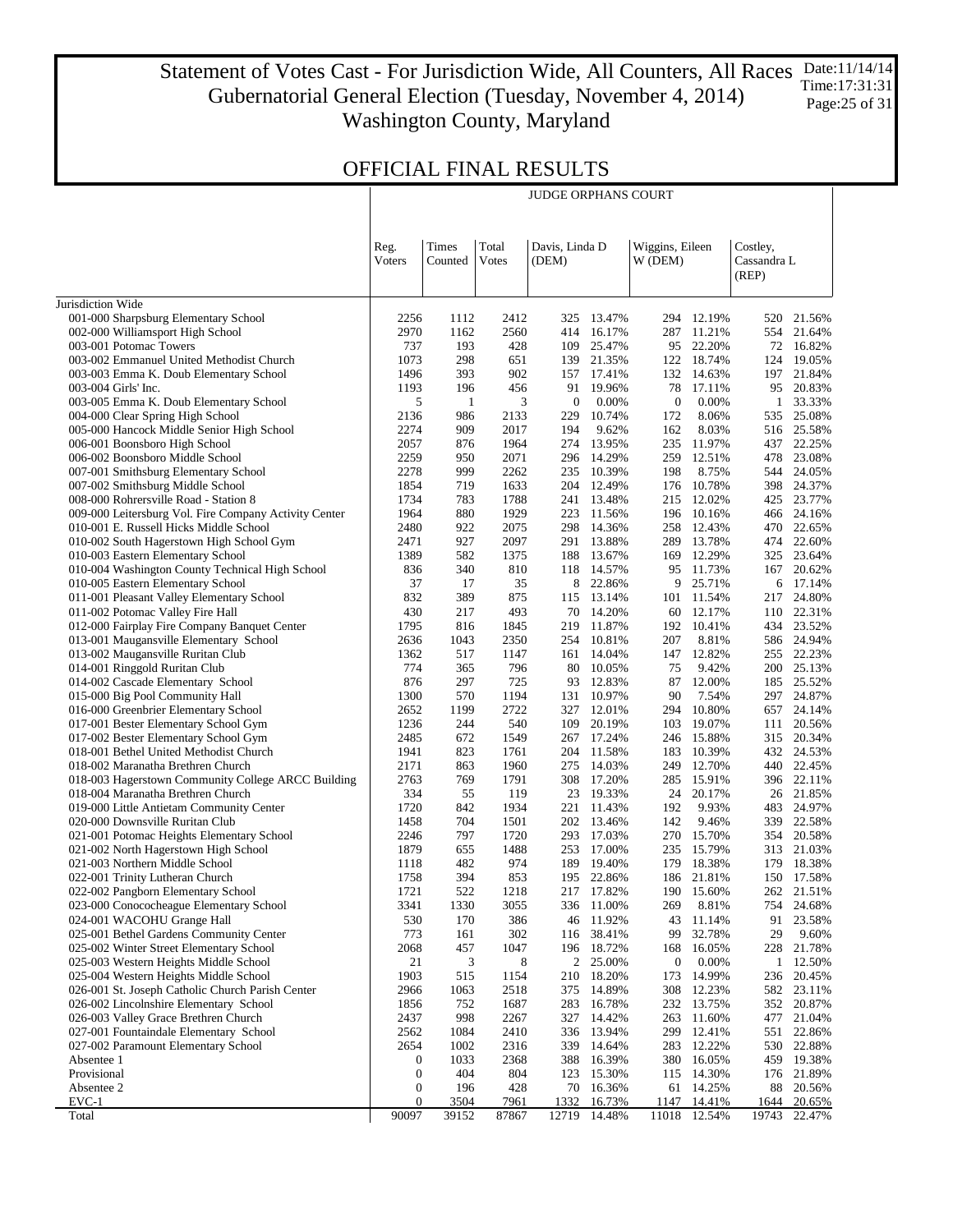# Statement of Votes Cast - For Jurisdiction Wide, All Counters, All Races
## Gubernatorial General Election (Tuesday, November 4, 2014)
## Washington County, Maryland

Date:11/14/14
Time:17:31:31

## OFFICIAL FINAL RESULTS

| | Reg. Voters | Times Counted | Total Votes | JUDGE ORPHANS COURT | | | | | |
|---|---|---|---|---|---|---|---|---|---|
| | | | | Davis, Linda D (DEM) | | Wiggins, Eileen W (DEM) | | Costley, Cassandra L (REP) | |
| Jurisdiction Wide | | | | | | | | | |
| 001-000 Sharpsburg Elementary School | 2256 | 1112 | 2412 | 325 | 13.47% | 294 | 12.19% | 520 | 21.56% |
| 002-000 Williamsport High School | 2970 | 1162 | 2560 | 414 | 16.17% | 287 | 11.21% | 554 | 21.64% |
| 003-001 Potomac Towers | 737 | 193 | 428 | 109 | 25.47% | 95 | 22.20% | 72 | 16.82% |
| 003-002 Emmanuel United Methodist Church | 1073 | 298 | 651 | 139 | 21.35% | 122 | 18.74% | 124 | 19.05% |
| 003-003 Emma K. Doub Elementary School | 1496 | 393 | 902 | 157 | 17.41% | 132 | 14.63% | 197 | 21.84% |
| 003-004 Girls' Inc. | 1193 | 196 | 456 | 91 | 19.96% | 78 | 17.11% | 95 | 20.83% |
| 003-005 Emma K. Doub Elementary School | 5 | 1 | 3 | 0 | 0.00% | 0 | 0.00% | 1 | 33.33% |
| 004-000 Clear Spring High School | 2136 | 986 | 2133 | 229 | 10.74% | 172 | 8.06% | 535 | 25.08% |
| 005-000 Hancock Middle Senior High School | 2274 | 909 | 2017 | 194 | 9.62% | 162 | 8.03% | 516 | 25.58% |
| 006-001 Boonsboro High School | 2057 | 876 | 1964 | 274 | 13.95% | 235 | 11.97% | 437 | 22.25% |
| 006-002 Boonsboro Middle School | 2259 | 950 | 2071 | 296 | 14.29% | 259 | 12.51% | 478 | 23.08% |
| 007-001 Smithsburg Elementary School | 2278 | 999 | 2262 | 235 | 10.39% | 198 | 8.75% | 544 | 24.05% |
| 007-002 Smithsburg Middle School | 1854 | 719 | 1633 | 204 | 12.49% | 176 | 10.78% | 398 | 24.37% |
| 008-000 Rohrersville Road - Station 8 | 1734 | 783 | 1788 | 241 | 13.48% | 215 | 12.02% | 425 | 23.77% |
| 009-000 Leitersburg Vol. Fire Company Activity Center | 1964 | 880 | 1929 | 223 | 11.56% | 196 | 10.16% | 466 | 24.16% |
| 010-001 E. Russell Hicks Middle School | 2480 | 922 | 2075 | 298 | 14.36% | 258 | 12.43% | 470 | 22.65% |
| 010-002 South Hagerstown High School Gym | 2471 | 927 | 2097 | 291 | 13.88% | 289 | 13.78% | 474 | 22.60% |
| 010-003 Eastern Elementary School | 1389 | 582 | 1375 | 188 | 13.67% | 169 | 12.29% | 325 | 23.64% |
| 010-004 Washington County Technical High School | 836 | 340 | 810 | 118 | 14.57% | 95 | 11.73% | 167 | 20.62% |
| 010-005 Eastern Elementary School | 37 | 17 | 35 | 8 | 22.86% | 9 | 25.71% | 6 | 17.14% |
| 011-001 Pleasant Valley Elementary School | 832 | 389 | 875 | 115 | 13.14% | 101 | 11.54% | 217 | 24.80% |
| 011-002 Potomac Valley Fire Hall | 430 | 217 | 493 | 70 | 14.20% | 60 | 12.17% | 110 | 22.31% |
| 012-000 Fairplay Fire Company Banquet Center | 1795 | 816 | 1845 | 219 | 11.87% | 192 | 10.41% | 434 | 23.52% |
| 013-001 Maugansville Elementary School | 2636 | 1043 | 2350 | 254 | 10.81% | 207 | 8.81% | 586 | 24.94% |
| 013-002 Maugansville Ruritan Club | 1362 | 517 | 1147 | 161 | 14.04% | 147 | 12.82% | 255 | 22.23% |
| 014-001 Ringgold Ruritan Club | 774 | 365 | 796 | 80 | 10.05% | 75 | 9.42% | 200 | 25.13% |
| 014-002 Cascade Elementary School | 876 | 297 | 725 | 93 | 12.83% | 87 | 12.00% | 185 | 25.52% |
| 015-000 Big Pool Community Hall | 1300 | 570 | 1194 | 131 | 10.97% | 90 | 7.54% | 297 | 24.87% |
| 016-000 Greenbrier Elementary School | 2652 | 1199 | 2722 | 327 | 12.01% | 294 | 10.80% | 657 | 24.14% |
| 017-001 Bester Elementary School Gym | 1236 | 244 | 540 | 109 | 20.19% | 103 | 19.07% | 111 | 20.56% |
| 017-002 Bester Elementary School Gym | 2485 | 672 | 1549 | 267 | 17.24% | 246 | 15.88% | 315 | 20.34% |
| 018-001 Bethel United Methodist Church | 1941 | 823 | 1761 | 204 | 11.58% | 183 | 10.39% | 432 | 24.53% |
| 018-002 Maranatha Brethren Church | 2171 | 863 | 1960 | 275 | 14.03% | 249 | 12.70% | 440 | 22.45% |
| 018-003 Hagerstown Community College ARCC Building | 2763 | 769 | 1791 | 308 | 17.20% | 285 | 15.91% | 396 | 22.11% |
| 018-004 Maranatha Brethren Church | 334 | 55 | 119 | 23 | 19.33% | 24 | 20.17% | 26 | 21.85% |
| 019-000 Little Antietam Community Center | 1720 | 842 | 1934 | 221 | 11.43% | 192 | 9.93% | 483 | 24.97% |
| 020-000 Downsville Ruritan Club | 1458 | 704 | 1501 | 202 | 13.46% | 142 | 9.46% | 339 | 22.58% |
| 021-001 Potomac Heights Elementary School | 2246 | 797 | 1720 | 293 | 17.03% | 270 | 15.70% | 354 | 20.58% |
| 021-002 North Hagerstown High School | 1879 | 655 | 1488 | 253 | 17.00% | 235 | 15.79% | 313 | 21.03% |
| 021-003 Northern Middle School | 1118 | 482 | 974 | 189 | 19.40% | 179 | 18.38% | 179 | 18.38% |
| 022-001 Trinity Lutheran Church | 1758 | 394 | 853 | 195 | 22.86% | 186 | 21.81% | 150 | 17.58% |
| 022-002 Pangborn Elementary School | 1721 | 522 | 1218 | 217 | 17.82% | 190 | 15.60% | 262 | 21.51% |
| 023-000 Conococheague Elementary School | 3341 | 1330 | 3055 | 336 | 11.00% | 269 | 8.81% | 754 | 24.68% |
| 024-001 WACOHU Grange Hall | 530 | 170 | 386 | 46 | 11.92% | 43 | 11.14% | 91 | 23.58% |
| 025-001 Bethel Gardens Community Center | 773 | 161 | 302 | 116 | 38.41% | 99 | 32.78% | 29 | 9.60% |
| 025-002 Winter Street Elementary School | 2068 | 457 | 1047 | 196 | 18.72% | 168 | 16.05% | 228 | 21.78% |
| 025-003 Western Heights Middle School | 21 | 3 | 8 | 2 | 25.00% | 0 | 0.00% | 1 | 12.50% |
| 025-004 Western Heights Middle School | 1903 | 515 | 1154 | 210 | 18.20% | 173 | 14.99% | 236 | 20.45% |
| 026-001 St. Joseph Catholic Church Parish Center | 2966 | 1063 | 2518 | 375 | 14.89% | 308 | 12.23% | 582 | 23.11% |
| 026-002 Lincolnshire Elementary School | 1856 | 752 | 1687 | 283 | 16.78% | 232 | 13.75% | 352 | 20.87% |
| 026-003 Valley Grace Brethren Church | 2437 | 998 | 2267 | 327 | 14.42% | 263 | 11.60% | 477 | 21.04% |
| 027-001 Fountaindale Elementary School | 2562 | 1084 | 2410 | 336 | 13.94% | 299 | 12.41% | 551 | 22.86% |
| 027-002 Paramount Elementary School | 2654 | 1002 | 2316 | 339 | 14.64% | 283 | 12.22% | 530 | 22.88% |
| Absentee 1 | 0 | 1033 | 2368 | 388 | 16.39% | 380 | 16.05% | 459 | 19.38% |
| Provisional | 0 | 404 | 804 | 123 | 15.30% | 115 | 14.30% | 176 | 21.89% |
| Absentee 2 | 0 | 196 | 428 | 70 | 16.36% | 61 | 14.25% | 88 | 20.56% |
| EVC-1 | 0 | 3504 | 7961 | 1332 | 16.73% | 1147 | 14.41% | 1644 | 20.65% |
| Total | 90097 | 39152 | 87867 | 12719 | 14.48% | 11018 | 12.54% | 19743 | 22.47% |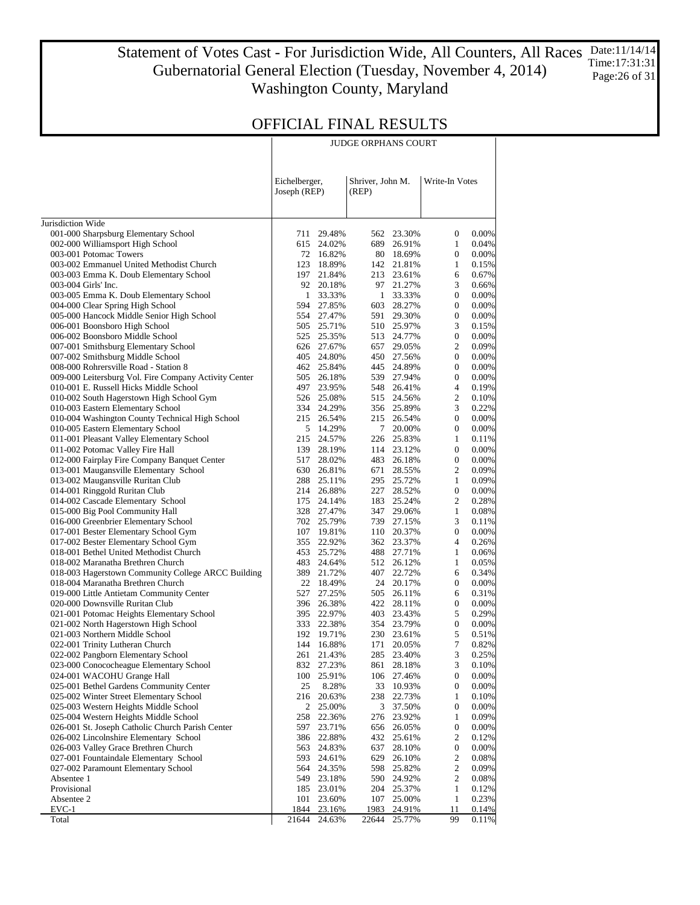# Statement of Votes Cast - For Jurisdiction Wide, All Counters, All Races
## Gubernatorial General Election (Tuesday, November 4, 2014)
## Washington County, Maryland

Date:11/14/14
Time:17:31:31

## OFFICIAL FINAL RESULTS

| | JUDGE ORPHANS COURT | | | | | |
|---|---|---|---|---|---|---|
| | Eichelberger, Joseph (REP) | | Shriver, John M. (REP) | | Write-In Votes | |
| Jurisdiction Wide | | | | | | |
| 001-000 Sharpsburg Elementary School | 711 | 29.48% | 562 | 23.30% | 0 | 0.00% |
| 002-000 Williamsport High School | 615 | 24.02% | 689 | 26.91% | 1 | 0.04% |
| 003-001 Potomac Towers | 72 | 16.82% | 80 | 18.69% | 0 | 0.00% |
| 003-002 Emmanuel United Methodist Church | 123 | 18.89% | 142 | 21.81% | 1 | 0.15% |
| 003-003 Emma K. Doub Elementary School | 197 | 21.84% | 213 | 23.61% | 6 | 0.67% |
| 003-004 Girls' Inc. | 92 | 20.18% | 97 | 21.27% | 3 | 0.66% |
| 003-005 Emma K. Doub Elementary School | 1 | 33.33% | 1 | 33.33% | 0 | 0.00% |
| 004-000 Clear Spring High School | 594 | 27.85% | 603 | 28.27% | 0 | 0.00% |
| 005-000 Hancock Middle Senior High School | 554 | 27.47% | 591 | 29.30% | 0 | 0.00% |
| 006-001 Boonsboro High School | 505 | 25.71% | 510 | 25.97% | 3 | 0.15% |
| 006-002 Boonsboro Middle School | 525 | 25.35% | 513 | 24.77% | 0 | 0.00% |
| 007-001 Smithsburg Elementary School | 626 | 27.67% | 657 | 29.05% | 2 | 0.09% |
| 007-002 Smithsburg Middle School | 405 | 24.80% | 450 | 27.56% | 0 | 0.00% |
| 008-000 Rohrersville Road - Station 8 | 462 | 25.84% | 445 | 24.89% | 0 | 0.00% |
| 009-000 Leitersburg Vol. Fire Company Activity Center | 505 | 26.18% | 539 | 27.94% | 0 | 0.00% |
| 010-001 E. Russell Hicks Middle School | 497 | 23.95% | 548 | 26.41% | 4 | 0.19% |
| 010-002 South Hagerstown High School Gym | 526 | 25.08% | 515 | 24.56% | 2 | 0.10% |
| 010-003 Eastern Elementary School | 334 | 24.29% | 356 | 25.89% | 3 | 0.22% |
| 010-004 Washington County Technical High School | 215 | 26.54% | 215 | 26.54% | 0 | 0.00% |
| 010-005 Eastern Elementary School | 5 | 14.29% | 7 | 20.00% | 0 | 0.00% |
| 011-001 Pleasant Valley Elementary School | 215 | 24.57% | 226 | 25.83% | 1 | 0.11% |
| 011-002 Potomac Valley Fire Hall | 139 | 28.19% | 114 | 23.12% | 0 | 0.00% |
| 012-000 Fairplay Fire Company Banquet Center | 517 | 28.02% | 483 | 26.18% | 0 | 0.00% |
| 013-001 Maugansville Elementary School | 630 | 26.81% | 671 | 28.55% | 2 | 0.09% |
| 013-002 Maugansville Ruritan Club | 288 | 25.11% | 295 | 25.72% | 1 | 0.09% |
| 014-001 Ringgold Ruritan Club | 214 | 26.88% | 227 | 28.52% | 0 | 0.00% |
| 014-002 Cascade Elementary School | 175 | 24.14% | 183 | 25.24% | 2 | 0.28% |
| 015-000 Big Pool Community Hall | 328 | 27.47% | 347 | 29.06% | 1 | 0.08% |
| 016-000 Greenbrier Elementary School | 702 | 25.79% | 739 | 27.15% | 3 | 0.11% |
| 017-001 Bester Elementary School Gym | 107 | 19.81% | 110 | 20.37% | 0 | 0.00% |
| 017-002 Bester Elementary School Gym | 355 | 22.92% | 362 | 23.37% | 4 | 0.26% |
| 018-001 Bethel United Methodist Church | 453 | 25.72% | 488 | 27.71% | 1 | 0.06% |
| 018-002 Maranatha Brethren Church | 483 | 24.64% | 512 | 26.12% | 1 | 0.05% |
| 018-003 Hagerstown Community College ARCC Building | 389 | 21.72% | 407 | 22.72% | 6 | 0.34% |
| 018-004 Maranatha Brethren Church | 22 | 18.49% | 24 | 20.17% | 0 | 0.00% |
| 019-000 Little Antietam Community Center | 527 | 27.25% | 505 | 26.11% | 6 | 0.31% |
| 020-000 Downsville Ruritan Club | 396 | 26.38% | 422 | 28.11% | 0 | 0.00% |
| 021-001 Potomac Heights Elementary School | 395 | 22.97% | 403 | 23.43% | 5 | 0.29% |
| 021-002 North Hagerstown High School | 333 | 22.38% | 354 | 23.79% | 0 | 0.00% |
| 021-003 Northern Middle School | 192 | 19.71% | 230 | 23.61% | 5 | 0.51% |
| 022-001 Trinity Lutheran Church | 144 | 16.88% | 171 | 20.05% | 7 | 0.82% |
| 022-002 Pangborn Elementary School | 261 | 21.43% | 285 | 23.40% | 3 | 0.25% |
| 023-000 Conococheague Elementary School | 832 | 27.23% | 861 | 28.18% | 3 | 0.10% |
| 024-001 WACOHU Grange Hall | 100 | 25.91% | 106 | 27.46% | 0 | 0.00% |
| 025-001 Bethel Gardens Community Center | 25 | 8.28% | 33 | 10.93% | 0 | 0.00% |
| 025-002 Winter Street Elementary School | 216 | 20.63% | 238 | 22.73% | 1 | 0.10% |
| 025-003 Western Heights Middle School | 2 | 25.00% | 3 | 37.50% | 0 | 0.00% |
| 025-004 Western Heights Middle School | 258 | 22.36% | 276 | 23.92% | 1 | 0.09% |
| 026-001 St. Joseph Catholic Church Parish Center | 597 | 23.71% | 656 | 26.05% | 0 | 0.00% |
| 026-002 Lincolnshire Elementary School | 386 | 22.88% | 432 | 25.61% | 2 | 0.12% |
| 026-003 Valley Grace Brethren Church | 563 | 24.83% | 637 | 28.10% | 0 | 0.00% |
| 027-001 Fountaindale Elementary School | 593 | 24.61% | 629 | 26.10% | 2 | 0.08% |
| 027-002 Paramount Elementary School | 564 | 24.35% | 598 | 25.82% | 2 | 0.09% |
| Absentee 1 | 549 | 23.18% | 590 | 24.92% | 2 | 0.08% |
| Provisional | 185 | 23.01% | 204 | 25.37% | 1 | 0.12% |
| Absentee 2 | 101 | 23.60% | 107 | 25.00% | 1 | 0.23% |
| EVC-1 | 1844 | 23.16% | 1983 | 24.91% | 11 | 0.14% |
| Total | 21644 | 24.63% | 22644 | 25.77% | 99 | 0.11% |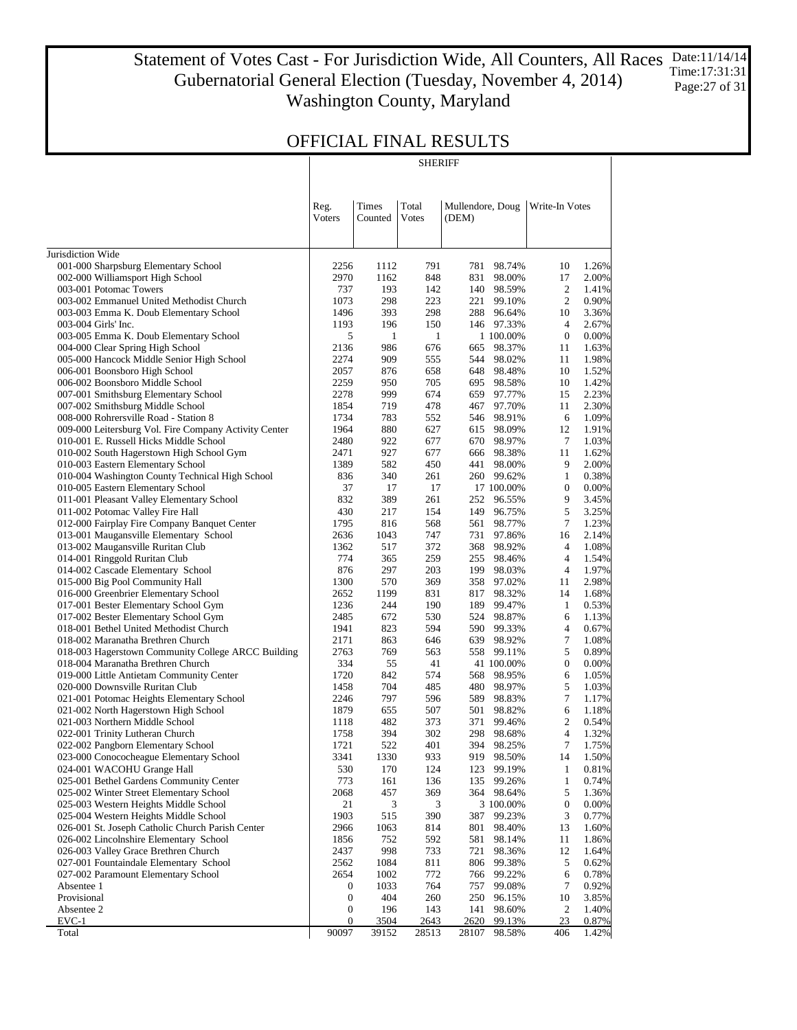# Statement of Votes Cast - For Jurisdiction Wide, All Counters, All Races
## Gubernatorial General Election (Tuesday, November 4, 2014)
## Washington County, Maryland

Date:11/14/14
Time:17:31:31

## OFFICIAL FINAL RESULTS

SHERIFF

| | Reg. Voters | Times Counted | Total Votes | Mullendore, Doug (DEM) | | Write-In Votes | |
|---|---|---|---|---|---|---|---|
| Jurisdiction Wide | | | | | | | |
| 001-000 Sharpsburg Elementary School | 2256 | 1112 | 791 | 781 | 98.74% | 10 | 1.26% |
| 002-000 Williamsport High School | 2970 | 1162 | 848 | 831 | 98.00% | 17 | 2.00% |
| 003-001 Potomac Towers | 737 | 193 | 142 | 140 | 98.59% | 2 | 1.41% |
| 003-002 Emmanuel United Methodist Church | 1073 | 298 | 223 | 221 | 99.10% | 2 | 0.90% |
| 003-003 Emma K. Doub Elementary School | 1496 | 393 | 298 | 288 | 96.64% | 10 | 3.36% |
| 003-004 Girls' Inc. | 1193 | 196 | 150 | 146 | 97.33% | 4 | 2.67% |
| 003-005 Emma K. Doub Elementary School | 5 | 1 | 1 | 1 | 100.00% | 0 | 0.00% |
| 004-000 Clear Spring High School | 2136 | 986 | 676 | 665 | 98.37% | 11 | 1.63% |
| 005-000 Hancock Middle Senior High School | 2274 | 909 | 555 | 544 | 98.02% | 11 | 1.98% |
| 006-001 Boonsboro High School | 2057 | 876 | 658 | 648 | 98.48% | 10 | 1.52% |
| 006-002 Boonsboro Middle School | 2259 | 950 | 705 | 695 | 98.58% | 10 | 1.42% |
| 007-001 Smithsburg Elementary School | 2278 | 999 | 674 | 659 | 97.77% | 15 | 2.23% |
| 007-002 Smithsburg Middle School | 1854 | 719 | 478 | 467 | 97.70% | 11 | 2.30% |
| 008-000 Rohrersville Road - Station 8 | 1734 | 783 | 552 | 546 | 98.91% | 6 | 1.09% |
| 009-000 Leitersburg Vol. Fire Company Activity Center | 1964 | 880 | 627 | 615 | 98.09% | 12 | 1.91% |
| 010-001 E. Russell Hicks Middle School | 2480 | 922 | 677 | 670 | 98.97% | 7 | 1.03% |
| 010-002 South Hagerstown High School Gym | 2471 | 927 | 677 | 666 | 98.38% | 11 | 1.62% |
| 010-003 Eastern Elementary School | 1389 | 582 | 450 | 441 | 98.00% | 9 | 2.00% |
| 010-004 Washington County Technical High School | 836 | 340 | 261 | 260 | 99.62% | 1 | 0.38% |
| 010-005 Eastern Elementary School | 37 | 17 | 17 | 17 | 100.00% | 0 | 0.00% |
| 011-001 Pleasant Valley Elementary School | 832 | 389 | 261 | 252 | 96.55% | 9 | 3.45% |
| 011-002 Potomac Valley Fire Hall | 430 | 217 | 154 | 149 | 96.75% | 5 | 3.25% |
| 012-000 Fairplay Fire Company Banquet Center | 1795 | 816 | 568 | 561 | 98.77% | 7 | 1.23% |
| 013-001 Maugansville Elementary School | 2636 | 1043 | 747 | 731 | 97.86% | 16 | 2.14% |
| 013-002 Maugansville Ruritan Club | 1362 | 517 | 372 | 368 | 98.92% | 4 | 1.08% |
| 014-001 Ringgold Ruritan Club | 774 | 365 | 259 | 255 | 98.46% | 4 | 1.54% |
| 014-002 Cascade Elementary School | 876 | 297 | 203 | 199 | 98.03% | 4 | 1.97% |
| 015-000 Big Pool Community Hall | 1300 | 570 | 369 | 358 | 97.02% | 11 | 2.98% |
| 016-000 Greenbrier Elementary School | 2652 | 1199 | 831 | 817 | 98.32% | 14 | 1.68% |
| 017-001 Bester Elementary School Gym | 1236 | 244 | 190 | 189 | 99.47% | 1 | 0.53% |
| 017-002 Bester Elementary School Gym | 2485 | 672 | 530 | 524 | 98.87% | 6 | 1.13% |
| 018-001 Bethel United Methodist Church | 1941 | 823 | 594 | 590 | 99.33% | 4 | 0.67% |
| 018-002 Maranatha Brethren Church | 2171 | 863 | 646 | 639 | 98.92% | 7 | 1.08% |
| 018-003 Hagerstown Community College ARCC Building | 2763 | 769 | 563 | 558 | 99.11% | 5 | 0.89% |
| 018-004 Maranatha Brethren Church | 334 | 55 | 41 | 41 | 100.00% | 0 | 0.00% |
| 019-000 Little Antietam Community Center | 1720 | 842 | 574 | 568 | 98.95% | 6 | 1.05% |
| 020-000 Downsville Ruritan Club | 1458 | 704 | 485 | 480 | 98.97% | 5 | 1.03% |
| 021-001 Potomac Heights Elementary School | 2246 | 797 | 596 | 589 | 98.83% | 7 | 1.17% |
| 021-002 North Hagerstown High School | 1879 | 655 | 507 | 501 | 98.82% | 6 | 1.18% |
| 021-003 Northern Middle School | 1118 | 482 | 373 | 371 | 99.46% | 2 | 0.54% |
| 022-001 Trinity Lutheran Church | 1758 | 394 | 302 | 298 | 98.68% | 4 | 1.32% |
| 022-002 Pangborn Elementary School | 1721 | 522 | 401 | 394 | 98.25% | 7 | 1.75% |
| 023-000 Conococheague Elementary School | 3341 | 1330 | 933 | 919 | 98.50% | 14 | 1.50% |
| 024-001 WACOHU Grange Hall | 530 | 170 | 124 | 123 | 99.19% | 1 | 0.81% |
| 025-001 Bethel Gardens Community Center | 773 | 161 | 136 | 135 | 99.26% | 1 | 0.74% |
| 025-002 Winter Street Elementary School | 2068 | 457 | 369 | 364 | 98.64% | 5 | 1.36% |
| 025-003 Western Heights Middle School | 21 | 3 | 3 | 3 | 100.00% | 0 | 0.00% |
| 025-004 Western Heights Middle School | 1903 | 515 | 390 | 387 | 99.23% | 3 | 0.77% |
| 026-001 St. Joseph Catholic Church Parish Center | 2966 | 1063 | 814 | 801 | 98.40% | 13 | 1.60% |
| 026-002 Lincolnshire Elementary School | 1856 | 752 | 592 | 581 | 98.14% | 11 | 1.86% |
| 026-003 Valley Grace Brethren Church | 2437 | 998 | 733 | 721 | 98.36% | 12 | 1.64% |
| 027-001 Fountaindale Elementary School | 2562 | 1084 | 811 | 806 | 99.38% | 5 | 0.62% |
| 027-002 Paramount Elementary School | 2654 | 1002 | 772 | 766 | 99.22% | 6 | 0.78% |
| Absentee 1 | 0 | 1033 | 764 | 757 | 99.08% | 7 | 0.92% |
| Provisional | 0 | 404 | 260 | 250 | 96.15% | 10 | 3.85% |
| Absentee 2 | 0 | 196 | 143 | 141 | 98.60% | 2 | 1.40% |
| EVC-1 | 0 | 3504 | 2643 | 2620 | 99.13% | 23 | 0.87% |
| Total | 90097 | 39152 | 28513 | 28107 | 98.58% | 406 | 1.42% |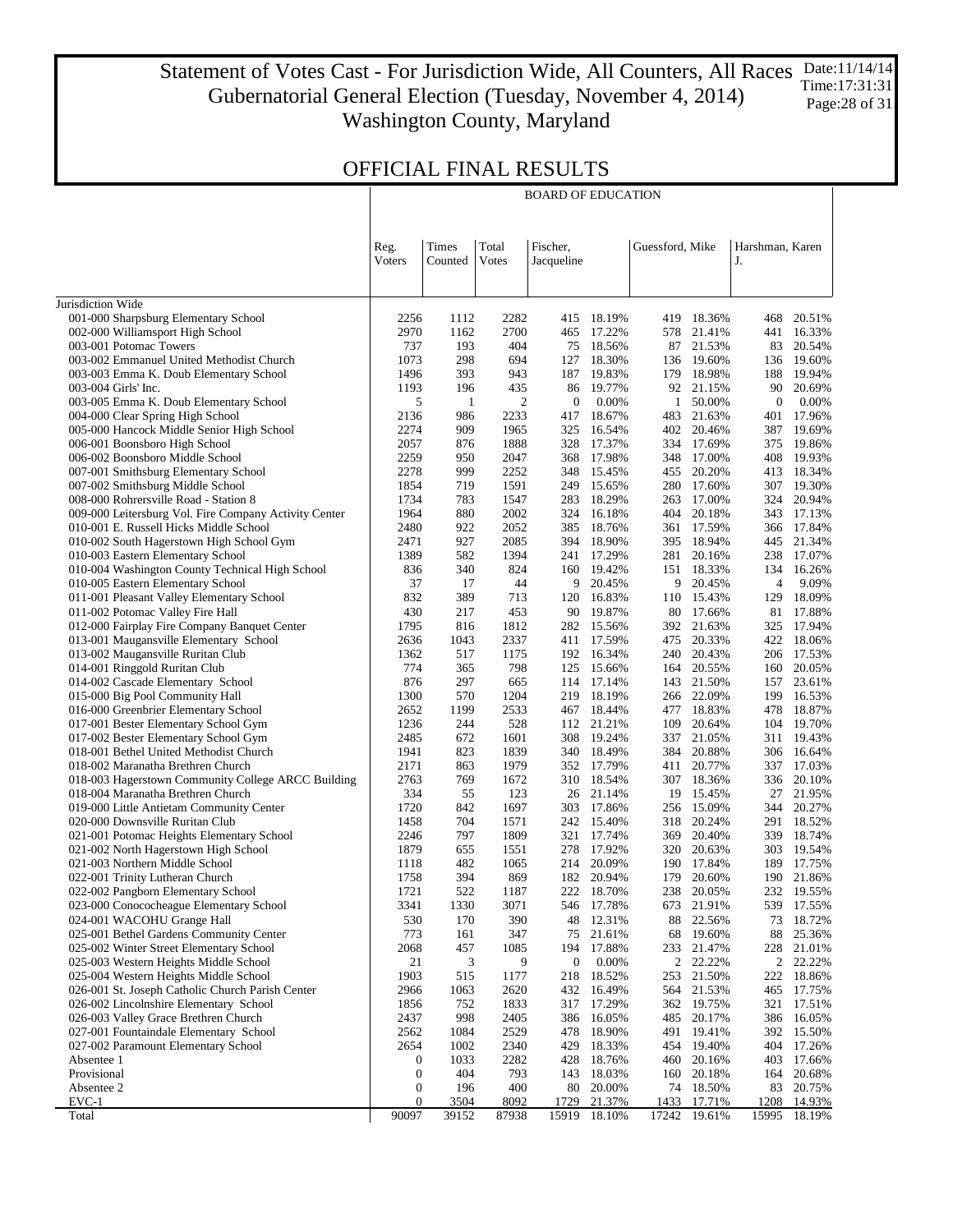# Statement of Votes Cast - For Jurisdiction Wide, All Counters, All Races
## Gubernatorial General Election (Tuesday, November 4, 2014)
## Washington County, Maryland

Date:11/14/14
Time:17:31:31

## OFFICIAL FINAL RESULTS

| | BOARD OF EDUCATION | | | | | | | | |
|---|---|---|---|---|---|---|---|---|---|
| | Reg. Voters | Times Counted | Total Votes | Fischer, Jacqueline | | Guessford, Mike | | Harshman, Karen J. | |
| Jurisdiction Wide | | | | | | | | | |
| 001-000 Sharpsburg Elementary School | 2256 | 1112 | 2282 | 415 | 18.19% | 419 | 18.36% | 468 | 20.51% |
| 002-000 Williamsport High School | 2970 | 1162 | 2700 | 465 | 17.22% | 578 | 21.41% | 441 | 16.33% |
| 003-001 Potomac Towers | 737 | 193 | 404 | 75 | 18.56% | 87 | 21.53% | 83 | 20.54% |
| 003-002 Emmanuel United Methodist Church | 1073 | 298 | 694 | 127 | 18.30% | 136 | 19.60% | 136 | 19.60% |
| 003-003 Emma K. Doub Elementary School | 1496 | 393 | 943 | 187 | 19.83% | 179 | 18.98% | 188 | 19.94% |
| 003-004 Girls' Inc. | 1193 | 196 | 435 | 86 | 19.77% | 92 | 21.15% | 90 | 20.69% |
| 003-005 Emma K. Doub Elementary School | 5 | 1 | 2 | 0 | 0.00% | 1 | 50.00% | 0 | 0.00% |
| 004-000 Clear Spring High School | 2136 | 986 | 2233 | 417 | 18.67% | 483 | 21.63% | 401 | 17.96% |
| 005-000 Hancock Middle Senior High School | 2274 | 909 | 1965 | 325 | 16.54% | 402 | 20.46% | 387 | 19.69% |
| 006-001 Boonsboro High School | 2057 | 876 | 1888 | 328 | 17.37% | 334 | 17.69% | 375 | 19.86% |
| 006-002 Boonsboro Middle School | 2259 | 950 | 2047 | 368 | 17.98% | 348 | 17.00% | 408 | 19.93% |
| 007-001 Smithsburg Elementary School | 2278 | 999 | 2252 | 348 | 15.45% | 455 | 20.20% | 413 | 18.34% |
| 007-002 Smithsburg Middle School | 1854 | 719 | 1591 | 249 | 15.65% | 280 | 17.60% | 307 | 19.30% |
| 008-000 Rohrersville Road - Station 8 | 1734 | 783 | 1547 | 283 | 18.29% | 263 | 17.00% | 324 | 20.94% |
| 009-000 Leitersburg Vol. Fire Company Activity Center | 1964 | 880 | 2002 | 324 | 16.18% | 404 | 20.18% | 343 | 17.13% |
| 010-001 E. Russell Hicks Middle School | 2480 | 922 | 2052 | 385 | 18.76% | 361 | 17.59% | 366 | 17.84% |
| 010-002 South Hagerstown High School Gym | 2471 | 927 | 2085 | 394 | 18.90% | 395 | 18.94% | 445 | 21.34% |
| 010-003 Eastern Elementary School | 1389 | 582 | 1394 | 241 | 17.29% | 281 | 20.16% | 238 | 17.07% |
| 010-004 Washington County Technical High School | 836 | 340 | 824 | 160 | 19.42% | 151 | 18.33% | 134 | 16.26% |
| 010-005 Eastern Elementary School | 37 | 17 | 44 | 9 | 20.45% | 9 | 20.45% | 4 | 9.09% |
| 011-001 Pleasant Valley Elementary School | 832 | 389 | 713 | 120 | 16.83% | 110 | 15.43% | 129 | 18.09% |
| 011-002 Potomac Valley Fire Hall | 430 | 217 | 453 | 90 | 19.87% | 80 | 17.66% | 81 | 17.88% |
| 012-000 Fairplay Fire Company Banquet Center | 1795 | 816 | 1812 | 282 | 15.56% | 392 | 21.63% | 325 | 17.94% |
| 013-001 Maugansville Elementary School | 2636 | 1043 | 2337 | 411 | 17.59% | 475 | 20.33% | 422 | 18.06% |
| 013-002 Maugansville Ruritan Club | 1362 | 517 | 1175 | 192 | 16.34% | 240 | 20.43% | 206 | 17.53% |
| 014-001 Ringgold Ruritan Club | 774 | 365 | 798 | 125 | 15.66% | 164 | 20.55% | 160 | 20.05% |
| 014-002 Cascade Elementary School | 876 | 297 | 665 | 114 | 17.14% | 143 | 21.50% | 157 | 23.61% |
| 015-000 Big Pool Community Hall | 1300 | 570 | 1204 | 219 | 18.19% | 266 | 22.09% | 199 | 16.53% |
| 016-000 Greenbrier Elementary School | 2652 | 1199 | 2533 | 467 | 18.44% | 477 | 18.83% | 478 | 18.87% |
| 017-001 Bester Elementary School Gym | 1236 | 244 | 528 | 112 | 21.21% | 109 | 20.64% | 104 | 19.70% |
| 017-002 Bester Elementary School Gym | 2485 | 672 | 1601 | 308 | 19.24% | 337 | 21.05% | 311 | 19.43% |
| 018-001 Bethel United Methodist Church | 1941 | 823 | 1839 | 340 | 18.49% | 384 | 20.88% | 306 | 16.64% |
| 018-002 Maranatha Brethren Church | 2171 | 863 | 1979 | 352 | 17.79% | 411 | 20.77% | 337 | 17.03% |
| 018-003 Hagerstown Community College ARCC Building | 2763 | 769 | 1672 | 310 | 18.54% | 307 | 18.36% | 336 | 20.10% |
| 018-004 Maranatha Brethren Church | 334 | 55 | 123 | 26 | 21.14% | 19 | 15.45% | 27 | 21.95% |
| 019-000 Little Antietam Community Center | 1720 | 842 | 1697 | 303 | 17.86% | 256 | 15.09% | 344 | 20.27% |
| 020-000 Downsville Ruritan Club | 1458 | 704 | 1571 | 242 | 15.40% | 318 | 20.24% | 291 | 18.52% |
| 021-001 Potomac Heights Elementary School | 2246 | 797 | 1809 | 321 | 17.74% | 369 | 20.40% | 339 | 18.74% |
| 021-002 North Hagerstown High School | 1879 | 655 | 1551 | 278 | 17.92% | 320 | 20.63% | 303 | 19.54% |
| 021-003 Northern Middle School | 1118 | 482 | 1065 | 214 | 20.09% | 190 | 17.84% | 189 | 17.75% |
| 022-001 Trinity Lutheran Church | 1758 | 394 | 869 | 182 | 20.94% | 179 | 20.60% | 190 | 21.86% |
| 022-002 Pangborn Elementary School | 1721 | 522 | 1187 | 222 | 18.70% | 238 | 20.05% | 232 | 19.55% |
| 023-000 Conococheague Elementary School | 3341 | 1330 | 3071 | 546 | 17.78% | 673 | 21.91% | 539 | 17.55% |
| 024-001 WACOHU Grange Hall | 530 | 170 | 390 | 48 | 12.31% | 88 | 22.56% | 73 | 18.72% |
| 025-001 Bethel Gardens Community Center | 773 | 161 | 347 | 75 | 21.61% | 68 | 19.60% | 88 | 25.36% |
| 025-002 Winter Street Elementary School | 2068 | 457 | 1085 | 194 | 17.88% | 233 | 21.47% | 228 | 21.01% |
| 025-003 Western Heights Middle School | 21 | 3 | 9 | 0 | 0.00% | 2 | 22.22% | 2 | 22.22% |
| 025-004 Western Heights Middle School | 1903 | 515 | 1177 | 218 | 18.52% | 253 | 21.50% | 222 | 18.86% |
| 026-001 St. Joseph Catholic Church Parish Center | 2966 | 1063 | 2620 | 432 | 16.49% | 564 | 21.53% | 465 | 17.75% |
| 026-002 Lincolnshire Elementary School | 1856 | 752 | 1833 | 317 | 17.29% | 362 | 19.75% | 321 | 17.51% |
| 026-003 Valley Grace Brethren Church | 2437 | 998 | 2405 | 386 | 16.05% | 485 | 20.17% | 386 | 16.05% |
| 027-001 Fountaindale Elementary School | 2562 | 1084 | 2529 | 478 | 18.90% | 491 | 19.41% | 392 | 15.50% |
| 027-002 Paramount Elementary School | 2654 | 1002 | 2340 | 429 | 18.33% | 454 | 19.40% | 404 | 17.26% |
| Absentee 1 | 0 | 1033 | 2282 | 428 | 18.76% | 460 | 20.16% | 403 | 17.66% |
| Provisional | 0 | 404 | 793 | 143 | 18.03% | 160 | 20.18% | 164 | 20.68% |
| Absentee 2 | 0 | 196 | 400 | 80 | 20.00% | 74 | 18.50% | 83 | 20.75% |
| EVC-1 | 0 | 3504 | 8092 | 1729 | 21.37% | 1433 | 17.71% | 1208 | 14.93% |
| Total | 90097 | 39152 | 87938 | 15919 | 18.10% | 17242 | 19.61% | 15995 | 18.19% |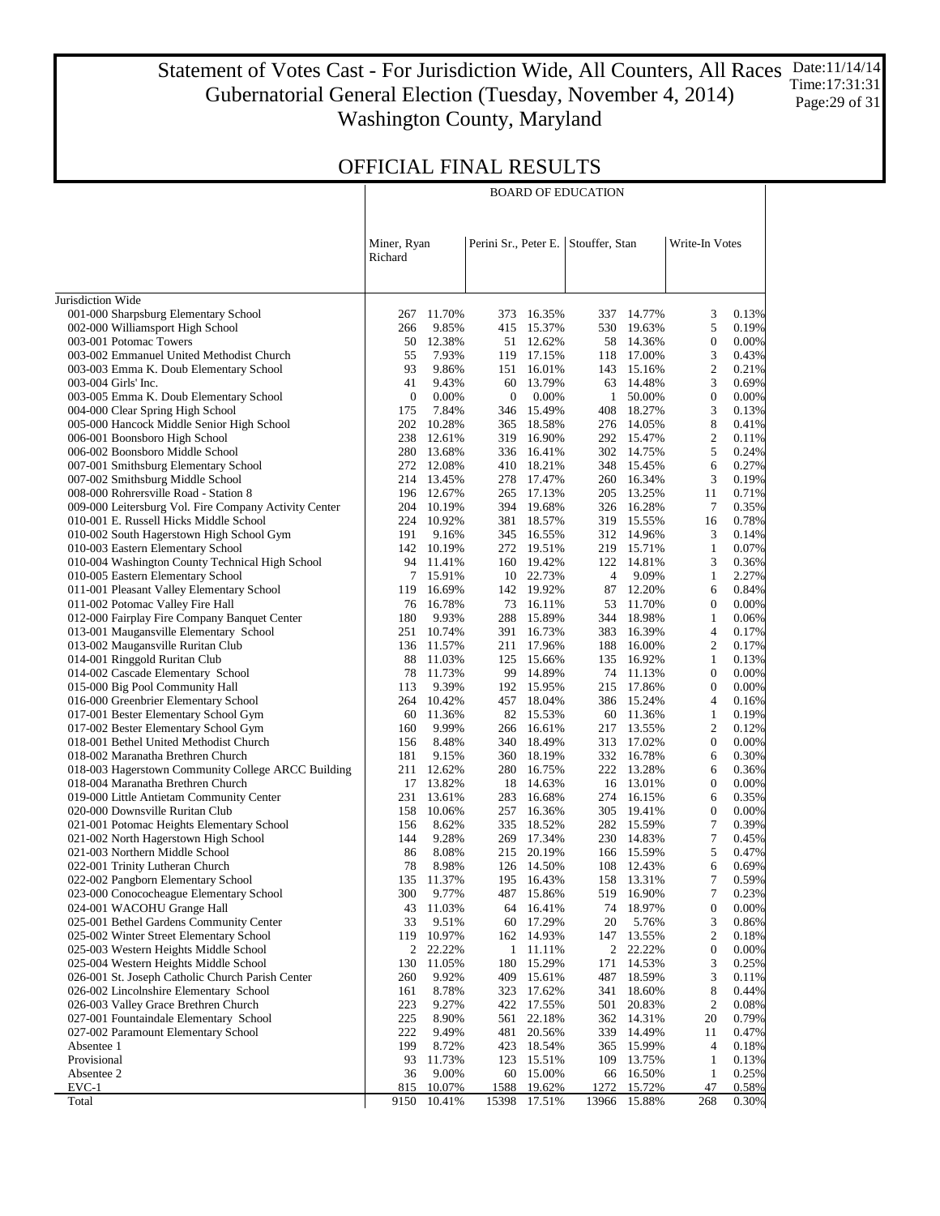# Statement of Votes Cast - For Jurisdiction Wide, All Counters, All Races
## Gubernatorial General Election (Tuesday, November 4, 2014)
## Washington County, Maryland

Date:11/14/14
Time:17:31:31

## OFFICIAL FINAL RESULTS

| | BOARD OF EDUCATION | | | | | | | |
|---|---|---|---|---|---|---|---|---|
| | Miner, Ryan Richard | | Perini Sr., Peter E. | | Stouffer, Stan | | Write-In Votes | |
| Jurisdiction Wide | | | | | | | | |
| 001-000 Sharpsburg Elementary School | 267 | 11.70% | 373 | 16.35% | 337 | 14.77% | 3 | 0.13% |
| 002-000 Williamsport High School | 266 | 9.85% | 415 | 15.37% | 530 | 19.63% | 5 | 0.19% |
| 003-001 Potomac Towers | 50 | 12.38% | 51 | 12.62% | 58 | 14.36% | 0 | 0.00% |
| 003-002 Emmanuel United Methodist Church | 55 | 7.93% | 119 | 17.15% | 118 | 17.00% | 3 | 0.43% |
| 003-003 Emma K. Doub Elementary School | 93 | 9.86% | 151 | 16.01% | 143 | 15.16% | 2 | 0.21% |
| 003-004 Girls' Inc. | 41 | 9.43% | 60 | 13.79% | 63 | 14.48% | 3 | 0.69% |
| 003-005 Emma K. Doub Elementary School | 0 | 0.00% | 0 | 0.00% | 1 | 50.00% | 0 | 0.00% |
| 004-000 Clear Spring High School | 175 | 7.84% | 346 | 15.49% | 408 | 18.27% | 3 | 0.13% |
| 005-000 Hancock Middle Senior High School | 202 | 10.28% | 365 | 18.58% | 276 | 14.05% | 8 | 0.41% |
| 006-001 Boonsboro High School | 238 | 12.61% | 319 | 16.90% | 292 | 15.47% | 2 | 0.11% |
| 006-002 Boonsboro Middle School | 280 | 13.68% | 336 | 16.41% | 302 | 14.75% | 5 | 0.24% |
| 007-001 Smithsburg Elementary School | 272 | 12.08% | 410 | 18.21% | 348 | 15.45% | 6 | 0.27% |
| 007-002 Smithsburg Middle School | 214 | 13.45% | 278 | 17.47% | 260 | 16.34% | 3 | 0.19% |
| 008-000 Rohrersville Road - Station 8 | 196 | 12.67% | 265 | 17.13% | 205 | 13.25% | 11 | 0.71% |
| 009-000 Leitersburg Vol. Fire Company Activity Center | 204 | 10.19% | 394 | 19.68% | 326 | 16.28% | 7 | 0.35% |
| 010-001 E. Russell Hicks Middle School | 224 | 10.92% | 381 | 18.57% | 319 | 15.55% | 16 | 0.78% |
| 010-002 South Hagerstown High School Gym | 191 | 9.16% | 345 | 16.55% | 312 | 14.96% | 3 | 0.14% |
| 010-003 Eastern Elementary School | 142 | 10.19% | 272 | 19.51% | 219 | 15.71% | 1 | 0.07% |
| 010-004 Washington County Technical High School | 94 | 11.41% | 160 | 19.42% | 122 | 14.81% | 3 | 0.36% |
| 010-005 Eastern Elementary School | 7 | 15.91% | 10 | 22.73% | 4 | 9.09% | 1 | 2.27% |
| 011-001 Pleasant Valley Elementary School | 119 | 16.69% | 142 | 19.92% | 87 | 12.20% | 6 | 0.84% |
| 011-002 Potomac Valley Fire Hall | 76 | 16.78% | 73 | 16.11% | 53 | 11.70% | 0 | 0.00% |
| 012-000 Fairplay Fire Company Banquet Center | 180 | 9.93% | 288 | 15.89% | 344 | 18.98% | 1 | 0.06% |
| 013-001 Maugansville Elementary School | 251 | 10.74% | 391 | 16.73% | 383 | 16.39% | 4 | 0.17% |
| 013-002 Maugansville Ruritan Club | 136 | 11.57% | 211 | 17.96% | 188 | 16.00% | 2 | 0.17% |
| 014-001 Ringgold Ruritan Club | 88 | 11.03% | 125 | 15.66% | 135 | 16.92% | 1 | 0.13% |
| 014-002 Cascade Elementary School | 78 | 11.73% | 99 | 14.89% | 74 | 11.13% | 0 | 0.00% |
| 015-000 Big Pool Community Hall | 113 | 9.39% | 192 | 15.95% | 215 | 17.86% | 0 | 0.00% |
| 016-000 Greenbrier Elementary School | 264 | 10.42% | 457 | 18.04% | 386 | 15.24% | 4 | 0.16% |
| 017-001 Bester Elementary School Gym | 60 | 11.36% | 82 | 15.53% | 60 | 11.36% | 1 | 0.19% |
| 017-002 Bester Elementary School Gym | 160 | 9.99% | 266 | 16.61% | 217 | 13.55% | 2 | 0.12% |
| 018-001 Bethel United Methodist Church | 156 | 8.48% | 340 | 18.49% | 313 | 17.02% | 0 | 0.00% |
| 018-002 Maranatha Brethren Church | 181 | 9.15% | 360 | 18.19% | 332 | 16.78% | 6 | 0.30% |
| 018-003 Hagerstown Community College ARCC Building | 211 | 12.62% | 280 | 16.75% | 222 | 13.28% | 6 | 0.36% |
| 018-004 Maranatha Brethren Church | 17 | 13.82% | 18 | 14.63% | 16 | 13.01% | 0 | 0.00% |
| 019-000 Little Antietam Community Center | 231 | 13.61% | 283 | 16.68% | 274 | 16.15% | 6 | 0.35% |
| 020-000 Downsville Ruritan Club | 158 | 10.06% | 257 | 16.36% | 305 | 19.41% | 0 | 0.00% |
| 021-001 Potomac Heights Elementary School | 156 | 8.62% | 335 | 18.52% | 282 | 15.59% | 7 | 0.39% |
| 021-002 North Hagerstown High School | 144 | 9.28% | 269 | 17.34% | 230 | 14.83% | 7 | 0.45% |
| 021-003 Northern Middle School | 86 | 8.08% | 215 | 20.19% | 166 | 15.59% | 5 | 0.47% |
| 022-001 Trinity Lutheran Church | 78 | 8.98% | 126 | 14.50% | 108 | 12.43% | 6 | 0.69% |
| 022-002 Pangborn Elementary School | 135 | 11.37% | 195 | 16.43% | 158 | 13.31% | 7 | 0.59% |
| 023-000 Conococheague Elementary School | 300 | 9.77% | 487 | 15.86% | 519 | 16.90% | 7 | 0.23% |
| 024-001 WACOHU Grange Hall | 43 | 11.03% | 64 | 16.41% | 74 | 18.97% | 0 | 0.00% |
| 025-001 Bethel Gardens Community Center | 33 | 9.51% | 60 | 17.29% | 20 | 5.76% | 3 | 0.86% |
| 025-002 Winter Street Elementary School | 119 | 10.97% | 162 | 14.93% | 147 | 13.55% | 2 | 0.18% |
| 025-003 Western Heights Middle School | 2 | 22.22% | 1 | 11.11% | 2 | 22.22% | 0 | 0.00% |
| 025-004 Western Heights Middle School | 130 | 11.05% | 180 | 15.29% | 171 | 14.53% | 3 | 0.25% |
| 026-001 St. Joseph Catholic Church Parish Center | 260 | 9.92% | 409 | 15.61% | 487 | 18.59% | 3 | 0.11% |
| 026-002 Lincolnshire Elementary School | 161 | 8.78% | 323 | 17.62% | 341 | 18.60% | 8 | 0.44% |
| 026-003 Valley Grace Brethren Church | 223 | 9.27% | 422 | 17.55% | 501 | 20.83% | 2 | 0.08% |
| 027-001 Fountaindale Elementary School | 225 | 8.90% | 561 | 22.18% | 362 | 14.31% | 20 | 0.79% |
| 027-002 Paramount Elementary School | 222 | 9.49% | 481 | 20.56% | 339 | 14.49% | 11 | 0.47% |
| Absentee 1 | 199 | 8.72% | 423 | 18.54% | 365 | 15.99% | 4 | 0.18% |
| Provisional | 93 | 11.73% | 123 | 15.51% | 109 | 13.75% | 1 | 0.13% |
| Absentee 2 | 36 | 9.00% | 60 | 15.00% | 66 | 16.50% | 1 | 0.25% |
| EVC-1 | 815 | 10.07% | 1588 | 19.62% | 1272 | 15.72% | 47 | 0.58% |
| Total | 9150 | 10.41% | 15398 | 17.51% | 13966 | 15.88% | 268 | 0.30% |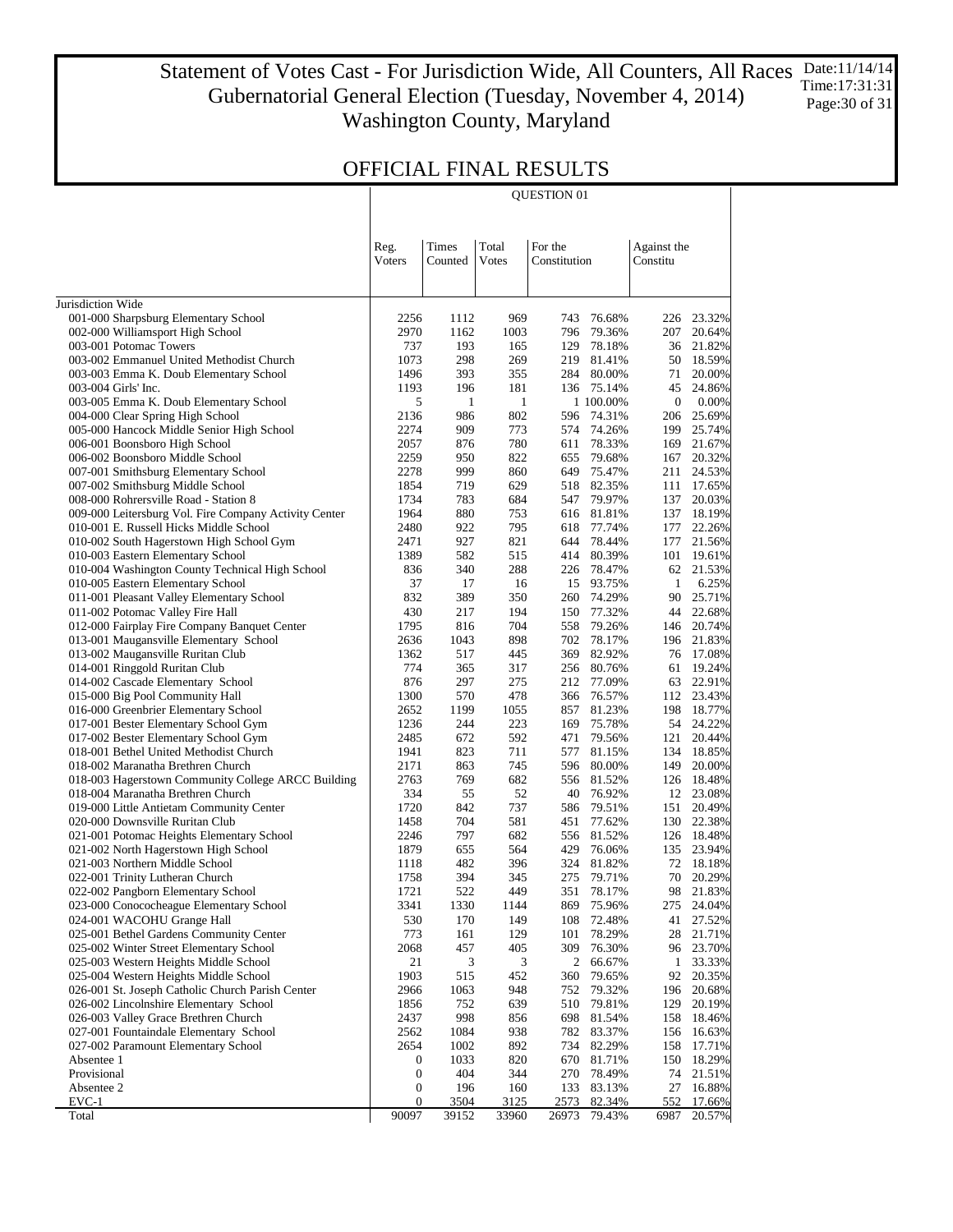# Statement of Votes Cast - For Jurisdiction Wide, All Counters, All Races
## Gubernatorial General Election (Tuesday, November 4, 2014)
## Washington County, Maryland

Date:11/14/14
Time:17:31:31

## OFFICIAL FINAL RESULTS

| | QUESTION 01 | | | | | | |
|---|---|---|---|---|---|---|---|
| | Reg. Voters | Times Counted | Total Votes | For the Constitution | | Against the Constitu | |
| Jurisdiction Wide | | | | | | | |
| 001-000 Sharpsburg Elementary School | 2256 | 1112 | 969 | 743 | 76.68% | 226 | 23.32% |
| 002-000 Williamsport High School | 2970 | 1162 | 1003 | 796 | 79.36% | 207 | 20.64% |
| 003-001 Potomac Towers | 737 | 193 | 165 | 129 | 78.18% | 36 | 21.82% |
| 003-002 Emmanuel United Methodist Church | 1073 | 298 | 269 | 219 | 81.41% | 50 | 18.59% |
| 003-003 Emma K. Doub Elementary School | 1496 | 393 | 355 | 284 | 80.00% | 71 | 20.00% |
| 003-004 Girls' Inc. | 1193 | 196 | 181 | 136 | 75.14% | 45 | 24.86% |
| 003-005 Emma K. Doub Elementary School | 5 | 1 | 1 | 1 | 100.00% | 0 | 0.00% |
| 004-000 Clear Spring High School | 2136 | 986 | 802 | 596 | 74.31% | 206 | 25.69% |
| 005-000 Hancock Middle Senior High School | 2274 | 909 | 773 | 574 | 74.26% | 199 | 25.74% |
| 006-001 Boonsboro High School | 2057 | 876 | 780 | 611 | 78.33% | 169 | 21.67% |
| 006-002 Boonsboro Middle School | 2259 | 950 | 822 | 655 | 79.68% | 167 | 20.32% |
| 007-001 Smithsburg Elementary School | 2278 | 999 | 860 | 649 | 75.47% | 211 | 24.53% |
| 007-002 Smithsburg Middle School | 1854 | 719 | 629 | 518 | 82.35% | 111 | 17.65% |
| 008-000 Rohrersville Road - Station 8 | 1734 | 783 | 684 | 547 | 79.97% | 137 | 20.03% |
| 009-000 Leitersburg Vol. Fire Company Activity Center | 1964 | 880 | 753 | 616 | 81.81% | 137 | 18.19% |
| 010-001 E. Russell Hicks Middle School | 2480 | 922 | 795 | 618 | 77.74% | 177 | 22.26% |
| 010-002 South Hagerstown High School Gym | 2471 | 927 | 821 | 644 | 78.44% | 177 | 21.56% |
| 010-003 Eastern Elementary School | 1389 | 582 | 515 | 414 | 80.39% | 101 | 19.61% |
| 010-004 Washington County Technical High School | 836 | 340 | 288 | 226 | 78.47% | 62 | 21.53% |
| 010-005 Eastern Elementary School | 37 | 17 | 16 | 15 | 93.75% | 1 | 6.25% |
| 011-001 Pleasant Valley Elementary School | 832 | 389 | 350 | 260 | 74.29% | 90 | 25.71% |
| 011-002 Potomac Valley Fire Hall | 430 | 217 | 194 | 150 | 77.32% | 44 | 22.68% |
| 012-000 Fairplay Fire Company Banquet Center | 1795 | 816 | 704 | 558 | 79.26% | 146 | 20.74% |
| 013-001 Maugansville Elementary School | 2636 | 1043 | 898 | 702 | 78.17% | 196 | 21.83% |
| 013-002 Maugansville Ruritan Club | 1362 | 517 | 445 | 369 | 82.92% | 76 | 17.08% |
| 014-001 Ringgold Ruritan Club | 774 | 365 | 317 | 256 | 80.76% | 61 | 19.24% |
| 014-002 Cascade Elementary School | 876 | 297 | 275 | 212 | 77.09% | 63 | 22.91% |
| 015-000 Big Pool Community Hall | 1300 | 570 | 478 | 366 | 76.57% | 112 | 23.43% |
| 016-000 Greenbrier Elementary School | 2652 | 1199 | 1055 | 857 | 81.23% | 198 | 18.77% |
| 017-001 Bester Elementary School Gym | 1236 | 244 | 223 | 169 | 75.78% | 54 | 24.22% |
| 017-002 Bester Elementary School Gym | 2485 | 672 | 592 | 471 | 79.56% | 121 | 20.44% |
| 018-001 Bethel United Methodist Church | 1941 | 823 | 711 | 577 | 81.15% | 134 | 18.85% |
| 018-002 Maranatha Brethren Church | 2171 | 863 | 745 | 596 | 80.00% | 149 | 20.00% |
| 018-003 Hagerstown Community College ARCC Building | 2763 | 769 | 682 | 556 | 81.52% | 126 | 18.48% |
| 018-004 Maranatha Brethren Church | 334 | 55 | 52 | 40 | 76.92% | 12 | 23.08% |
| 019-000 Little Antietam Community Center | 1720 | 842 | 737 | 586 | 79.51% | 151 | 20.49% |
| 020-000 Downsville Ruritan Club | 1458 | 704 | 581 | 451 | 77.62% | 130 | 22.38% |
| 021-001 Potomac Heights Elementary School | 2246 | 797 | 682 | 556 | 81.52% | 126 | 18.48% |
| 021-002 North Hagerstown High School | 1879 | 655 | 564 | 429 | 76.06% | 135 | 23.94% |
| 021-003 Northern Middle School | 1118 | 482 | 396 | 324 | 81.82% | 72 | 18.18% |
| 022-001 Trinity Lutheran Church | 1758 | 394 | 345 | 275 | 79.71% | 70 | 20.29% |
| 022-002 Pangborn Elementary School | 1721 | 522 | 449 | 351 | 78.17% | 98 | 21.83% |
| 023-000 Conococheague Elementary School | 3341 | 1330 | 1144 | 869 | 75.96% | 275 | 24.04% |
| 024-001 WACOHU Grange Hall | 530 | 170 | 149 | 108 | 72.48% | 41 | 27.52% |
| 025-001 Bethel Gardens Community Center | 773 | 161 | 129 | 101 | 78.29% | 28 | 21.71% |
| 025-002 Winter Street Elementary School | 2068 | 457 | 405 | 309 | 76.30% | 96 | 23.70% |
| 025-003 Western Heights Middle School | 21 | 3 | 3 | 2 | 66.67% | 1 | 33.33% |
| 025-004 Western Heights Middle School | 1903 | 515 | 452 | 360 | 79.65% | 92 | 20.35% |
| 026-001 St. Joseph Catholic Church Parish Center | 2966 | 1063 | 948 | 752 | 79.32% | 196 | 20.68% |
| 026-002 Lincolnshire Elementary School | 1856 | 752 | 639 | 510 | 79.81% | 129 | 20.19% |
| 026-003 Valley Grace Brethren Church | 2437 | 998 | 856 | 698 | 81.54% | 158 | 18.46% |
| 027-001 Fountaindale Elementary School | 2562 | 1084 | 938 | 782 | 83.37% | 156 | 16.63% |
| 027-002 Paramount Elementary School | 2654 | 1002 | 892 | 734 | 82.29% | 158 | 17.71% |
| Absentee 1 | 0 | 1033 | 820 | 670 | 81.71% | 150 | 18.29% |
| Provisional | 0 | 404 | 344 | 270 | 78.49% | 74 | 21.51% |
| Absentee 2 | 0 | 196 | 160 | 133 | 83.13% | 27 | 16.88% |
| EVC-1 | 0 | 3504 | 3125 | 2573 | 82.34% | 552 | 17.66% |
| Total | 90097 | 39152 | 33960 | 26973 | 79.43% | 6987 | 20.57% |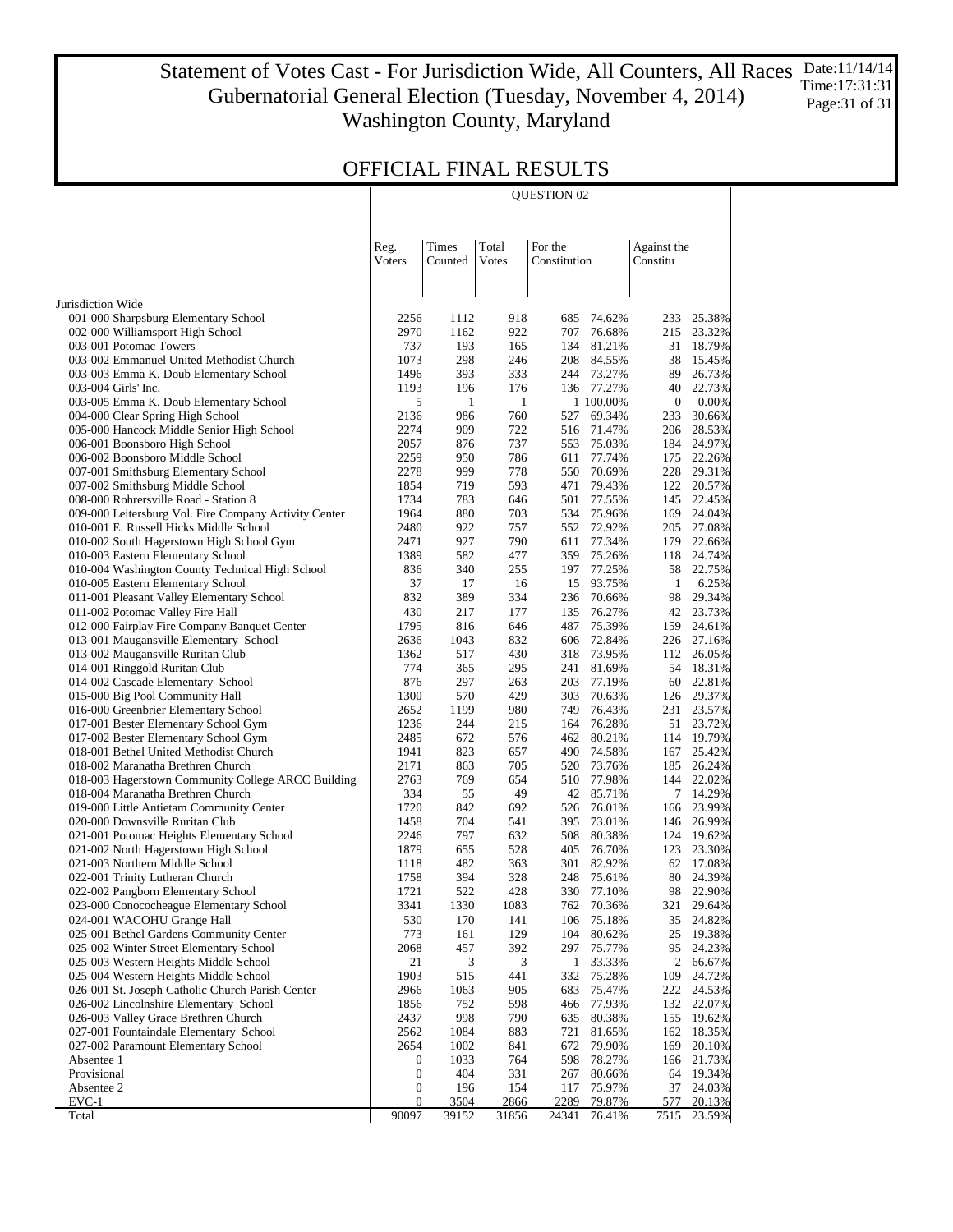# Statement of Votes Cast - For Jurisdiction Wide, All Counters, All Races
## Gubernatorial General Election (Tuesday, November 4, 2014)
## Washington County, Maryland

Date:11/14/14
Time:17:31:31

## OFFICIAL FINAL RESULTS

| | QUESTION 02 | | | | | | |
|---|---|---|---|---|---|---|---|
| | Reg. Voters | Times Counted | Total Votes | For the Constitution | | Against the Constitu | |
| Jurisdiction Wide | | | | | | | |
| 001-000 Sharpsburg Elementary School | 2256 | 1112 | 918 | 685 | 74.62% | 233 | 25.38% |
| 002-000 Williamsport High School | 2970 | 1162 | 922 | 707 | 76.68% | 215 | 23.32% |
| 003-001 Potomac Towers | 737 | 193 | 165 | 134 | 81.21% | 31 | 18.79% |
| 003-002 Emmanuel United Methodist Church | 1073 | 298 | 246 | 208 | 84.55% | 38 | 15.45% |
| 003-003 Emma K. Doub Elementary School | 1496 | 393 | 333 | 244 | 73.27% | 89 | 26.73% |
| 003-004 Girls' Inc. | 1193 | 196 | 176 | 136 | 77.27% | 40 | 22.73% |
| 003-005 Emma K. Doub Elementary School | 5 | 1 | 1 | 1 | 100.00% | 0 | 0.00% |
| 004-000 Clear Spring High School | 2136 | 986 | 760 | 527 | 69.34% | 233 | 30.66% |
| 005-000 Hancock Middle Senior High School | 2274 | 909 | 722 | 516 | 71.47% | 206 | 28.53% |
| 006-001 Boonsboro High School | 2057 | 876 | 737 | 553 | 75.03% | 184 | 24.97% |
| 006-002 Boonsboro Middle School | 2259 | 950 | 786 | 611 | 77.74% | 175 | 22.26% |
| 007-001 Smithsburg Elementary School | 2278 | 999 | 778 | 550 | 70.69% | 228 | 29.31% |
| 007-002 Smithsburg Middle School | 1854 | 719 | 593 | 471 | 79.43% | 122 | 20.57% |
| 008-000 Rohrersville Road - Station 8 | 1734 | 783 | 646 | 501 | 77.55% | 145 | 22.45% |
| 009-000 Leitersburg Vol. Fire Company Activity Center | 1964 | 880 | 703 | 534 | 75.96% | 169 | 24.04% |
| 010-001 E. Russell Hicks Middle School | 2480 | 922 | 757 | 552 | 72.92% | 205 | 27.08% |
| 010-002 South Hagerstown High School Gym | 2471 | 927 | 790 | 611 | 77.34% | 179 | 22.66% |
| 010-003 Eastern Elementary School | 1389 | 582 | 477 | 359 | 75.26% | 118 | 24.74% |
| 010-004 Washington County Technical High School | 836 | 340 | 255 | 197 | 77.25% | 58 | 22.75% |
| 010-005 Eastern Elementary School | 37 | 17 | 16 | 15 | 93.75% | 1 | 6.25% |
| 011-001 Pleasant Valley Elementary School | 832 | 389 | 334 | 236 | 70.66% | 98 | 29.34% |
| 011-002 Potomac Valley Fire Hall | 430 | 217 | 177 | 135 | 76.27% | 42 | 23.73% |
| 012-000 Fairplay Fire Company Banquet Center | 1795 | 816 | 646 | 487 | 75.39% | 159 | 24.61% |
| 013-001 Maugansville Elementary School | 2636 | 1043 | 832 | 606 | 72.84% | 226 | 27.16% |
| 013-002 Maugansville Ruritan Club | 1362 | 517 | 430 | 318 | 73.95% | 112 | 26.05% |
| 014-001 Ringgold Ruritan Club | 774 | 365 | 295 | 241 | 81.69% | 54 | 18.31% |
| 014-002 Cascade Elementary School | 876 | 297 | 263 | 203 | 77.19% | 60 | 22.81% |
| 015-000 Big Pool Community Hall | 1300 | 570 | 429 | 303 | 70.63% | 126 | 29.37% |
| 016-000 Greenbrier Elementary School | 2652 | 1199 | 980 | 749 | 76.43% | 231 | 23.57% |
| 017-001 Bester Elementary School Gym | 1236 | 244 | 215 | 164 | 76.28% | 51 | 23.72% |
| 017-002 Bester Elementary School Gym | 2485 | 672 | 576 | 462 | 80.21% | 114 | 19.79% |
| 018-001 Bethel United Methodist Church | 1941 | 823 | 657 | 490 | 74.58% | 167 | 25.42% |
| 018-002 Maranatha Brethren Church | 2171 | 863 | 705 | 520 | 73.76% | 185 | 26.24% |
| 018-003 Hagerstown Community College ARCC Building | 2763 | 769 | 654 | 510 | 77.98% | 144 | 22.02% |
| 018-004 Maranatha Brethren Church | 334 | 55 | 49 | 42 | 85.71% | 7 | 14.29% |
| 019-000 Little Antietam Community Center | 1720 | 842 | 692 | 526 | 76.01% | 166 | 23.99% |
| 020-000 Downsville Ruritan Club | 1458 | 704 | 541 | 395 | 73.01% | 146 | 26.99% |
| 021-001 Potomac Heights Elementary School | 2246 | 797 | 632 | 508 | 80.38% | 124 | 19.62% |
| 021-002 North Hagerstown High School | 1879 | 655 | 528 | 405 | 76.70% | 123 | 23.30% |
| 021-003 Northern Middle School | 1118 | 482 | 363 | 301 | 82.92% | 62 | 17.08% |
| 022-001 Trinity Lutheran Church | 1758 | 394 | 328 | 248 | 75.61% | 80 | 24.39% |
| 022-002 Pangborn Elementary School | 1721 | 522 | 428 | 330 | 77.10% | 98 | 22.90% |
| 023-000 Conococheague Elementary School | 3341 | 1330 | 1083 | 762 | 70.36% | 321 | 29.64% |
| 024-001 WACOHU Grange Hall | 530 | 170 | 141 | 106 | 75.18% | 35 | 24.82% |
| 025-001 Bethel Gardens Community Center | 773 | 161 | 129 | 104 | 80.62% | 25 | 19.38% |
| 025-002 Winter Street Elementary School | 2068 | 457 | 392 | 297 | 75.77% | 95 | 24.23% |
| 025-003 Western Heights Middle School | 21 | 3 | 3 | 1 | 33.33% | 2 | 66.67% |
| 025-004 Western Heights Middle School | 1903 | 515 | 441 | 332 | 75.28% | 109 | 24.72% |
| 026-001 St. Joseph Catholic Church Parish Center | 2966 | 1063 | 905 | 683 | 75.47% | 222 | 24.53% |
| 026-002 Lincolnshire Elementary School | 1856 | 752 | 598 | 466 | 77.93% | 132 | 22.07% |
| 026-003 Valley Grace Brethren Church | 2437 | 998 | 790 | 635 | 80.38% | 155 | 19.62% |
| 027-001 Fountaindale Elementary School | 2562 | 1084 | 883 | 721 | 81.65% | 162 | 18.35% |
| 027-002 Paramount Elementary School | 2654 | 1002 | 841 | 672 | 79.90% | 169 | 20.10% |
| Absentee 1 | 0 | 1033 | 764 | 598 | 78.27% | 166 | 21.73% |
| Provisional | 0 | 404 | 331 | 267 | 80.66% | 64 | 19.34% |
| Absentee 2 | 0 | 196 | 154 | 117 | 75.97% | 37 | 24.03% |
| EVC-1 | 0 | 3504 | 2866 | 2289 | 79.87% | 577 | 20.13% |
| Total | 90097 | 39152 | 31856 | 24341 | 76.41% | 7515 | 23.59% |